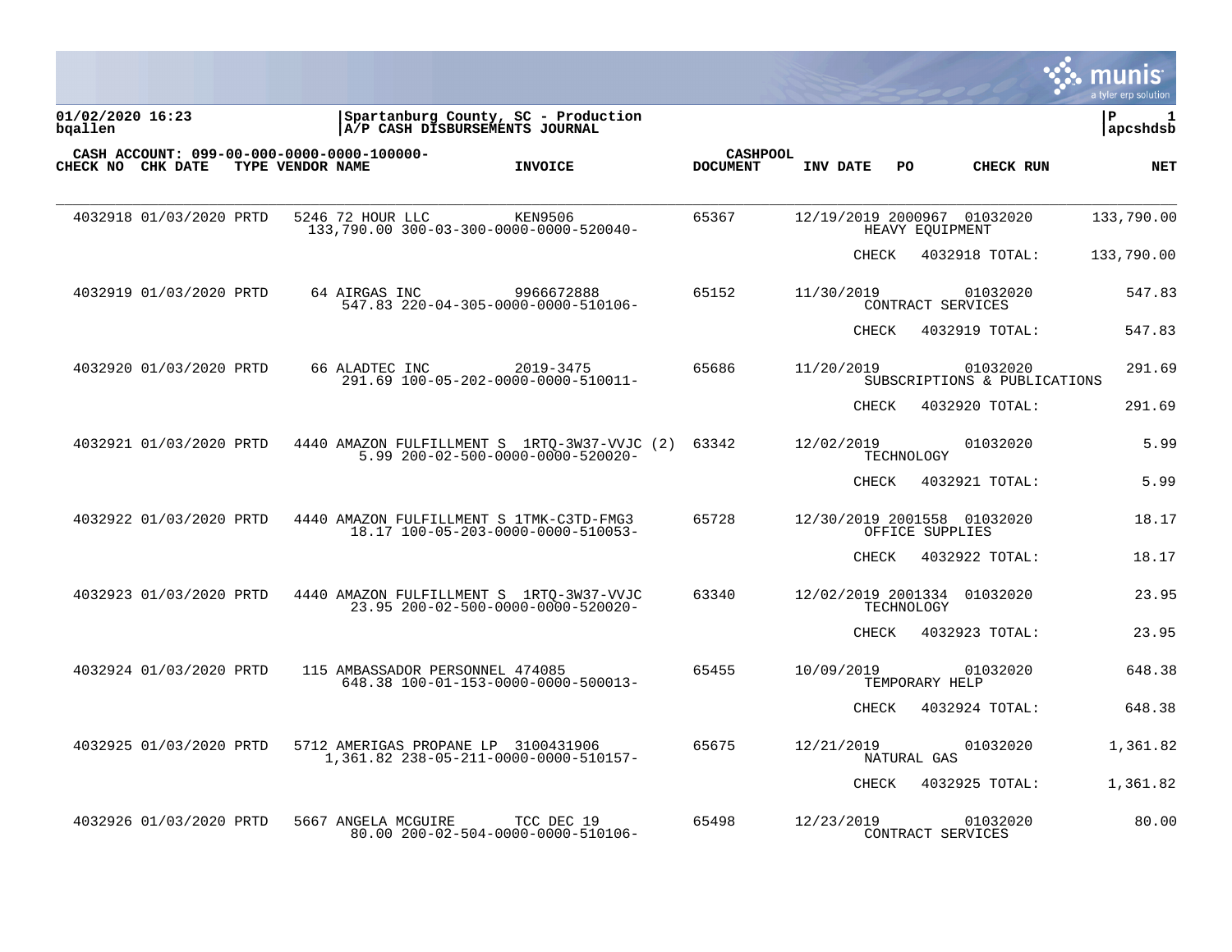01/02/2020 16:23 | Spartanburg County, SC - Production | P 1
bqallen | A/P CASH DISBURSEMENTS JOURNAL | apcshdsb

CASH ACCOUNT: 099-00-000-0000-0000-100000-

| CHECK NO | CHK DATE | TYPE | VENDOR NAME | INVOICE | CASHPOOL DOCUMENT | INV DATE | PO | CHECK RUN | NET |
|---|---|---|---|---|---|---|---|---|---|
| 4032918 | 01/03/2020 | PRTD | 5246 72 HOUR LLC | KEN9506 | 65367 | 12/19/2019 | 2000967 | 01032020 | 133,790.00 |
| | | | 133,790.00 300-03-300-0000-0000-520040- | | | | HEAVY EQUIPMENT | | |
| | | | | | | | CHECK | 4032918 TOTAL: | 133,790.00 |
| 4032919 | 01/03/2020 | PRTD | 64 AIRGAS INC | 9966672888 | 65152 | 11/30/2019 | | 01032020 | 547.83 |
| | | | 547.83 220-04-305-0000-0000-510106- | | | | CONTRACT SERVICES | | |
| | | | | | | | CHECK | 4032919 TOTAL: | 547.83 |
| 4032920 | 01/03/2020 | PRTD | 66 ALADTEC INC | 2019-3475 | 65686 | 11/20/2019 | | 01032020 | 291.69 |
| | | | 291.69 100-05-202-0000-0000-510011- | | | | SUBSCRIPTIONS & PUBLICATIONS | | |
| | | | | | | | CHECK | 4032920 TOTAL: | 291.69 |
| 4032921 | 01/03/2020 | PRTD | 4440 AMAZON FULFILLMENT S | 1RTQ-3W37-VVJC (2) | 63342 | 12/02/2019 | | 01032020 | 5.99 |
| | | | 5.99 200-02-500-0000-0000-520020- | | | | TECHNOLOGY | | |
| | | | | | | | CHECK | 4032921 TOTAL: | 5.99 |
| 4032922 | 01/03/2020 | PRTD | 4440 AMAZON FULFILLMENT S | 1TMK-C3TD-FMG3 | 65728 | 12/30/2019 | 2001558 | 01032020 | 18.17 |
| | | | 18.17 100-05-203-0000-0000-510053- | | | | OFFICE SUPPLIES | | |
| | | | | | | | CHECK | 4032922 TOTAL: | 18.17 |
| 4032923 | 01/03/2020 | PRTD | 4440 AMAZON FULFILLMENT S | 1RTQ-3W37-VVJC | 63340 | 12/02/2019 | 2001334 | 01032020 | 23.95 |
| | | | 23.95 200-02-500-0000-0000-520020- | | | | TECHNOLOGY | | |
| | | | | | | | CHECK | 4032923 TOTAL: | 23.95 |
| 4032924 | 01/03/2020 | PRTD | 115 AMBASSADOR PERSONNEL | 474085 | 65455 | 10/09/2019 | | 01032020 | 648.38 |
| | | | 648.38 100-01-153-0000-0000-500013- | | | | TEMPORARY HELP | | |
| | | | | | | | CHECK | 4032924 TOTAL: | 648.38 |
| 4032925 | 01/03/2020 | PRTD | 5712 AMERIGAS PROPANE LP | 3100431906 | 65675 | 12/21/2019 | | 01032020 | 1,361.82 |
| | | | 1,361.82 238-05-211-0000-0000-510157- | | | | NATURAL GAS | | |
| | | | | | | | CHECK | 4032925 TOTAL: | 1,361.82 |
| 4032926 | 01/03/2020 | PRTD | 5667 ANGELA MCGUIRE | TCC DEC 19 | 65498 | 12/23/2019 | | 01032020 | 80.00 |
| | | | 80.00 200-02-504-0000-0000-510106- | | | | CONTRACT SERVICES | | |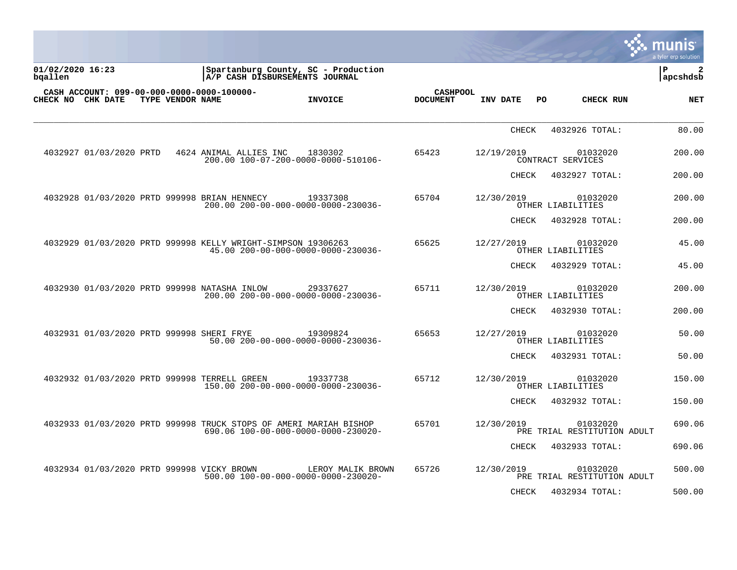01/02/2020 16:23
bqallen

Spartanburg County, SC - Production
A/P CASH DISBURSEMENTS JOURNAL

P 2
apcshdsb

CASH ACCOUNT: 099-00-000-0000-0000-100000-

| CHECK NO | CHK DATE | TYPE | VENDOR | NAME | INVOICE | CASHPOOL DOCUMENT | INV DATE | PO | CHECK RUN | NET |
|---|---|---|---|---|---|---|---|---|---|---|
| | | | | | | | | CHECK | 4032926 TOTAL: | 80.00 |
| 4032927 | 01/03/2020 | PRTD | 4624 | ANIMAL ALLIES INC | 1830302 | 65423 | 12/19/2019 | | 01032020 | 200.00 |
| | | | | 200.00 100-07-200-0000-0000-510106- | | | | CONTRACT SERVICES | | |
| | | | | | | | | CHECK | 4032927 TOTAL: | 200.00 |
| 4032928 | 01/03/2020 | PRTD | 999998 | BRIAN HENNECY | 19337308 | 65704 | 12/30/2019 | | 01032020 | 200.00 |
| | | | | 200.00 200-00-000-0000-0000-230036- | | | | OTHER LIABILITIES | | |
| | | | | | | | | CHECK | 4032928 TOTAL: | 200.00 |
| 4032929 | 01/03/2020 | PRTD | 999998 | KELLY WRIGHT-SIMPSON | 19306263 | 65625 | 12/27/2019 | | 01032020 | 45.00 |
| | | | | 45.00 200-00-000-0000-0000-230036- | | | | OTHER LIABILITIES | | |
| | | | | | | | | CHECK | 4032929 TOTAL: | 45.00 |
| 4032930 | 01/03/2020 | PRTD | 999998 | NATASHA INLOW | 29337627 | 65711 | 12/30/2019 | | 01032020 | 200.00 |
| | | | | 200.00 200-00-000-0000-0000-230036- | | | | OTHER LIABILITIES | | |
| | | | | | | | | CHECK | 4032930 TOTAL: | 200.00 |
| 4032931 | 01/03/2020 | PRTD | 999998 | SHERI FRYE | 19309824 | 65653 | 12/27/2019 | | 01032020 | 50.00 |
| | | | | 50.00 200-00-000-0000-0000-230036- | | | | OTHER LIABILITIES | | |
| | | | | | | | | CHECK | 4032931 TOTAL: | 50.00 |
| 4032932 | 01/03/2020 | PRTD | 999998 | TERRELL GREEN | 19337738 | 65712 | 12/30/2019 | | 01032020 | 150.00 |
| | | | | 150.00 200-00-000-0000-0000-230036- | | | | OTHER LIABILITIES | | |
| | | | | | | | | CHECK | 4032932 TOTAL: | 150.00 |
| 4032933 | 01/03/2020 | PRTD | 999998 | TRUCK STOPS OF AMERI | MARIAH BISHOP | 65701 | 12/30/2019 | | 01032020 | 690.06 |
| | | | | 690.06 100-00-000-0000-0000-230020- | | | | PRE TRIAL RESTITUTION ADULT | | |
| | | | | | | | | CHECK | 4032933 TOTAL: | 690.06 |
| 4032934 | 01/03/2020 | PRTD | 999998 | VICKY BROWN | LEROY MALIK BROWN | 65726 | 12/30/2019 | | 01032020 | 500.00 |
| | | | | 500.00 100-00-000-0000-0000-230020- | | | | PRE TRIAL RESTITUTION ADULT | | |
| | | | | | | | | CHECK | 4032934 TOTAL: | 500.00 |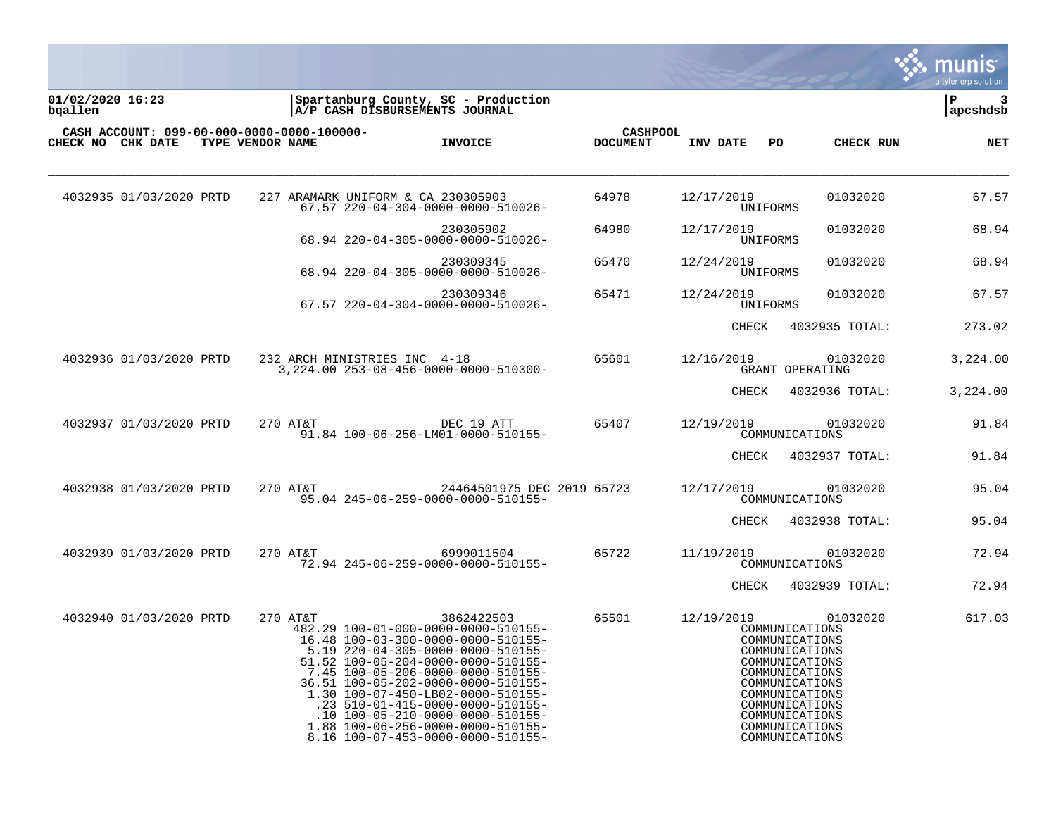01/02/2020 16:23 | Spartanburg County, SC - Production
bqallen | A/P CASH DISBURSEMENTS JOURNAL | apcshdsb

CASH ACCOUNT: 099-00-000-0000-0000-100000-

| CHECK NO | CHK DATE | TYPE | VENDOR NAME | INVOICE | CASHPOOL DOCUMENT | INV DATE | PO | CHECK RUN | NET |
|---|---|---|---|---|---|---|---|---|---|
| 4032935 | 01/03/2020 | PRTD | 227 ARAMARK UNIFORM & CA | 230305903 | 64978 | 12/17/2019 | | 01032020 | 67.57 |
| | | | 67.57 220-04-304-0000-0000-510026- | | | | UNIFORMS | | |
| | | | | 230305902 | 64980 | 12/17/2019 | | 01032020 | 68.94 |
| | | | 68.94 220-04-305-0000-0000-510026- | | | | UNIFORMS | | |
| | | | | 230309345 | 65470 | 12/24/2019 | | 01032020 | 68.94 |
| | | | 68.94 220-04-305-0000-0000-510026- | | | | UNIFORMS | | |
| | | | | 230309346 | 65471 | 12/24/2019 | | 01032020 | 67.57 |
| | | | 67.57 220-04-304-0000-0000-510026- | | | | UNIFORMS | | |
| | | | | | | CHECK | 4032935 TOTAL: | | 273.02 |
| 4032936 | 01/03/2020 | PRTD | 232 ARCH MINISTRIES INC | 4-18 | 65601 | 12/16/2019 | | 01032020 | 3,224.00 |
| | | | 3,224.00 253-08-456-0000-0000-510300- | | | | GRANT OPERATING | | |
| | | | | | | CHECK | 4032936 TOTAL: | | 3,224.00 |
| 4032937 | 01/03/2020 | PRTD | 270 AT&T | DEC 19 ATT | 65407 | 12/19/2019 | | 01032020 | 91.84 |
| | | | 91.84 100-06-256-LM01-0000-510155- | | | | COMMUNICATIONS | | |
| | | | | | | CHECK | 4032937 TOTAL: | | 91.84 |
| 4032938 | 01/03/2020 | PRTD | 270 AT&T | 24464501975 DEC 2019 | 65723 | 12/17/2019 | | 01032020 | 95.04 |
| | | | 95.04 245-06-259-0000-0000-510155- | | | | COMMUNICATIONS | | |
| | | | | | | CHECK | 4032938 TOTAL: | | 95.04 |
| 4032939 | 01/03/2020 | PRTD | 270 AT&T | 6999011504 | 65722 | 11/19/2019 | | 01032020 | 72.94 |
| | | | 72.94 245-06-259-0000-0000-510155- | | | | COMMUNICATIONS | | |
| | | | | | | CHECK | 4032939 TOTAL: | | 72.94 |
| 4032940 | 01/03/2020 | PRTD | 270 AT&T | 3862422503 | 65501 | 12/19/2019 | | 01032020 | 617.03 |
| | | | 482.29 100-01-000-0000-0000-510155- | | | | COMMUNICATIONS | | |
| | | | 16.48 100-03-300-0000-0000-510155- | | | | COMMUNICATIONS | | |
| | | | 5.19 220-04-305-0000-0000-510155- | | | | COMMUNICATIONS | | |
| | | | 51.52 100-05-204-0000-0000-510155- | | | | COMMUNICATIONS | | |
| | | | 7.45 100-05-206-0000-0000-510155- | | | | COMMUNICATIONS | | |
| | | | 36.51 100-05-202-0000-0000-510155- | | | | COMMUNICATIONS | | |
| | | | 1.30 100-07-450-LB02-0000-510155- | | | | COMMUNICATIONS | | |
| | | | .23 510-01-415-0000-0000-510155- | | | | COMMUNICATIONS | | |
| | | | .10 100-05-210-0000-0000-510155- | | | | COMMUNICATIONS | | |
| | | | 1.88 100-06-256-0000-0000-510155- | | | | COMMUNICATIONS | | |
| | | | 8.16 100-07-453-0000-0000-510155- | | | | COMMUNICATIONS | | |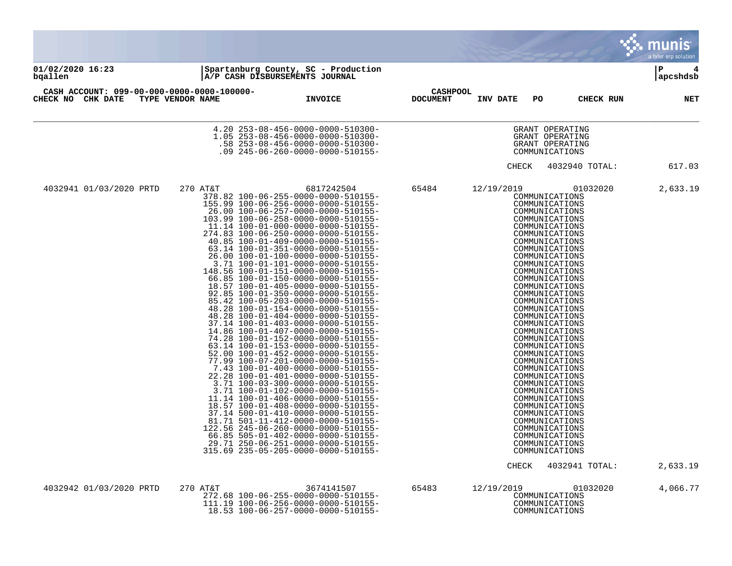01/02/2020 16:23
bqallen

Spartanburg County, SC - Production
A/P CASH DISBURSEMENTS JOURNAL

P 4
apcshdsb

CASH ACCOUNT: 099-00-000-0000-0000-100000-

| CHECK NO | CHK DATE | TYPE | VENDOR NAME | INVOICE | CASHPOOL DOCUMENT | INV DATE | PO | CHECK RUN | NET |
|---|---|---|---|---|---|---|---|---|---|
| | | | 4.20 253-08-456-0000-0000-510300- | | | GRANT OPERATING | | | |
| | | | 1.05 253-08-456-0000-0000-510300- | | | GRANT OPERATING | | | |
| | | | .58 253-08-456-0000-0000-510300- | | | GRANT OPERATING | | | |
| | | | .09 245-06-260-0000-0000-510155- | | | COMMUNICATIONS | | | |
| | | | | | | CHECK | | 4032940 TOTAL: | 617.03 |
| 4032941 | 01/03/2020 | PRTD | 270 AT&T | 6817242504 | 65484 | 12/19/2019 | | 01032020 | 2,633.19 |
| | | | 378.82 100-06-255-0000-0000-510155- | | | COMMUNICATIONS | | | |
| | | | 155.99 100-06-256-0000-0000-510155- | | | COMMUNICATIONS | | | |
| | | | 26.00 100-06-257-0000-0000-510155- | | | COMMUNICATIONS | | | |
| | | | 103.99 100-06-258-0000-0000-510155- | | | COMMUNICATIONS | | | |
| | | | 11.14 100-01-000-0000-0000-510155- | | | COMMUNICATIONS | | | |
| | | | 274.83 100-06-250-0000-0000-510155- | | | COMMUNICATIONS | | | |
| | | | 40.85 100-01-409-0000-0000-510155- | | | COMMUNICATIONS | | | |
| | | | 63.14 100-01-351-0000-0000-510155- | | | COMMUNICATIONS | | | |
| | | | 26.00 100-01-100-0000-0000-510155- | | | COMMUNICATIONS | | | |
| | | | 3.71 100-01-101-0000-0000-510155- | | | COMMUNICATIONS | | | |
| | | | 148.56 100-01-151-0000-0000-510155- | | | COMMUNICATIONS | | | |
| | | | 66.85 100-01-150-0000-0000-510155- | | | COMMUNICATIONS | | | |
| | | | 18.57 100-01-405-0000-0000-510155- | | | COMMUNICATIONS | | | |
| | | | 92.85 100-01-350-0000-0000-510155- | | | COMMUNICATIONS | | | |
| | | | 85.42 100-05-203-0000-0000-510155- | | | COMMUNICATIONS | | | |
| | | | 48.28 100-01-154-0000-0000-510155- | | | COMMUNICATIONS | | | |
| | | | 48.28 100-01-404-0000-0000-510155- | | | COMMUNICATIONS | | | |
| | | | 37.14 100-01-403-0000-0000-510155- | | | COMMUNICATIONS | | | |
| | | | 14.86 100-01-407-0000-0000-510155- | | | COMMUNICATIONS | | | |
| | | | 74.28 100-01-152-0000-0000-510155- | | | COMMUNICATIONS | | | |
| | | | 63.14 100-01-153-0000-0000-510155- | | | COMMUNICATIONS | | | |
| | | | 52.00 100-01-452-0000-0000-510155- | | | COMMUNICATIONS | | | |
| | | | 77.99 100-07-201-0000-0000-510155- | | | COMMUNICATIONS | | | |
| | | | 7.43 100-01-400-0000-0000-510155- | | | COMMUNICATIONS | | | |
| | | | 22.28 100-01-401-0000-0000-510155- | | | COMMUNICATIONS | | | |
| | | | 3.71 100-03-300-0000-0000-510155- | | | COMMUNICATIONS | | | |
| | | | 3.71 100-01-102-0000-0000-510155- | | | COMMUNICATIONS | | | |
| | | | 11.14 100-01-406-0000-0000-510155- | | | COMMUNICATIONS | | | |
| | | | 18.57 100-01-408-0000-0000-510155- | | | COMMUNICATIONS | | | |
| | | | 37.14 500-01-410-0000-0000-510155- | | | COMMUNICATIONS | | | |
| | | | 81.71 501-11-412-0000-0000-510155- | | | COMMUNICATIONS | | | |
| | | | 122.56 245-06-260-0000-0000-510155- | | | COMMUNICATIONS | | | |
| | | | 66.85 505-01-402-0000-0000-510155- | | | COMMUNICATIONS | | | |
| | | | 29.71 250-06-251-0000-0000-510155- | | | COMMUNICATIONS | | | |
| | | | 315.69 235-05-205-0000-0000-510155- | | | COMMUNICATIONS | | | |
| | | | | | | CHECK | | 4032941 TOTAL: | 2,633.19 |
| 4032942 | 01/03/2020 | PRTD | 270 AT&T | 3674141507 | 65483 | 12/19/2019 | | 01032020 | 4,066.77 |
| | | | 272.68 100-06-255-0000-0000-510155- | | | COMMUNICATIONS | | | |
| | | | 111.19 100-06-256-0000-0000-510155- | | | COMMUNICATIONS | | | |
| | | | 18.53 100-06-257-0000-0000-510155- | | | COMMUNICATIONS | | | |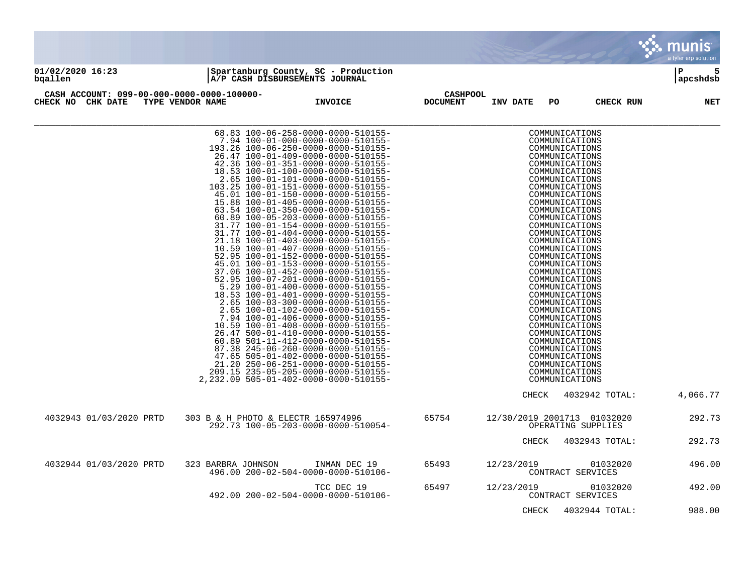Spartanburg County, SC - Production
A/P CASH DISBURSEMENTS JOURNAL

01/02/2020 16:23
bqallen

P 5
apcshdsb

CASH ACCOUNT: 099-00-000-0000-0000-100000- CASHPOOL

| CHECK NO | CHK DATE | TYPE | VENDOR NAME | INVOICE | DOCUMENT | INV DATE | PO | CHECK RUN | NET |
|---|---|---|---|---|---|---|---|---|---|
| | | | 68.83 100-06-258-0000-0000-510155- | | | COMMUNICATIONS | | | |
| | | | 7.94 100-01-000-0000-0000-510155- | | | COMMUNICATIONS | | | |
| | | | 193.26 100-06-250-0000-0000-510155- | | | COMMUNICATIONS | | | |
| | | | 26.47 100-01-409-0000-0000-510155- | | | COMMUNICATIONS | | | |
| | | | 42.36 100-01-351-0000-0000-510155- | | | COMMUNICATIONS | | | |
| | | | 18.53 100-01-100-0000-0000-510155- | | | COMMUNICATIONS | | | |
| | | | 2.65 100-01-101-0000-0000-510155- | | | COMMUNICATIONS | | | |
| | | | 103.25 100-01-151-0000-0000-510155- | | | COMMUNICATIONS | | | |
| | | | 45.01 100-01-150-0000-0000-510155- | | | COMMUNICATIONS | | | |
| | | | 15.88 100-01-405-0000-0000-510155- | | | COMMUNICATIONS | | | |
| | | | 63.54 100-01-350-0000-0000-510155- | | | COMMUNICATIONS | | | |
| | | | 60.89 100-05-203-0000-0000-510155- | | | COMMUNICATIONS | | | |
| | | | 31.77 100-01-154-0000-0000-510155- | | | COMMUNICATIONS | | | |
| | | | 31.77 100-01-404-0000-0000-510155- | | | COMMUNICATIONS | | | |
| | | | 21.18 100-01-403-0000-0000-510155- | | | COMMUNICATIONS | | | |
| | | | 10.59 100-01-407-0000-0000-510155- | | | COMMUNICATIONS | | | |
| | | | 52.95 100-01-152-0000-0000-510155- | | | COMMUNICATIONS | | | |
| | | | 45.01 100-01-153-0000-0000-510155- | | | COMMUNICATIONS | | | |
| | | | 37.06 100-01-452-0000-0000-510155- | | | COMMUNICATIONS | | | |
| | | | 52.95 100-07-201-0000-0000-510155- | | | COMMUNICATIONS | | | |
| | | | 5.29 100-01-400-0000-0000-510155- | | | COMMUNICATIONS | | | |
| | | | 18.53 100-01-401-0000-0000-510155- | | | COMMUNICATIONS | | | |
| | | | 2.65 100-03-300-0000-0000-510155- | | | COMMUNICATIONS | | | |
| | | | 2.65 100-01-102-0000-0000-510155- | | | COMMUNICATIONS | | | |
| | | | 7.94 100-01-406-0000-0000-510155- | | | COMMUNICATIONS | | | |
| | | | 10.59 100-01-408-0000-0000-510155- | | | COMMUNICATIONS | | | |
| | | | 26.47 500-01-410-0000-0000-510155- | | | COMMUNICATIONS | | | |
| | | | 60.89 501-11-412-0000-0000-510155- | | | COMMUNICATIONS | | | |
| | | | 87.38 245-06-260-0000-0000-510155- | | | COMMUNICATIONS | | | |
| | | | 47.65 505-01-402-0000-0000-510155- | | | COMMUNICATIONS | | | |
| | | | 21.20 250-06-251-0000-0000-510155- | | | COMMUNICATIONS | | | |
| | | | 209.15 235-05-205-0000-0000-510155- | | | COMMUNICATIONS | | | |
| | | | 2,232.09 505-01-402-0000-0000-510155- | | | COMMUNICATIONS | | | |
| | | | | | | CHECK | 4032942 TOTAL: | | 4,066.77 |
| 4032943 | 01/03/2020 | PRTD | 303 B & H PHOTO & ELECTR | 165974996 | 65754 | 12/30/2019 | 2001713 | 01032020 | 292.73 |
| | | | 292.73 100-05-203-0000-0000-510054- | | | OPERATING SUPPLIES | | | |
| | | | | | | CHECK | 4032943 TOTAL: | | 292.73 |
| 4032944 | 01/03/2020 | PRTD | 323 BARBRA JOHNSON | INMAN DEC 19 | 65493 | 12/23/2019 | | 01032020 | 496.00 |
| | | | 496.00 200-02-504-0000-0000-510106- | | | CONTRACT SERVICES | | | |
| | | | | TCC DEC 19 | 65497 | 12/23/2019 | | 01032020 | 492.00 |
| | | | 492.00 200-02-504-0000-0000-510106- | | | CONTRACT SERVICES | | | |
| | | | | | | CHECK | 4032944 TOTAL: | | 988.00 |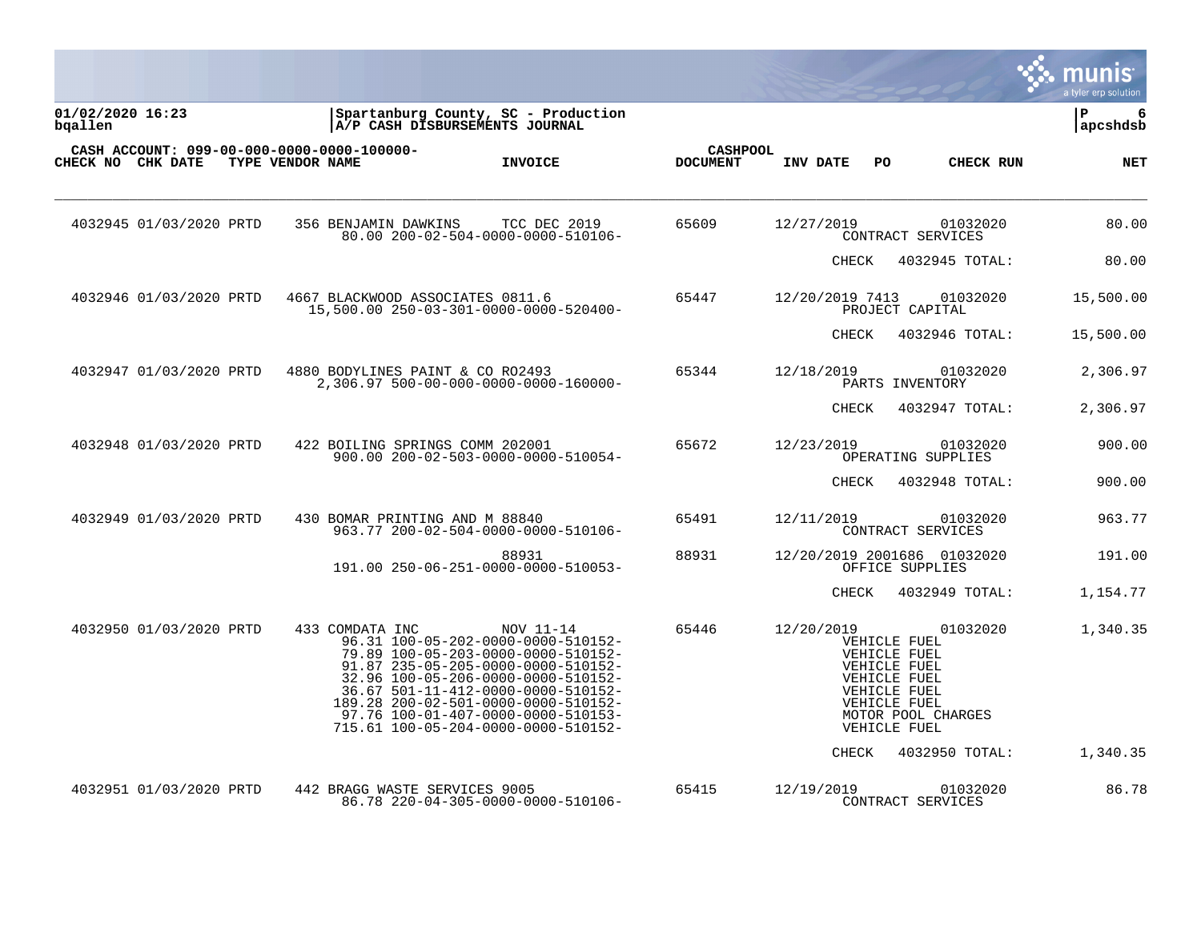**01/02/2020 16:23** | **Spartanburg County, SC - Production** | **P 6**
**bqallen** | **A/P CASH DISBURSEMENTS JOURNAL** | **apcshdsb**

**CASH ACCOUNT: 099-00-000-0000-0000-100000-**

| CHECK NO | CHK DATE | TYPE | VENDOR NAME | INVOICE | CASHPOOL DOCUMENT | INV DATE | PO | CHECK RUN | NET |
|---|---|---|---|---|---|---|---|---|---|
| 4032945 | 01/03/2020 | PRTD | 356 BENJAMIN DAWKINS | TCC DEC 2019 | 65609 | 12/27/2019 | | 01032020 | 80.00 |
| | | | 80.00 200-02-504-0000-0000-510106- | | | CONTRACT SERVICES | | | |
| | | | | | | CHECK | | 4032945 TOTAL: | 80.00 |
| 4032946 | 01/03/2020 | PRTD | 4667 BLACKWOOD ASSOCIATES | 0811.6 | 65447 | 12/20/2019 | 7413 | 01032020 | 15,500.00 |
| | | | 15,500.00 250-03-301-0000-0000-520400- | | | PROJECT CAPITAL | | | |
| | | | | | | CHECK | | 4032946 TOTAL: | 15,500.00 |
| 4032947 | 01/03/2020 | PRTD | 4880 BODYLINES PAINT & CO | RO2493 | 65344 | 12/18/2019 | | 01032020 | 2,306.97 |
| | | | 2,306.97 500-00-000-0000-0000-160000- | | | PARTS INVENTORY | | | |
| | | | | | | CHECK | | 4032947 TOTAL: | 2,306.97 |
| 4032948 | 01/03/2020 | PRTD | 422 BOILING SPRINGS COMM | 202001 | 65672 | 12/23/2019 | | 01032020 | 900.00 |
| | | | 900.00 200-02-503-0000-0000-510054- | | | OPERATING SUPPLIES | | | |
| | | | | | | CHECK | | 4032948 TOTAL: | 900.00 |
| 4032949 | 01/03/2020 | PRTD | 430 BOMAR PRINTING AND M | 88840 | 65491 | 12/11/2019 | | 01032020 | 963.77 |
| | | | 963.77 200-02-504-0000-0000-510106- | | | CONTRACT SERVICES | | | |
| | | | | 88931 | 88931 | 12/20/2019 | 2001686 | 01032020 | 191.00 |
| | | | 191.00 250-06-251-0000-0000-510053- | | | OFFICE SUPPLIES | | | |
| | | | | | | CHECK | | 4032949 TOTAL: | 1,154.77 |
| 4032950 | 01/03/2020 | PRTD | 433 COMDATA INC | NOV 11-14 | 65446 | 12/20/2019 | | 01032020 | 1,340.35 |
| | | | 96.31 100-05-202-0000-0000-510152- | | | VEHICLE FUEL | | | |
| | | | 79.89 100-05-203-0000-0000-510152- | | | VEHICLE FUEL | | | |
| | | | 91.87 235-05-205-0000-0000-510152- | | | VEHICLE FUEL | | | |
| | | | 32.96 100-05-206-0000-0000-510152- | | | VEHICLE FUEL | | | |
| | | | 36.67 501-11-412-0000-0000-510152- | | | VEHICLE FUEL | | | |
| | | | 189.28 200-02-501-0000-0000-510152- | | | VEHICLE FUEL | | | |
| | | | 97.76 100-01-407-0000-0000-510153- | | | MOTOR POOL CHARGES | | | |
| | | | 715.61 100-05-204-0000-0000-510152- | | | VEHICLE FUEL | | | |
| | | | | | | CHECK | | 4032950 TOTAL: | 1,340.35 |
| 4032951 | 01/03/2020 | PRTD | 442 BRAGG WASTE SERVICES | 9005 | 65415 | 12/19/2019 | | 01032020 | 86.78 |
| | | | 86.78 220-04-305-0000-0000-510106- | | | CONTRACT SERVICES | | | |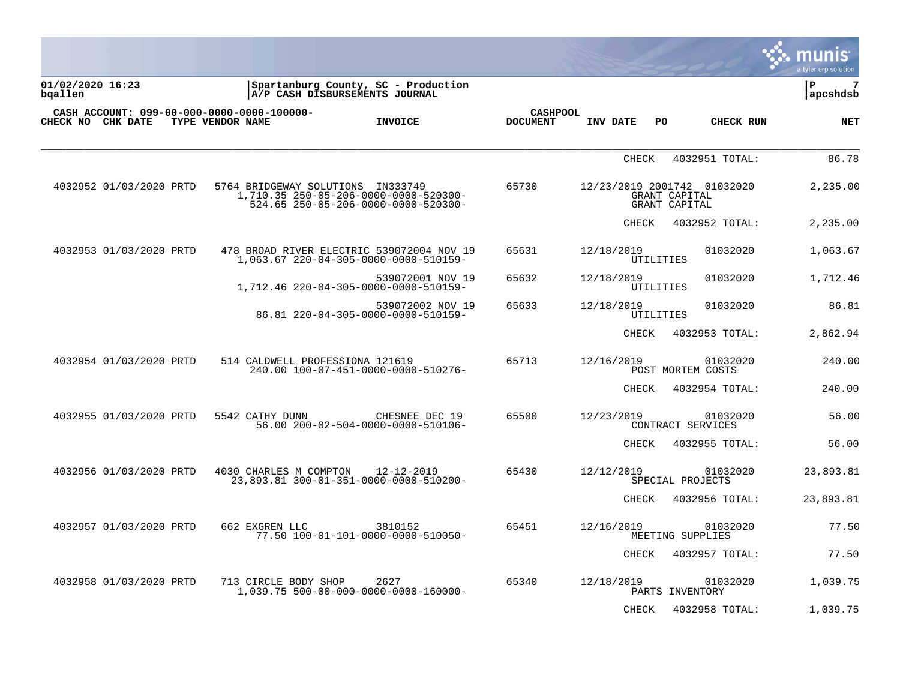Spartanburg County, SC - Production
A/P CASH DISBURSEMENTS JOURNAL

CASH ACCOUNT: 099-00-000-0000-0000-100000-

| CHECK NO | CHK DATE | TYPE | VENDOR NAME | INVOICE | CASHPOOL DOCUMENT | INV DATE | PO | CHECK RUN | NET |
|---|---|---|---|---|---|---|---|---|---|
| | | | | | | CHECK | | 4032951 TOTAL: | 86.78 |
| 4032952 | 01/03/2020 | PRTD | 5764 BRIDGEWAY SOLUTIONS | IN333749 | 65730 | 12/23/2019 | 2001742 | 01032020 | 2,235.00 |
| | | | 1,710.35 250-05-206-0000-0000-520300- | | | | GRANT CAPITAL | | |
| | | | 524.65 250-05-206-0000-0000-520300- | | | | GRANT CAPITAL | | |
| | | | | | | CHECK | | 4032952 TOTAL: | 2,235.00 |
| 4032953 | 01/03/2020 | PRTD | 478 BROAD RIVER ELECTRIC | 539072004 NOV 19 | 65631 | 12/18/2019 | | 01032020 | 1,063.67 |
| | | | 1,063.67 220-04-305-0000-0000-510159- | | | | UTILITIES | | |
| | | | | 539072001 NOV 19 | 65632 | 12/18/2019 | | 01032020 | 1,712.46 |
| | | | 1,712.46 220-04-305-0000-0000-510159- | | | | UTILITIES | | |
| | | | | 539072002 NOV 19 | 65633 | 12/18/2019 | | 01032020 | 86.81 |
| | | | 86.81 220-04-305-0000-0000-510159- | | | | UTILITIES | | |
| | | | | | | CHECK | | 4032953 TOTAL: | 2,862.94 |
| 4032954 | 01/03/2020 | PRTD | 514 CALDWELL PROFESSIONA | 121619 | 65713 | 12/16/2019 | | 01032020 | 240.00 |
| | | | 240.00 100-07-451-0000-0000-510276- | | | | POST MORTEM COSTS | | |
| | | | | | | CHECK | | 4032954 TOTAL: | 240.00 |
| 4032955 | 01/03/2020 | PRTD | 5542 CATHY DUNN | CHESNEE DEC 19 | 65500 | 12/23/2019 | | 01032020 | 56.00 |
| | | | 56.00 200-02-504-0000-0000-510106- | | | | CONTRACT SERVICES | | |
| | | | | | | CHECK | | 4032955 TOTAL: | 56.00 |
| 4032956 | 01/03/2020 | PRTD | 4030 CHARLES M COMPTON | 12-12-2019 | 65430 | 12/12/2019 | | 01032020 | 23,893.81 |
| | | | 23,893.81 300-01-351-0000-0000-510200- | | | | SPECIAL PROJECTS | | |
| | | | | | | CHECK | | 4032956 TOTAL: | 23,893.81 |
| 4032957 | 01/03/2020 | PRTD | 662 EXGREN LLC | 3810152 | 65451 | 12/16/2019 | | 01032020 | 77.50 |
| | | | 77.50 100-01-101-0000-0000-510050- | | | | MEETING SUPPLIES | | |
| | | | | | | CHECK | | 4032957 TOTAL: | 77.50 |
| 4032958 | 01/03/2020 | PRTD | 713 CIRCLE BODY SHOP | 2627 | 65340 | 12/18/2019 | | 01032020 | 1,039.75 |
| | | | 1,039.75 500-00-000-0000-0000-160000- | | | | PARTS INVENTORY | | |
| | | | | | | CHECK | | 4032958 TOTAL: | 1,039.75 |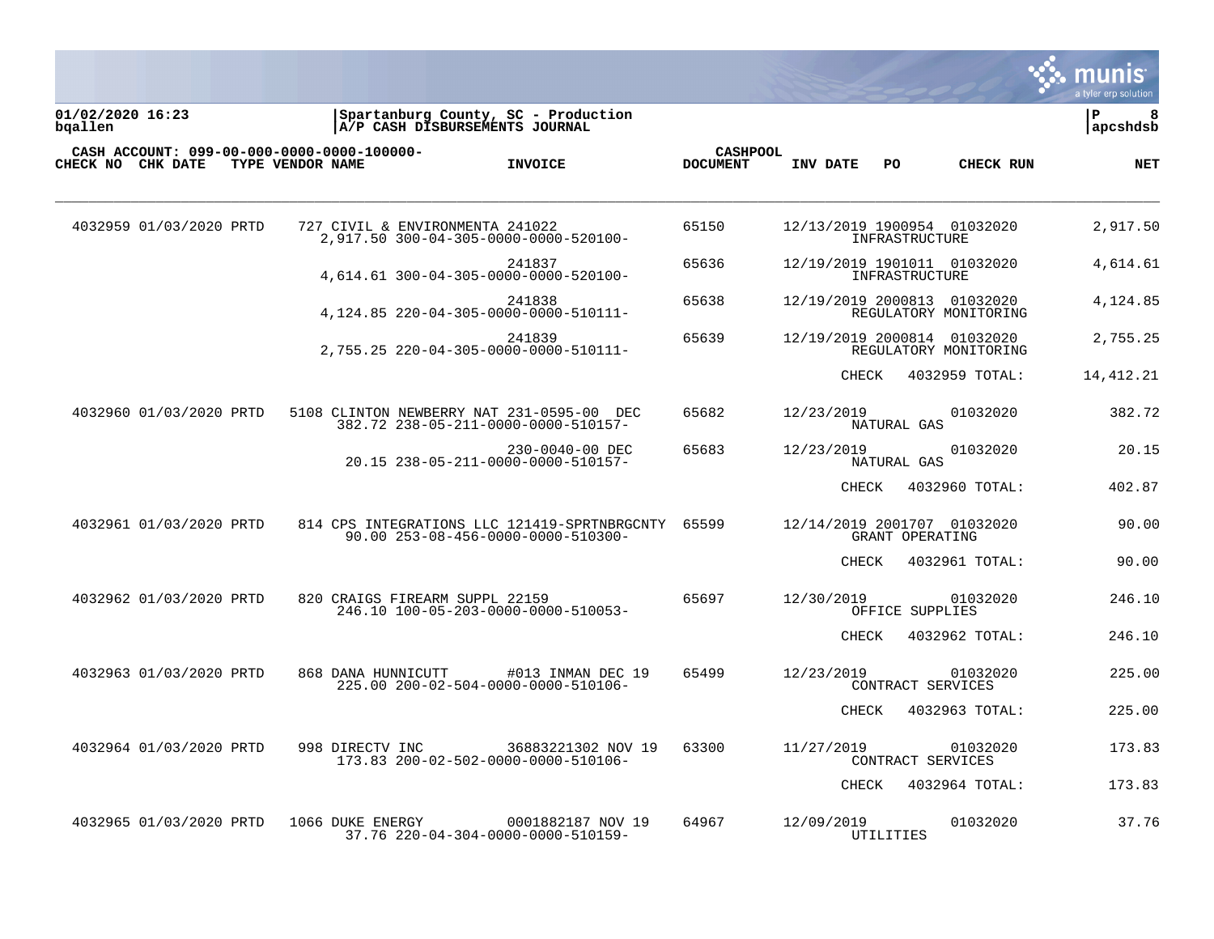01/02/2020 16:23
bqallen

Spartanburg County, SC - Production
A/P CASH DISBURSEMENTS JOURNAL

apcshdsb

CASH ACCOUNT: 099-00-000-0000-0000-100000-

| CHECK NO | CHK DATE | TYPE | VENDOR NAME | INVOICE | CASHPOOL DOCUMENT | INV DATE | PO | CHECK RUN | NET |
|---|---|---|---|---|---|---|---|---|---|
| 4032959 | 01/03/2020 | PRTD | 727 CIVIL & ENVIRONMENTA | 241022 | 65150 | 12/13/2019 | 1900954 | 01032020 | 2,917.50 |
| | | | 2,917.50 300-04-305-0000-0000-520100- | | | | INFRASTRUCTURE | | |
| | | | | 241837 | 65636 | 12/19/2019 | 1901011 | 01032020 | 4,614.61 |
| | | | 4,614.61 300-04-305-0000-0000-520100- | | | | INFRASTRUCTURE | | |
| | | | | 241838 | 65638 | 12/19/2019 | 2000813 | 01032020 | 4,124.85 |
| | | | 4,124.85 220-04-305-0000-0000-510111- | | | | REGULATORY MONITORING | | |
| | | | | 241839 | 65639 | 12/19/2019 | 2000814 | 01032020 | 2,755.25 |
| | | | 2,755.25 220-04-305-0000-0000-510111- | | | | REGULATORY MONITORING | | |
| | | | | | | CHECK | | 4032959 TOTAL: | 14,412.21 |
| 4032960 | 01/03/2020 | PRTD | 5108 CLINTON NEWBERRY NAT | 231-0595-00 DEC | 65682 | 12/23/2019 | | 01032020 | 382.72 |
| | | | 382.72 238-05-211-0000-0000-510157- | | | | NATURAL GAS | | |
| | | | | 230-0040-00 DEC | 65683 | 12/23/2019 | | 01032020 | 20.15 |
| | | | 20.15 238-05-211-0000-0000-510157- | | | | NATURAL GAS | | |
| | | | | | | CHECK | | 4032960 TOTAL: | 402.87 |
| 4032961 | 01/03/2020 | PRTD | 814 CPS INTEGRATIONS LLC | 121419-SPRTNBRGCNTY | 65599 | 12/14/2019 | 2001707 | 01032020 | 90.00 |
| | | | 90.00 253-08-456-0000-0000-510300- | | | | GRANT OPERATING | | |
| | | | | | | CHECK | | 4032961 TOTAL: | 90.00 |
| 4032962 | 01/03/2020 | PRTD | 820 CRAIGS FIREARM SUPPL | 22159 | 65697 | 12/30/2019 | | 01032020 | 246.10 |
| | | | 246.10 100-05-203-0000-0000-510053- | | | | OFFICE SUPPLIES | | |
| | | | | | | CHECK | | 4032962 TOTAL: | 246.10 |
| 4032963 | 01/03/2020 | PRTD | 868 DANA HUNNICUTT | #013 INMAN DEC 19 | 65499 | 12/23/2019 | | 01032020 | 225.00 |
| | | | 225.00 200-02-504-0000-0000-510106- | | | | CONTRACT SERVICES | | |
| | | | | | | CHECK | | 4032963 TOTAL: | 225.00 |
| 4032964 | 01/03/2020 | PRTD | 998 DIRECTV INC | 36883221302 NOV 19 | 63300 | 11/27/2019 | | 01032020 | 173.83 |
| | | | 173.83 200-02-502-0000-0000-510106- | | | | CONTRACT SERVICES | | |
| | | | | | | CHECK | | 4032964 TOTAL: | 173.83 |
| 4032965 | 01/03/2020 | PRTD | 1066 DUKE ENERGY | 0001882187 NOV 19 | 64967 | 12/09/2019 | | 01032020 | 37.76 |
| | | | 37.76 220-04-304-0000-0000-510159- | | | | UTILITIES | | |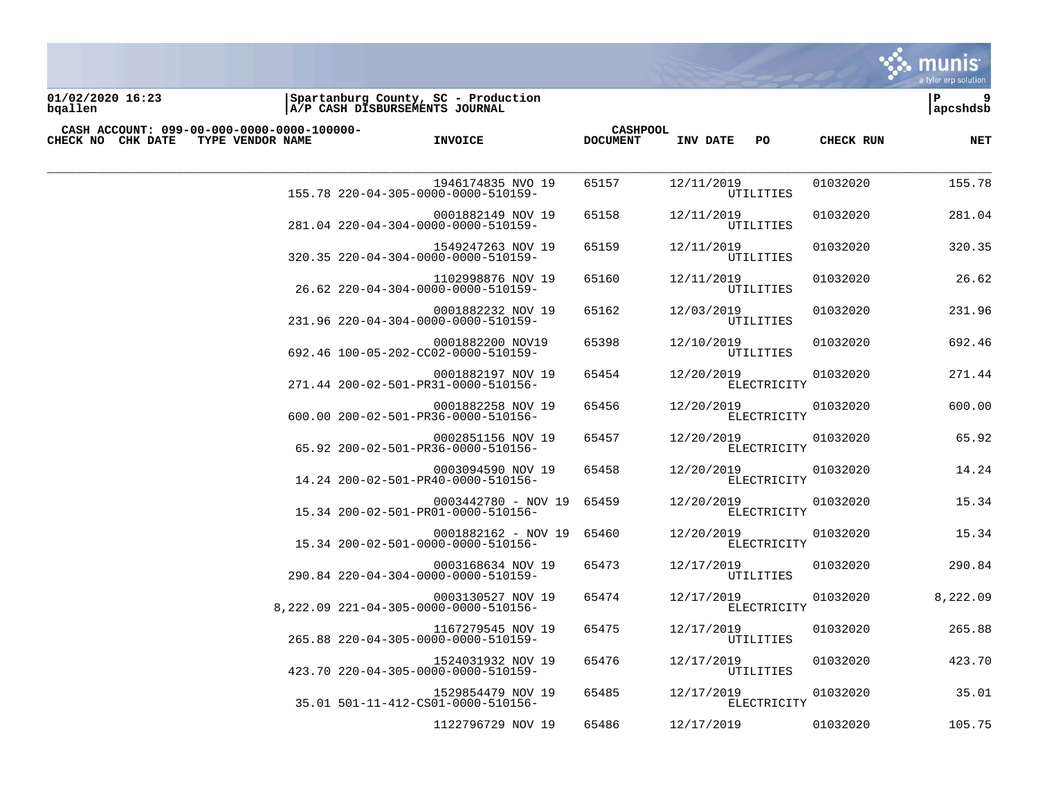01/02/2020 16:23 | Spartanburg County, SC - Production | P 9
bqallen | A/P CASH DISBURSEMENTS JOURNAL | apcshdsb

CASH ACCOUNT: 099-00-000-0000-0000-100000-

| CHECK NO | CHK DATE | TYPE VENDOR NAME | INVOICE | CASHPOOL DOCUMENT | INV DATE | PO | CHECK RUN | NET |
|---|---|---|---|---|---|---|---|---|
| | | | 1946174835 NVO 19 | 65157 | 12/11/2019 | | 01032020 | 155.78 |
| | | 155.78 220-04-305-0000-0000-510159- | | | | UTILITIES | | |
| | | | 0001882149 NOV 19 | 65158 | 12/11/2019 | | 01032020 | 281.04 |
| | | 281.04 220-04-304-0000-0000-510159- | | | | UTILITIES | | |
| | | | 1549247263 NOV 19 | 65159 | 12/11/2019 | | 01032020 | 320.35 |
| | | 320.35 220-04-304-0000-0000-510159- | | | | UTILITIES | | |
| | | | 1102998876 NOV 19 | 65160 | 12/11/2019 | | 01032020 | 26.62 |
| | | 26.62 220-04-304-0000-0000-510159- | | | | UTILITIES | | |
| | | | 0001882232 NOV 19 | 65162 | 12/03/2019 | | 01032020 | 231.96 |
| | | 231.96 220-04-304-0000-0000-510159- | | | | UTILITIES | | |
| | | | 0001882200 NOV19 | 65398 | 12/10/2019 | | 01032020 | 692.46 |
| | | 692.46 100-05-202-CC02-0000-510159- | | | | UTILITIES | | |
| | | | 0001882197 NOV 19 | 65454 | 12/20/2019 | | 01032020 | 271.44 |
| | | 271.44 200-02-501-PR31-0000-510156- | | | | ELECTRICITY | | |
| | | | 0001882258 NOV 19 | 65456 | 12/20/2019 | | 01032020 | 600.00 |
| | | 600.00 200-02-501-PR36-0000-510156- | | | | ELECTRICITY | | |
| | | | 0002851156 NOV 19 | 65457 | 12/20/2019 | | 01032020 | 65.92 |
| | | 65.92 200-02-501-PR36-0000-510156- | | | | ELECTRICITY | | |
| | | | 0003094590 NOV 19 | 65458 | 12/20/2019 | | 01032020 | 14.24 |
| | | 14.24 200-02-501-PR40-0000-510156- | | | | ELECTRICITY | | |
| | | | 0003442780 - NOV 19 | 65459 | 12/20/2019 | | 01032020 | 15.34 |
| | | 15.34 200-02-501-PR01-0000-510156- | | | | ELECTRICITY | | |
| | | | 0001882162 - NOV 19 | 65460 | 12/20/2019 | | 01032020 | 15.34 |
| | | 15.34 200-02-501-0000-0000-510156- | | | | ELECTRICITY | | |
| | | | 0003168634 NOV 19 | 65473 | 12/17/2019 | | 01032020 | 290.84 |
| | | 290.84 220-04-304-0000-0000-510159- | | | | UTILITIES | | |
| | | | 0003130527 NOV 19 | 65474 | 12/17/2019 | | 01032020 | 8,222.09 |
| | | 8,222.09 221-04-305-0000-0000-510156- | | | | ELECTRICITY | | |
| | | | 1167279545 NOV 19 | 65475 | 12/17/2019 | | 01032020 | 265.88 |
| | | 265.88 220-04-305-0000-0000-510159- | | | | UTILITIES | | |
| | | | 1524031932 NOV 19 | 65476 | 12/17/2019 | | 01032020 | 423.70 |
| | | 423.70 220-04-305-0000-0000-510159- | | | | UTILITIES | | |
| | | | 1529854479 NOV 19 | 65485 | 12/17/2019 | | 01032020 | 35.01 |
| | | 35.01 501-11-412-CS01-0000-510156- | | | | ELECTRICITY | | |
| | | | 1122796729 NOV 19 | 65486 | 12/17/2019 | | 01032020 | 105.75 |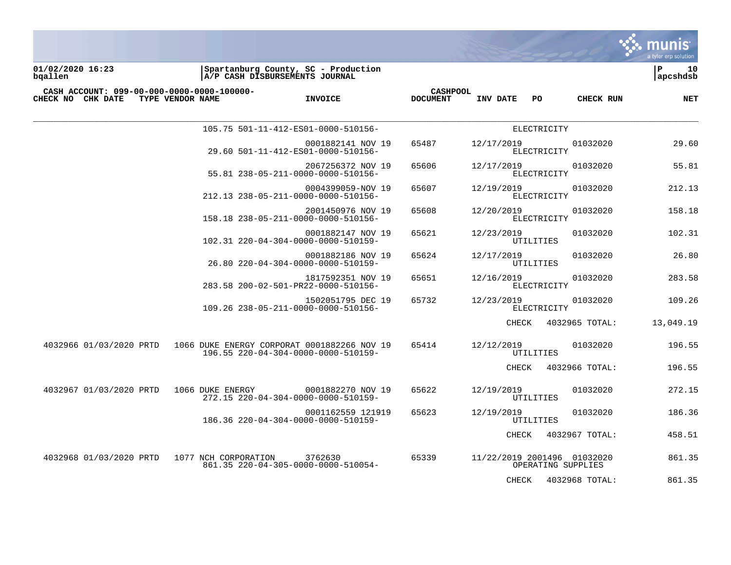**01/02/2020 16:23**
**bqallen**

**Spartanburg County, SC - Production**
**A/P CASH DISBURSEMENTS JOURNAL**

**P 10**
**apcshdsb**

**CASH ACCOUNT: 099-00-000-0000-0000-100000-**

| CHECK NO | CHK DATE | TYPE | VENDOR NAME | INVOICE | CASHPOOL DOCUMENT | INV DATE | PO | CHECK RUN | NET |
|---|---|---|---|---|---|---|---|---|---|
| | | | | 105.75 501-11-412-ES01-0000-510156- | | | ELECTRICITY | | |
| | | | | 0001882141 NOV 19<br>29.60 501-11-412-ES01-0000-510156- | 65487 | 12/17/2019 | ELECTRICITY | 01032020 | 29.60 |
| | | | | 2067256372 NOV 19<br>55.81 238-05-211-0000-0000-510156- | 65606 | 12/17/2019 | ELECTRICITY | 01032020 | 55.81 |
| | | | | 0004399059-NOV 19<br>212.13 238-05-211-0000-0000-510156- | 65607 | 12/19/2019 | ELECTRICITY | 01032020 | 212.13 |
| | | | | 2001450976 NOV 19<br>158.18 238-05-211-0000-0000-510156- | 65608 | 12/20/2019 | ELECTRICITY | 01032020 | 158.18 |
| | | | | 0001882147 NOV 19<br>102.31 220-04-304-0000-0000-510159- | 65621 | 12/23/2019 | UTILITIES | 01032020 | 102.31 |
| | | | | 0001882186 NOV 19<br>26.80 220-04-304-0000-0000-510159- | 65624 | 12/17/2019 | UTILITIES | 01032020 | 26.80 |
| | | | | 1817592351 NOV 19<br>283.58 200-02-501-PR22-0000-510156- | 65651 | 12/16/2019 | ELECTRICITY | 01032020 | 283.58 |
| | | | | 1502051795 DEC 19<br>109.26 238-05-211-0000-0000-510156- | 65732 | 12/23/2019 | ELECTRICITY | 01032020 | 109.26 |
| | | | | | | | CHECK | 4032965 TOTAL: | 13,049.19 |
| 4032966 | 01/03/2020 | PRTD | 1066 DUKE ENERGY CORPORAT | 0001882266 NOV 19<br>196.55 220-04-304-0000-0000-510159- | 65414 | 12/12/2019 | UTILITIES | 01032020 | 196.55 |
| | | | | | | | CHECK | 4032966 TOTAL: | 196.55 |
| 4032967 | 01/03/2020 | PRTD | 1066 DUKE ENERGY | 0001882270 NOV 19<br>272.15 220-04-304-0000-0000-510159- | 65622 | 12/19/2019 | UTILITIES | 01032020 | 272.15 |
| | | | | 0001162559 121919<br>186.36 220-04-304-0000-0000-510159- | 65623 | 12/19/2019 | UTILITIES | 01032020 | 186.36 |
| | | | | | | | CHECK | 4032967 TOTAL: | 458.51 |
| 4032968 | 01/03/2020 | PRTD | 1077 NCH CORPORATION | 3762630<br>861.35 220-04-305-0000-0000-510054- | 65339 | 11/22/2019 | 2001496<br>OPERATING SUPPLIES | 01032020 | 861.35 |
| | | | | | | | CHECK | 4032968 TOTAL: | 861.35 |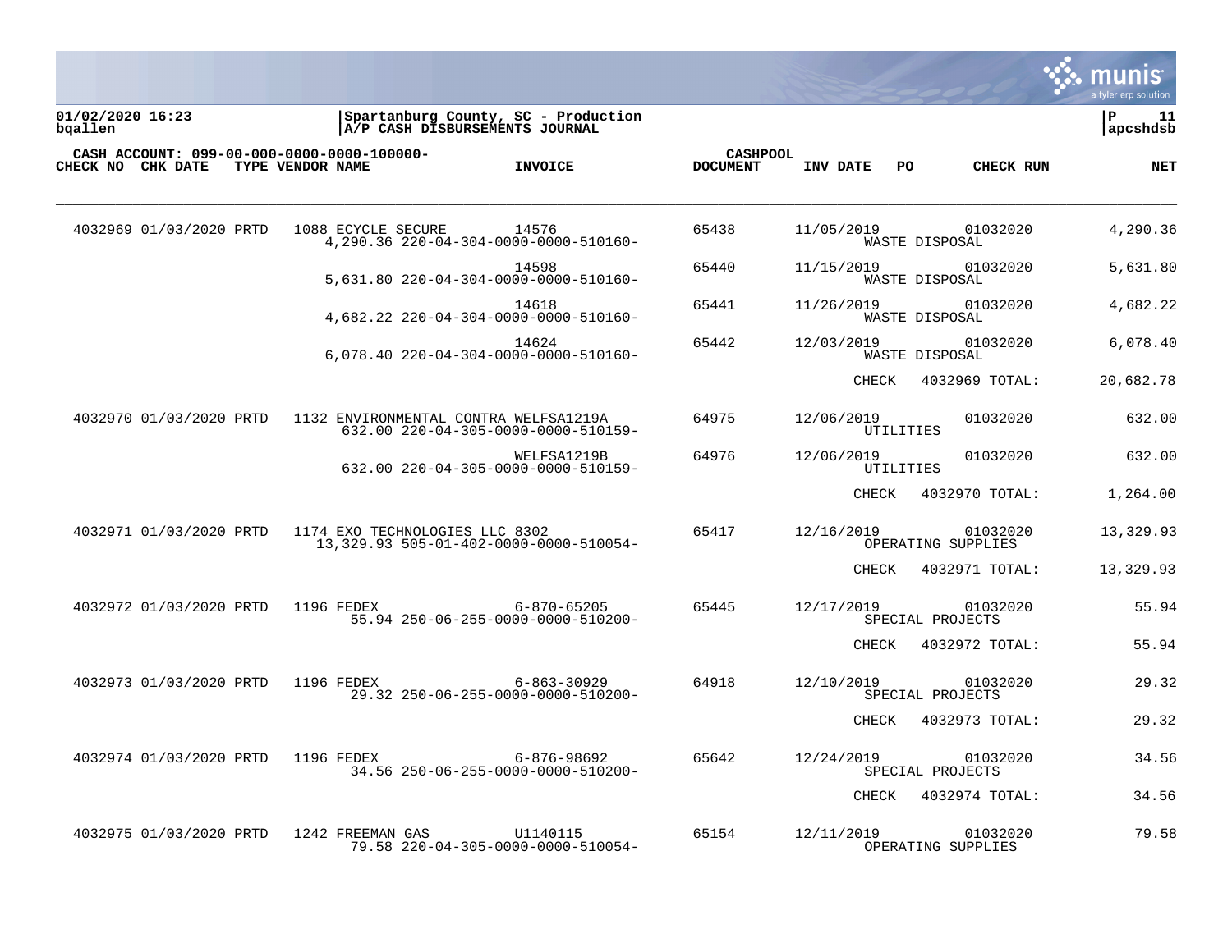Spartanburg County, SC - Production
A/P CASH DISBURSEMENTS JOURNAL

01/02/2020 16:23
bqallen

CASH ACCOUNT: 099-00-000-0000-0000-100000-

| CHECK NO | CHK DATE | TYPE | VENDOR NAME | INVOICE | CASHPOOL DOCUMENT | INV DATE | PO | CHECK RUN | NET |
|---|---|---|---|---|---|---|---|---|---|
| 4032969 | 01/03/2020 | PRTD | 1088 ECYCLE SECURE | 14576 | 65438 | 11/05/2019 | | 01032020 | 4,290.36 |
| | | | 4,290.36 220-04-304-0000-0000-510160- | | | WASTE DISPOSAL | | | |
| | | | | 14598 | 65440 | 11/15/2019 | | 01032020 | 5,631.80 |
| | | | 5,631.80 220-04-304-0000-0000-510160- | | | WASTE DISPOSAL | | | |
| | | | | 14618 | 65441 | 11/26/2019 | | 01032020 | 4,682.22 |
| | | | 4,682.22 220-04-304-0000-0000-510160- | | | WASTE DISPOSAL | | | |
| | | | | 14624 | 65442 | 12/03/2019 | | 01032020 | 6,078.40 |
| | | | 6,078.40 220-04-304-0000-0000-510160- | | | WASTE DISPOSAL | | | |
| | | | | | | CHECK | 4032969 TOTAL: | | 20,682.78 |
| 4032970 | 01/03/2020 | PRTD | 1132 ENVIRONMENTAL CONTRA | WELFSA1219A | 64975 | 12/06/2019 | | 01032020 | 632.00 |
| | | | 632.00 220-04-305-0000-0000-510159- | | | UTILITIES | | | |
| | | | | WELFSA1219B | 64976 | 12/06/2019 | | 01032020 | 632.00 |
| | | | 632.00 220-04-305-0000-0000-510159- | | | UTILITIES | | | |
| | | | | | | CHECK | 4032970 TOTAL: | | 1,264.00 |
| 4032971 | 01/03/2020 | PRTD | 1174 EXO TECHNOLOGIES LLC | 8302 | 65417 | 12/16/2019 | | 01032020 | 13,329.93 |
| | | | 13,329.93 505-01-402-0000-0000-510054- | | | OPERATING SUPPLIES | | | |
| | | | | | | CHECK | 4032971 TOTAL: | | 13,329.93 |
| 4032972 | 01/03/2020 | PRTD | 1196 FEDEX | 6-870-65205 | 65445 | 12/17/2019 | | 01032020 | 55.94 |
| | | | 55.94 250-06-255-0000-0000-510200- | | | SPECIAL PROJECTS | | | |
| | | | | | | CHECK | 4032972 TOTAL: | | 55.94 |
| 4032973 | 01/03/2020 | PRTD | 1196 FEDEX | 6-863-30929 | 64918 | 12/10/2019 | | 01032020 | 29.32 |
| | | | 29.32 250-06-255-0000-0000-510200- | | | SPECIAL PROJECTS | | | |
| | | | | | | CHECK | 4032973 TOTAL: | | 29.32 |
| 4032974 | 01/03/2020 | PRTD | 1196 FEDEX | 6-876-98692 | 65642 | 12/24/2019 | | 01032020 | 34.56 |
| | | | 34.56 250-06-255-0000-0000-510200- | | | SPECIAL PROJECTS | | | |
| | | | | | | CHECK | 4032974 TOTAL: | | 34.56 |
| 4032975 | 01/03/2020 | PRTD | 1242 FREEMAN GAS | U1140115 | 65154 | 12/11/2019 | | 01032020 | 79.58 |
| | | | 79.58 220-04-305-0000-0000-510054- | | | OPERATING SUPPLIES | | | |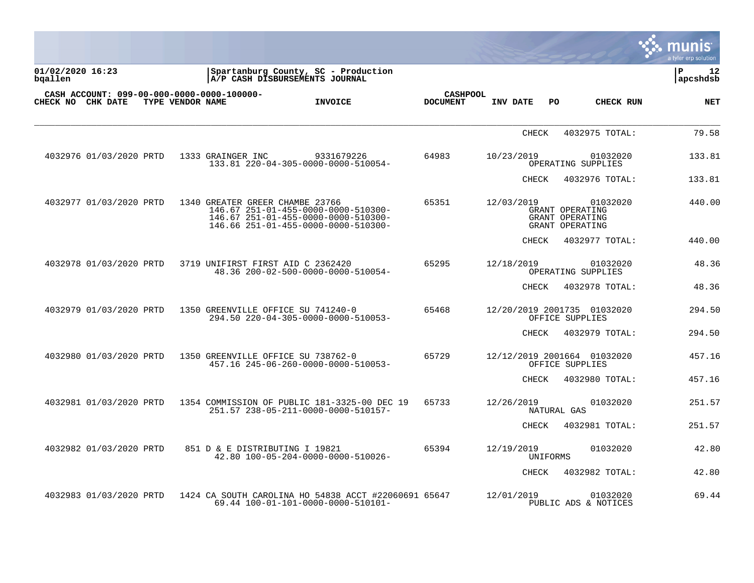01/02/2020 16:23 | Spartanburg County, SC - Production | P 12
bqallen | A/P CASH DISBURSEMENTS JOURNAL | apcshdsb

CASH ACCOUNT: 099-00-000-0000-0000-100000-

| CHECK NO | CHK DATE | TYPE | VENDOR NAME | INVOICE | CASHPOOL DOCUMENT | INV DATE | PO | CHECK RUN | NET |
|---|---|---|---|---|---|---|---|---|---|
| | | | | | | CHECK | | 4032975 TOTAL: | 79.58 |
| 4032976 | 01/03/2020 | PRTD | 1333 GRAINGER INC | 9331679226 | 64983 | 10/23/2019 | | 01032020 | 133.81 |
| | | | 133.81 220-04-305-0000-0000-510054- | | | OPERATING SUPPLIES | | | |
| | | | | | | CHECK | | 4032976 TOTAL: | 133.81 |
| 4032977 | 01/03/2020 | PRTD | 1340 GREATER GREER CHAMBE | 23766 | 65351 | 12/03/2019 | | 01032020 | 440.00 |
| | | | 146.67 251-01-455-0000-0000-510300- | | | GRANT OPERATING | | | |
| | | | 146.67 251-01-455-0000-0000-510300- | | | GRANT OPERATING | | | |
| | | | 146.66 251-01-455-0000-0000-510300- | | | GRANT OPERATING | | | |
| | | | | | | CHECK | | 4032977 TOTAL: | 440.00 |
| 4032978 | 01/03/2020 | PRTD | 3719 UNIFIRST FIRST AID C | 2362420 | 65295 | 12/18/2019 | | 01032020 | 48.36 |
| | | | 48.36 200-02-500-0000-0000-510054- | | | OPERATING SUPPLIES | | | |
| | | | | | | CHECK | | 4032978 TOTAL: | 48.36 |
| 4032979 | 01/03/2020 | PRTD | 1350 GREENVILLE OFFICE SU | 741240-0 | 65468 | 12/20/2019 | 2001735 | 01032020 | 294.50 |
| | | | 294.50 220-04-305-0000-0000-510053- | | | OFFICE SUPPLIES | | | |
| | | | | | | CHECK | | 4032979 TOTAL: | 294.50 |
| 4032980 | 01/03/2020 | PRTD | 1350 GREENVILLE OFFICE SU | 738762-0 | 65729 | 12/12/2019 | 2001664 | 01032020 | 457.16 |
| | | | 457.16 245-06-260-0000-0000-510053- | | | OFFICE SUPPLIES | | | |
| | | | | | | CHECK | | 4032980 TOTAL: | 457.16 |
| 4032981 | 01/03/2020 | PRTD | 1354 COMMISSION OF PUBLIC | 181-3325-00 DEC 19 | 65733 | 12/26/2019 | | 01032020 | 251.57 |
| | | | 251.57 238-05-211-0000-0000-510157- | | | NATURAL GAS | | | |
| | | | | | | CHECK | | 4032981 TOTAL: | 251.57 |
| 4032982 | 01/03/2020 | PRTD | 851 D & E DISTRIBUTING I | 19821 | 65394 | 12/19/2019 | | 01032020 | 42.80 |
| | | | 42.80 100-05-204-0000-0000-510026- | | | UNIFORMS | | | |
| | | | | | | CHECK | | 4032982 TOTAL: | 42.80 |
| 4032983 | 01/03/2020 | PRTD | 1424 CA SOUTH CAROLINA HO | 54838 ACCT #22060691 | 65647 | 12/01/2019 | | 01032020 | 69.44 |
| | | | 69.44 100-01-101-0000-0000-510101- | | | PUBLIC ADS & NOTICES | | | |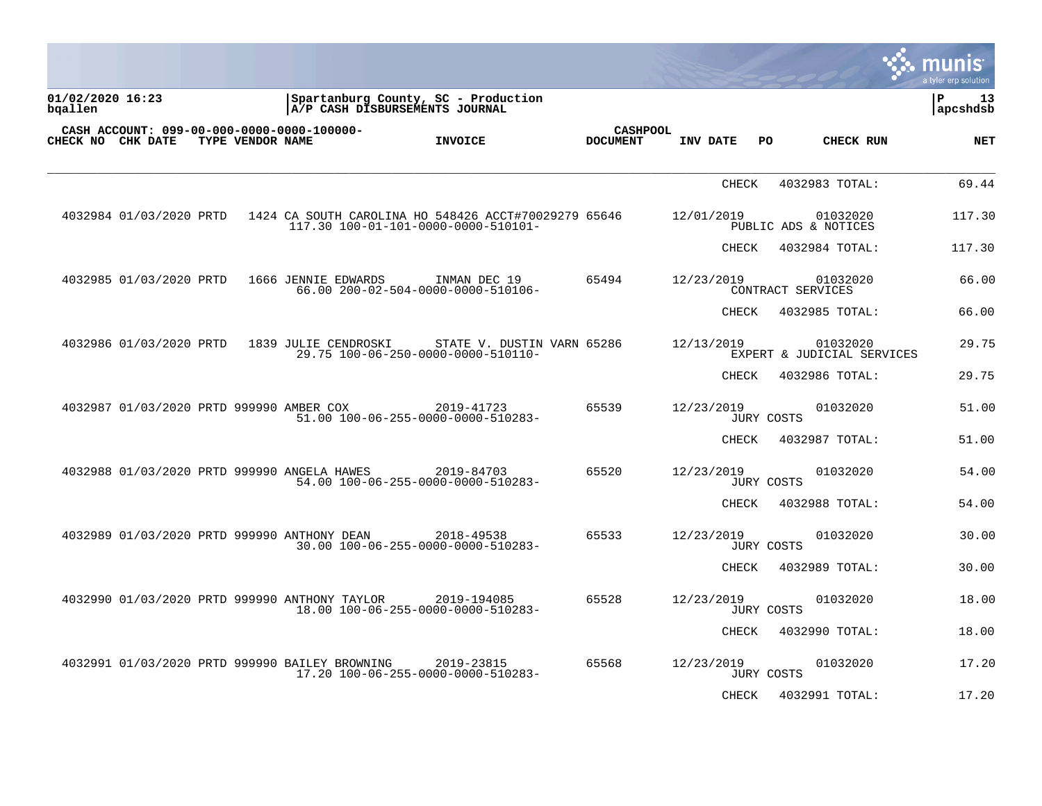**01/02/2020 16:23** | **Spartanburg County, SC - Production** | **P 13**
**bqallen** | **A/P CASH DISBURSEMENTS JOURNAL** | **apcshdsb**

**CASH ACCOUNT: 099-00-000-0000-0000-100000-**

| CHECK NO | CHK DATE | TYPE | VENDOR NAME | INVOICE | CASHPOOL DOCUMENT | INV DATE | PO | CHECK RUN | NET |
|---|---|---|---|---|---|---|---|---|---|
| | | | | | | CHECK | | 4032983 TOTAL: | 69.44 |
| 4032984 | 01/03/2020 | PRTD | 1424 CA SOUTH CAROLINA HO | 548426 ACCT#70029279 | 65646 | 12/01/2019 | | 01032020 | 117.30 |
| | | | 117.30 100-01-101-0000-0000-510101- | | | | | PUBLIC ADS & NOTICES | |
| | | | | | | CHECK | | 4032984 TOTAL: | 117.30 |
| 4032985 | 01/03/2020 | PRTD | 1666 JENNIE EDWARDS | INMAN DEC 19 | 65494 | 12/23/2019 | | 01032020 | 66.00 |
| | | | 66.00 200-02-504-0000-0000-510106- | | | | | CONTRACT SERVICES | |
| | | | | | | CHECK | | 4032985 TOTAL: | 66.00 |
| 4032986 | 01/03/2020 | PRTD | 1839 JULIE CENDROSKI | STATE V. DUSTIN VARN | 65286 | 12/13/2019 | | 01032020 | 29.75 |
| | | | 29.75 100-06-250-0000-0000-510110- | | | | | EXPERT & JUDICIAL SERVICES | |
| | | | | | | CHECK | | 4032986 TOTAL: | 29.75 |
| 4032987 | 01/03/2020 | PRTD | 999990 AMBER COX | 2019-41723 | 65539 | 12/23/2019 | | 01032020 | 51.00 |
| | | | 51.00 100-06-255-0000-0000-510283- | | | | | JURY COSTS | |
| | | | | | | CHECK | | 4032987 TOTAL: | 51.00 |
| 4032988 | 01/03/2020 | PRTD | 999990 ANGELA HAWES | 2019-84703 | 65520 | 12/23/2019 | | 01032020 | 54.00 |
| | | | 54.00 100-06-255-0000-0000-510283- | | | | | JURY COSTS | |
| | | | | | | CHECK | | 4032988 TOTAL: | 54.00 |
| 4032989 | 01/03/2020 | PRTD | 999990 ANTHONY DEAN | 2018-49538 | 65533 | 12/23/2019 | | 01032020 | 30.00 |
| | | | 30.00 100-06-255-0000-0000-510283- | | | | | JURY COSTS | |
| | | | | | | CHECK | | 4032989 TOTAL: | 30.00 |
| 4032990 | 01/03/2020 | PRTD | 999990 ANTHONY TAYLOR | 2019-194085 | 65528 | 12/23/2019 | | 01032020 | 18.00 |
| | | | 18.00 100-06-255-0000-0000-510283- | | | | | JURY COSTS | |
| | | | | | | CHECK | | 4032990 TOTAL: | 18.00 |
| 4032991 | 01/03/2020 | PRTD | 999990 BAILEY BROWNING | 2019-23815 | 65568 | 12/23/2019 | | 01032020 | 17.20 |
| | | | 17.20 100-06-255-0000-0000-510283- | | | | | JURY COSTS | |
| | | | | | | CHECK | | 4032991 TOTAL: | 17.20 |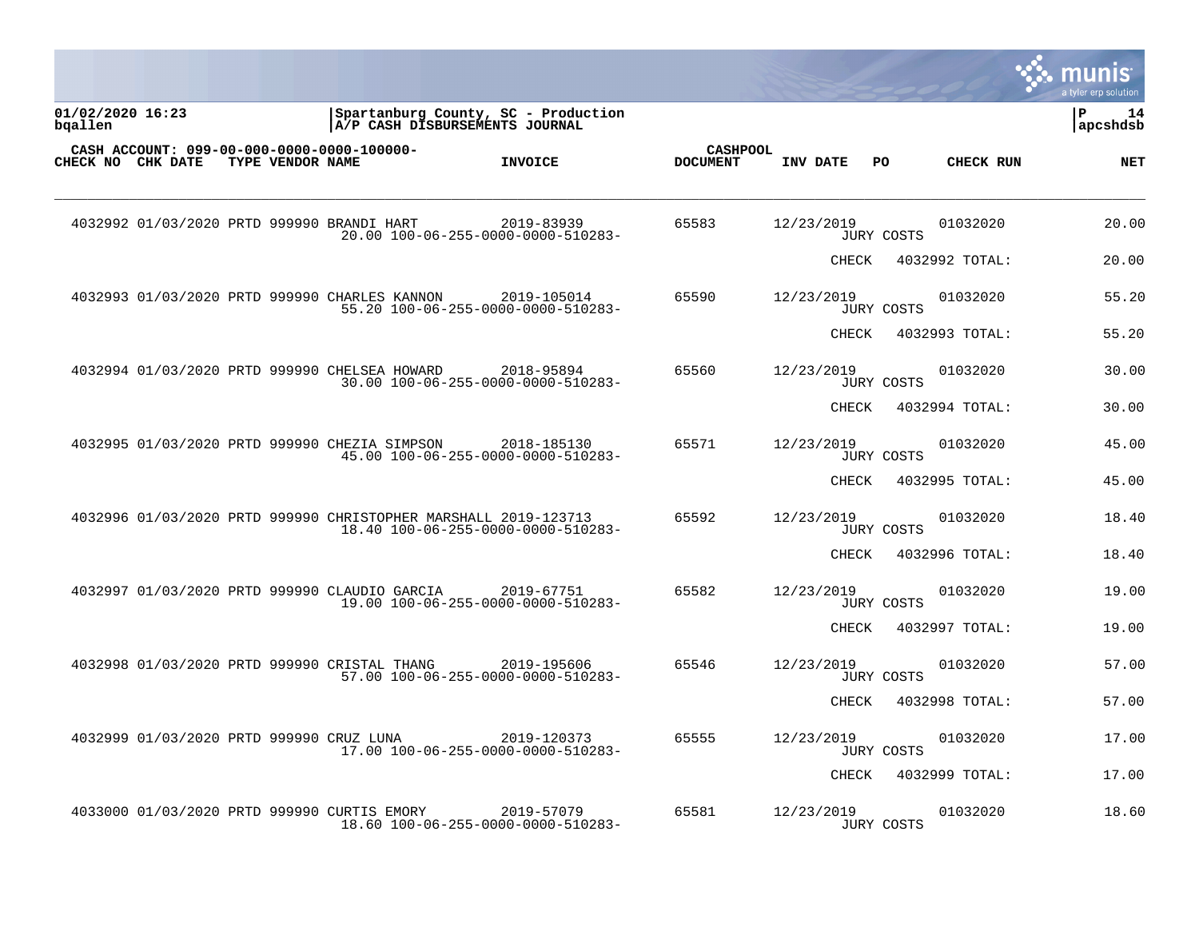Spartanburg County, SC - Production
A/P CASH DISBURSEMENTS JOURNAL

01/02/2020 16:23
bqallen

CASH ACCOUNT: 099-00-000-0000-0000-100000-

| CHECK NO | CHK DATE | TYPE | VENDOR | NAME | INVOICE | CASHPOOL DOCUMENT | INV DATE | PO | CHECK RUN | NET |
|---|---|---|---|---|---|---|---|---|---|---|
| 4032992 | 01/03/2020 | PRTD | 999990 | BRANDI HART | 2019-83939 | 65583 | 12/23/2019 | | 01032020 | 20.00 |
| | | | | 20.00 100-06-255-0000-0000-510283- | | | | JURY COSTS | | |
| | | | | | | | | CHECK | 4032992 TOTAL: | 20.00 |
| 4032993 | 01/03/2020 | PRTD | 999990 | CHARLES KANNON | 2019-105014 | 65590 | 12/23/2019 | | 01032020 | 55.20 |
| | | | | 55.20 100-06-255-0000-0000-510283- | | | | JURY COSTS | | |
| | | | | | | | | CHECK | 4032993 TOTAL: | 55.20 |
| 4032994 | 01/03/2020 | PRTD | 999990 | CHELSEA HOWARD | 2018-95894 | 65560 | 12/23/2019 | | 01032020 | 30.00 |
| | | | | 30.00 100-06-255-0000-0000-510283- | | | | JURY COSTS | | |
| | | | | | | | | CHECK | 4032994 TOTAL: | 30.00 |
| 4032995 | 01/03/2020 | PRTD | 999990 | CHEZIA SIMPSON | 2018-185130 | 65571 | 12/23/2019 | | 01032020 | 45.00 |
| | | | | 45.00 100-06-255-0000-0000-510283- | | | | JURY COSTS | | |
| | | | | | | | | CHECK | 4032995 TOTAL: | 45.00 |
| 4032996 | 01/03/2020 | PRTD | 999990 | CHRISTOPHER MARSHALL | 2019-123713 | 65592 | 12/23/2019 | | 01032020 | 18.40 |
| | | | | 18.40 100-06-255-0000-0000-510283- | | | | JURY COSTS | | |
| | | | | | | | | CHECK | 4032996 TOTAL: | 18.40 |
| 4032997 | 01/03/2020 | PRTD | 999990 | CLAUDIO GARCIA | 2019-67751 | 65582 | 12/23/2019 | | 01032020 | 19.00 |
| | | | | 19.00 100-06-255-0000-0000-510283- | | | | JURY COSTS | | |
| | | | | | | | | CHECK | 4032997 TOTAL: | 19.00 |
| 4032998 | 01/03/2020 | PRTD | 999990 | CRISTAL THANG | 2019-195606 | 65546 | 12/23/2019 | | 01032020 | 57.00 |
| | | | | 57.00 100-06-255-0000-0000-510283- | | | | JURY COSTS | | |
| | | | | | | | | CHECK | 4032998 TOTAL: | 57.00 |
| 4032999 | 01/03/2020 | PRTD | 999990 | CRUZ LUNA | 2019-120373 | 65555 | 12/23/2019 | | 01032020 | 17.00 |
| | | | | 17.00 100-06-255-0000-0000-510283- | | | | JURY COSTS | | |
| | | | | | | | | CHECK | 4032999 TOTAL: | 17.00 |
| 4033000 | 01/03/2020 | PRTD | 999990 | CURTIS EMORY | 2019-57079 | 65581 | 12/23/2019 | | 01032020 | 18.60 |
| | | | | 18.60 100-06-255-0000-0000-510283- | | | | JURY COSTS | | |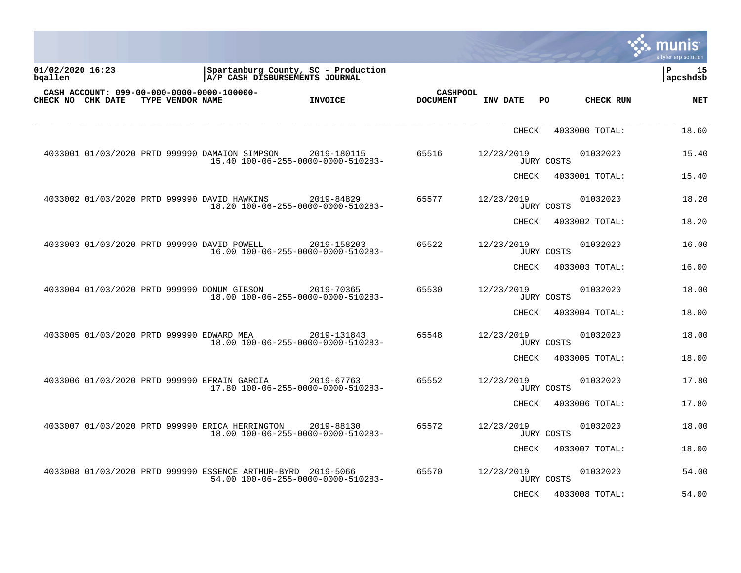01/02/2020 16:23 | Spartanburg County, SC - Production | P 15
bqallen | A/P CASH DISBURSEMENTS JOURNAL | apcshdsb

CASH ACCOUNT: 099-00-000-0000-0000-100000-

| CHECK NO | CHK DATE | TYPE | VENDOR NAME | INVOICE | CASHPOOL DOCUMENT | INV DATE | PO | CHECK RUN | NET |
|---|---|---|---|---|---|---|---|---|---|
| | | | | | | CHECK | 4033000 TOTAL: | | 18.60 |
| 4033001 | 01/03/2020 | PRTD | 999990 DAMAION SIMPSON | 2019-180115 | 65516 | 12/23/2019 | | 01032020 | 15.40 |
| | | | | 15.40 100-06-255-0000-0000-510283- | | | JURY COSTS | | |
| | | | | | | CHECK | 4033001 TOTAL: | | 15.40 |
| 4033002 | 01/03/2020 | PRTD | 999990 DAVID HAWKINS | 2019-84829 | 65577 | 12/23/2019 | | 01032020 | 18.20 |
| | | | | 18.20 100-06-255-0000-0000-510283- | | | JURY COSTS | | |
| | | | | | | CHECK | 4033002 TOTAL: | | 18.20 |
| 4033003 | 01/03/2020 | PRTD | 999990 DAVID POWELL | 2019-158203 | 65522 | 12/23/2019 | | 01032020 | 16.00 |
| | | | | 16.00 100-06-255-0000-0000-510283- | | | JURY COSTS | | |
| | | | | | | CHECK | 4033003 TOTAL: | | 16.00 |
| 4033004 | 01/03/2020 | PRTD | 999990 DONUM GIBSON | 2019-70365 | 65530 | 12/23/2019 | | 01032020 | 18.00 |
| | | | | 18.00 100-06-255-0000-0000-510283- | | | JURY COSTS | | |
| | | | | | | CHECK | 4033004 TOTAL: | | 18.00 |
| 4033005 | 01/03/2020 | PRTD | 999990 EDWARD MEA | 2019-131843 | 65548 | 12/23/2019 | | 01032020 | 18.00 |
| | | | | 18.00 100-06-255-0000-0000-510283- | | | JURY COSTS | | |
| | | | | | | CHECK | 4033005 TOTAL: | | 18.00 |
| 4033006 | 01/03/2020 | PRTD | 999990 EFRAIN GARCIA | 2019-67763 | 65552 | 12/23/2019 | | 01032020 | 17.80 |
| | | | | 17.80 100-06-255-0000-0000-510283- | | | JURY COSTS | | |
| | | | | | | CHECK | 4033006 TOTAL: | | 17.80 |
| 4033007 | 01/03/2020 | PRTD | 999990 ERICA HERRINGTON | 2019-88130 | 65572 | 12/23/2019 | | 01032020 | 18.00 |
| | | | | 18.00 100-06-255-0000-0000-510283- | | | JURY COSTS | | |
| | | | | | | CHECK | 4033007 TOTAL: | | 18.00 |
| 4033008 | 01/03/2020 | PRTD | 999990 ESSENCE ARTHUR-BYRD | 2019-5066 | 65570 | 12/23/2019 | | 01032020 | 54.00 |
| | | | | 54.00 100-06-255-0000-0000-510283- | | | JURY COSTS | | |
| | | | | | | CHECK | 4033008 TOTAL: | | 54.00 |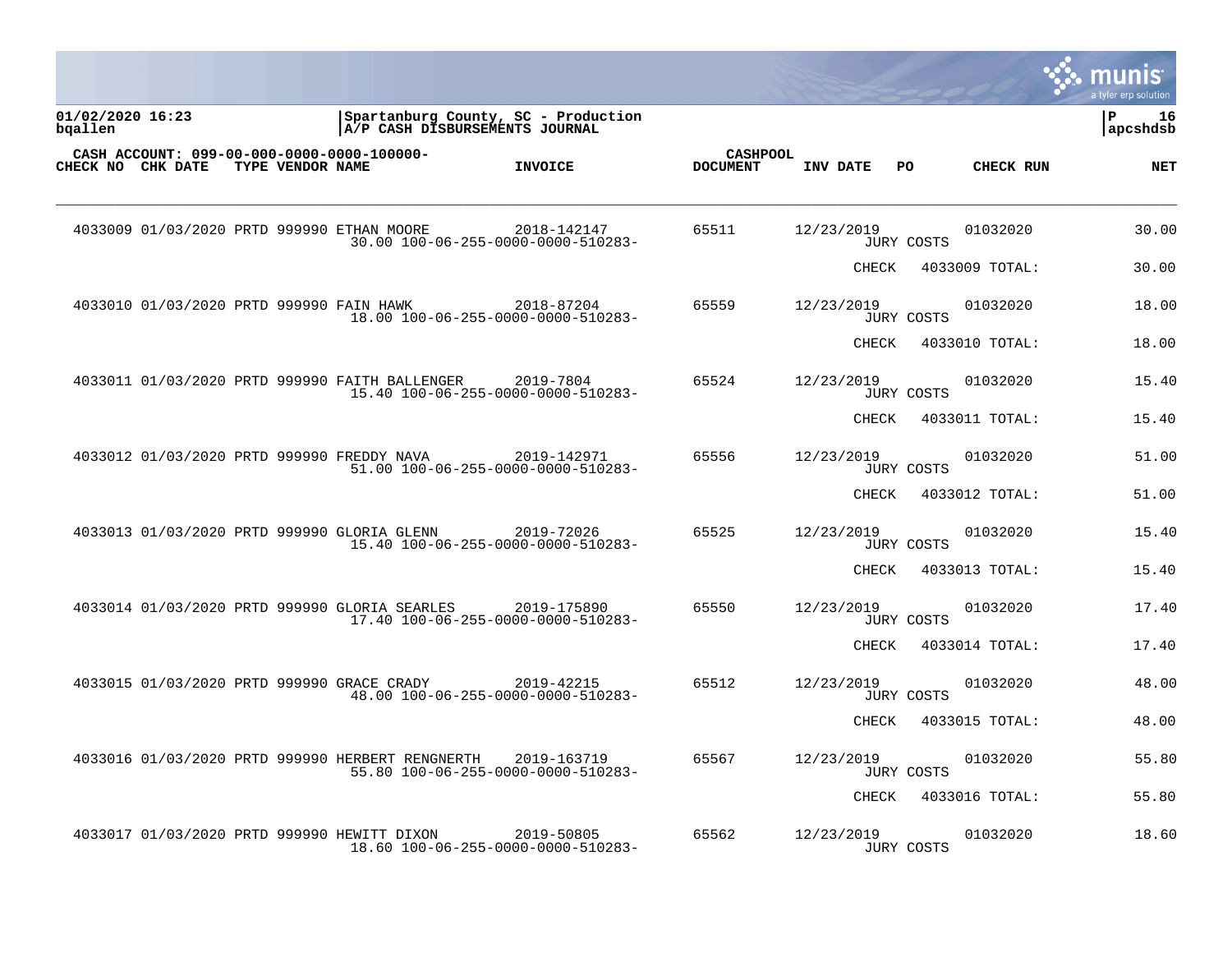01/02/2020 16:23 | Spartanburg County, SC - Production | P 16
bqallen | A/P CASH DISBURSEMENTS JOURNAL | apcshdsb

CASH ACCOUNT: 099-00-000-0000-0000-100000-

| CHECK NO | CHK DATE | TYPE | VENDOR NAME | INVOICE | CASHPOOL DOCUMENT | INV DATE | PO | CHECK RUN | NET |
|---|---|---|---|---|---|---|---|---|---|
| 4033009 | 01/03/2020 | PRTD | 999990 ETHAN MOORE | 2018-142147 | 65511 | 12/23/2019 | | 01032020 | 30.00 |
| | | | 30.00 100-06-255-0000-0000-510283- | | | | JURY COSTS | | |
| | | | | | | CHECK | 4033009 TOTAL: | | 30.00 |
| 4033010 | 01/03/2020 | PRTD | 999990 FAIN HAWK | 2018-87204 | 65559 | 12/23/2019 | | 01032020 | 18.00 |
| | | | 18.00 100-06-255-0000-0000-510283- | | | | JURY COSTS | | |
| | | | | | | CHECK | 4033010 TOTAL: | | 18.00 |
| 4033011 | 01/03/2020 | PRTD | 999990 FAITH BALLENGER | 2019-7804 | 65524 | 12/23/2019 | | 01032020 | 15.40 |
| | | | 15.40 100-06-255-0000-0000-510283- | | | | JURY COSTS | | |
| | | | | | | CHECK | 4033011 TOTAL: | | 15.40 |
| 4033012 | 01/03/2020 | PRTD | 999990 FREDDY NAVA | 2019-142971 | 65556 | 12/23/2019 | | 01032020 | 51.00 |
| | | | 51.00 100-06-255-0000-0000-510283- | | | | JURY COSTS | | |
| | | | | | | CHECK | 4033012 TOTAL: | | 51.00 |
| 4033013 | 01/03/2020 | PRTD | 999990 GLORIA GLENN | 2019-72026 | 65525 | 12/23/2019 | | 01032020 | 15.40 |
| | | | 15.40 100-06-255-0000-0000-510283- | | | | JURY COSTS | | |
| | | | | | | CHECK | 4033013 TOTAL: | | 15.40 |
| 4033014 | 01/03/2020 | PRTD | 999990 GLORIA SEARLES | 2019-175890 | 65550 | 12/23/2019 | | 01032020 | 17.40 |
| | | | 17.40 100-06-255-0000-0000-510283- | | | | JURY COSTS | | |
| | | | | | | CHECK | 4033014 TOTAL: | | 17.40 |
| 4033015 | 01/03/2020 | PRTD | 999990 GRACE CRADY | 2019-42215 | 65512 | 12/23/2019 | | 01032020 | 48.00 |
| | | | 48.00 100-06-255-0000-0000-510283- | | | | JURY COSTS | | |
| | | | | | | CHECK | 4033015 TOTAL: | | 48.00 |
| 4033016 | 01/03/2020 | PRTD | 999990 HERBERT RENGNERTH | 2019-163719 | 65567 | 12/23/2019 | | 01032020 | 55.80 |
| | | | 55.80 100-06-255-0000-0000-510283- | | | | JURY COSTS | | |
| | | | | | | CHECK | 4033016 TOTAL: | | 55.80 |
| 4033017 | 01/03/2020 | PRTD | 999990 HEWITT DIXON | 2019-50805 | 65562 | 12/23/2019 | | 01032020 | 18.60 |
| | | | 18.60 100-06-255-0000-0000-510283- | | | | JURY COSTS | | |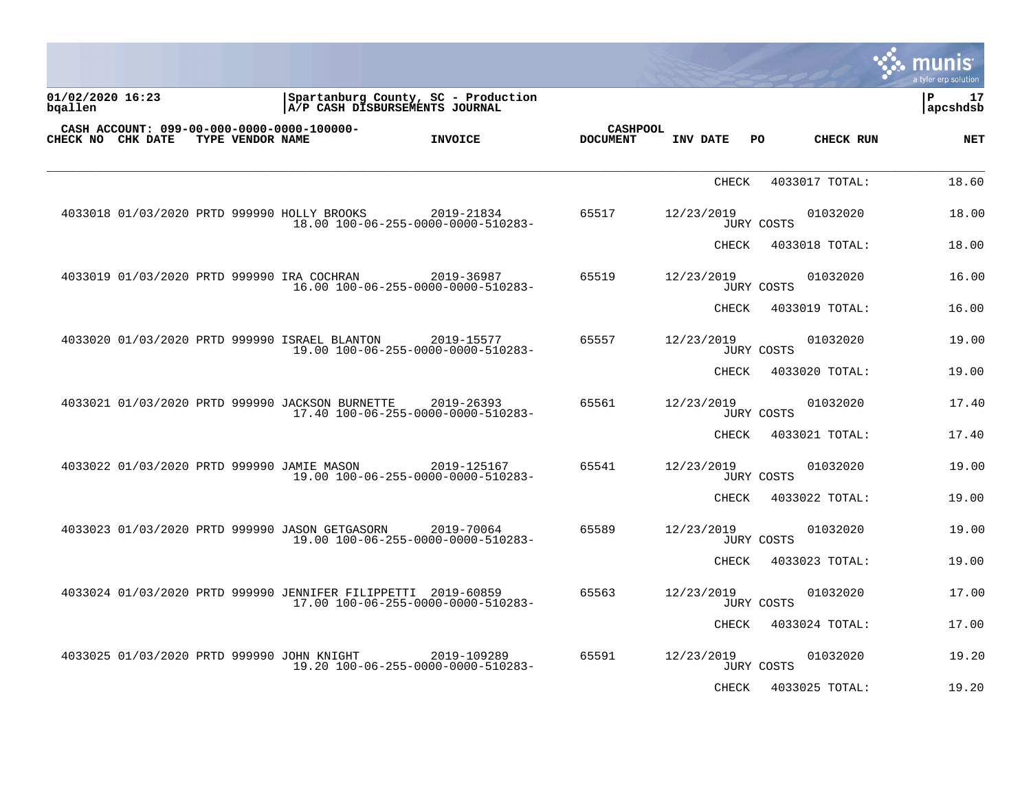**Spartanburg County, SC - Production**
**A/P CASH DISBURSEMENTS JOURNAL**

01/02/2020 16:23
bqallen

CASH ACCOUNT: 099-00-000-0000-0000-100000-

| CHECK NO | CHK DATE | TYPE | VENDOR | NAME | INVOICE | CASHPOOL DOCUMENT | INV DATE | PO | CHECK RUN | NET |
|---|---|---|---|---|---|---|---|---|---|---|
| | | | | | | | CHECK | 4033017 TOTAL: | | 18.60 |
| 4033018 | 01/03/2020 | PRTD | 999990 | HOLLY BROOKS | 2019-21834 | 65517 | 12/23/2019 | | 01032020 | 18.00 |
| | | | | | 18.00 100-06-255-0000-0000-510283- | | JURY COSTS | | | |
| | | | | | | | CHECK | 4033018 TOTAL: | | 18.00 |
| 4033019 | 01/03/2020 | PRTD | 999990 | IRA COCHRAN | 2019-36987 | 65519 | 12/23/2019 | | 01032020 | 16.00 |
| | | | | | 16.00 100-06-255-0000-0000-510283- | | JURY COSTS | | | |
| | | | | | | | CHECK | 4033019 TOTAL: | | 16.00 |
| 4033020 | 01/03/2020 | PRTD | 999990 | ISRAEL BLANTON | 2019-15577 | 65557 | 12/23/2019 | | 01032020 | 19.00 |
| | | | | | 19.00 100-06-255-0000-0000-510283- | | JURY COSTS | | | |
| | | | | | | | CHECK | 4033020 TOTAL: | | 19.00 |
| 4033021 | 01/03/2020 | PRTD | 999990 | JACKSON BURNETTE | 2019-26393 | 65561 | 12/23/2019 | | 01032020 | 17.40 |
| | | | | | 17.40 100-06-255-0000-0000-510283- | | JURY COSTS | | | |
| | | | | | | | CHECK | 4033021 TOTAL: | | 17.40 |
| 4033022 | 01/03/2020 | PRTD | 999990 | JAMIE MASON | 2019-125167 | 65541 | 12/23/2019 | | 01032020 | 19.00 |
| | | | | | 19.00 100-06-255-0000-0000-510283- | | JURY COSTS | | | |
| | | | | | | | CHECK | 4033022 TOTAL: | | 19.00 |
| 4033023 | 01/03/2020 | PRTD | 999990 | JASON GETGASORN | 2019-70064 | 65589 | 12/23/2019 | | 01032020 | 19.00 |
| | | | | | 19.00 100-06-255-0000-0000-510283- | | JURY COSTS | | | |
| | | | | | | | CHECK | 4033023 TOTAL: | | 19.00 |
| 4033024 | 01/03/2020 | PRTD | 999990 | JENNIFER FILIPPETTI | 2019-60859 | 65563 | 12/23/2019 | | 01032020 | 17.00 |
| | | | | | 17.00 100-06-255-0000-0000-510283- | | JURY COSTS | | | |
| | | | | | | | CHECK | 4033024 TOTAL: | | 17.00 |
| 4033025 | 01/03/2020 | PRTD | 999990 | JOHN KNIGHT | 2019-109289 | 65591 | 12/23/2019 | | 01032020 | 19.20 |
| | | | | | 19.20 100-06-255-0000-0000-510283- | | JURY COSTS | | | |
| | | | | | | | CHECK | 4033025 TOTAL: | | 19.20 |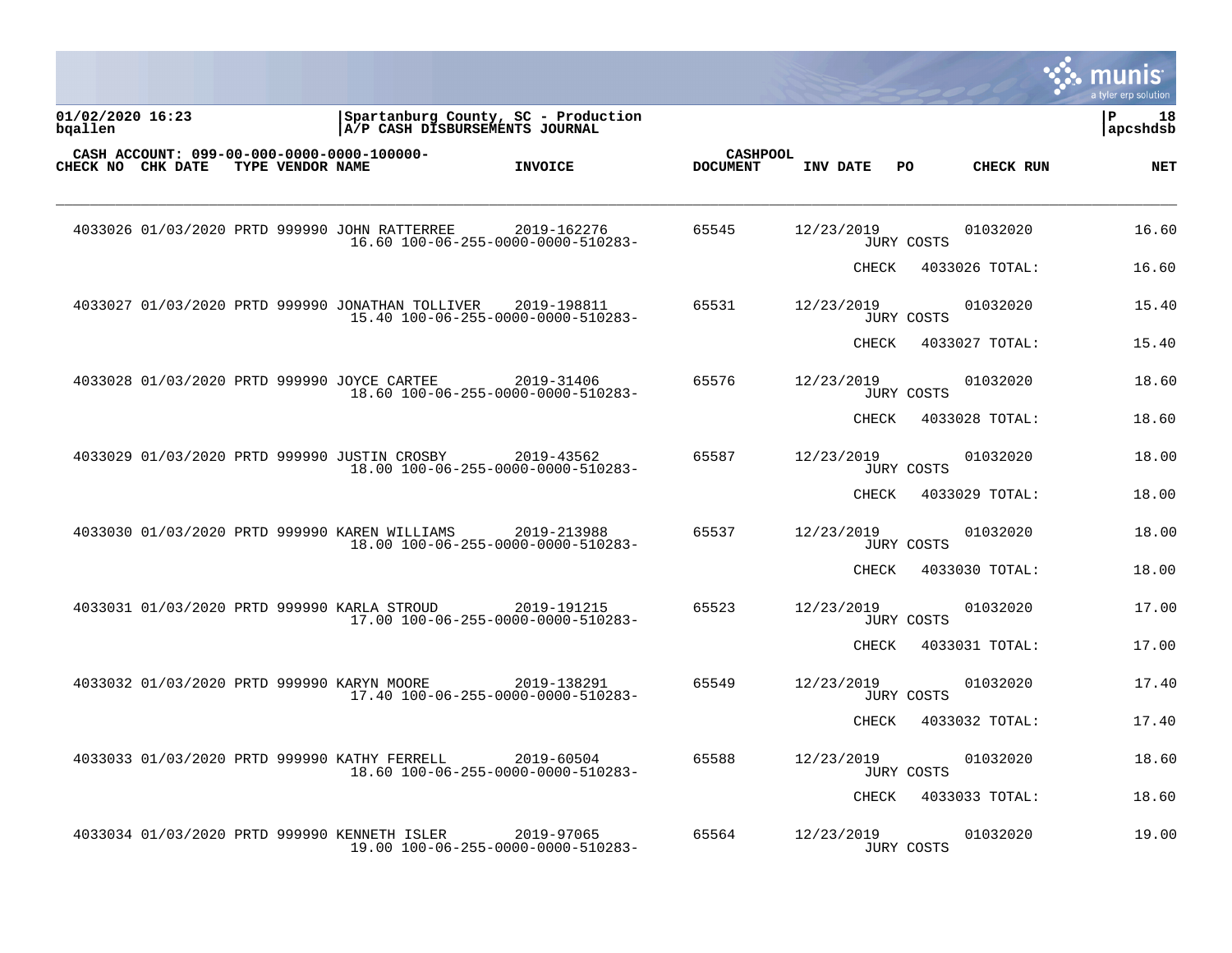Spartanburg County, SC - Production
A/P CASH DISBURSEMENTS JOURNAL

CASH ACCOUNT: 099-00-000-0000-0000-100000-

| CHECK NO | CHK DATE | TYPE | VENDOR NAME | INVOICE | CASHPOOL DOCUMENT | INV DATE | PO | CHECK RUN | NET |
|---|---|---|---|---|---|---|---|---|---|
| 4033026 | 01/03/2020 | PRTD | 999990 JOHN RATTERREE | 2019-162276 | 65545 | 12/23/2019 | | 01032020 | 16.60 |
| | | | 16.60 100-06-255-0000-0000-510283- | | | | JURY COSTS | | |
| | | | | | | CHECK | 4033026 TOTAL: | | 16.60 |
| 4033027 | 01/03/2020 | PRTD | 999990 JONATHAN TOLLIVER | 2019-198811 | 65531 | 12/23/2019 | | 01032020 | 15.40 |
| | | | 15.40 100-06-255-0000-0000-510283- | | | | JURY COSTS | | |
| | | | | | | CHECK | 4033027 TOTAL: | | 15.40 |
| 4033028 | 01/03/2020 | PRTD | 999990 JOYCE CARTEE | 2019-31406 | 65576 | 12/23/2019 | | 01032020 | 18.60 |
| | | | 18.60 100-06-255-0000-0000-510283- | | | | JURY COSTS | | |
| | | | | | | CHECK | 4033028 TOTAL: | | 18.60 |
| 4033029 | 01/03/2020 | PRTD | 999990 JUSTIN CROSBY | 2019-43562 | 65587 | 12/23/2019 | | 01032020 | 18.00 |
| | | | 18.00 100-06-255-0000-0000-510283- | | | | JURY COSTS | | |
| | | | | | | CHECK | 4033029 TOTAL: | | 18.00 |
| 4033030 | 01/03/2020 | PRTD | 999990 KAREN WILLIAMS | 2019-213988 | 65537 | 12/23/2019 | | 01032020 | 18.00 |
| | | | 18.00 100-06-255-0000-0000-510283- | | | | JURY COSTS | | |
| | | | | | | CHECK | 4033030 TOTAL: | | 18.00 |
| 4033031 | 01/03/2020 | PRTD | 999990 KARLA STROUD | 2019-191215 | 65523 | 12/23/2019 | | 01032020 | 17.00 |
| | | | 17.00 100-06-255-0000-0000-510283- | | | | JURY COSTS | | |
| | | | | | | CHECK | 4033031 TOTAL: | | 17.00 |
| 4033032 | 01/03/2020 | PRTD | 999990 KARYN MOORE | 2019-138291 | 65549 | 12/23/2019 | | 01032020 | 17.40 |
| | | | 17.40 100-06-255-0000-0000-510283- | | | | JURY COSTS | | |
| | | | | | | CHECK | 4033032 TOTAL: | | 17.40 |
| 4033033 | 01/03/2020 | PRTD | 999990 KATHY FERRELL | 2019-60504 | 65588 | 12/23/2019 | | 01032020 | 18.60 |
| | | | 18.60 100-06-255-0000-0000-510283- | | | | JURY COSTS | | |
| | | | | | | CHECK | 4033033 TOTAL: | | 18.60 |
| 4033034 | 01/03/2020 | PRTD | 999990 KENNETH ISLER | 2019-97065 | 65564 | 12/23/2019 | | 01032020 | 19.00 |
| | | | 19.00 100-06-255-0000-0000-510283- | | | | JURY COSTS | | |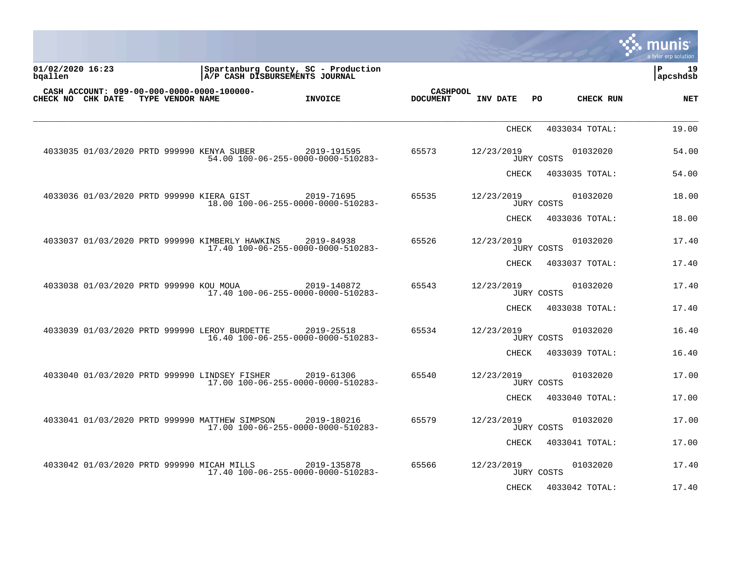**Spartanburg County, SC - Production**
**A/P CASH DISBURSEMENTS JOURNAL**

01/02/2020 16:23
bqallen

P 19
apcshdsb

CASH ACCOUNT: 099-00-000-0000-0000-100000-

| CHECK NO | CHK DATE | TYPE | VENDOR | NAME | INVOICE | CASHPOOL DOCUMENT | INV DATE | PO | CHECK RUN | NET |
|---|---|---|---|---|---|---|---|---|---|---|
| | | | | | | | | CHECK | 4033034 TOTAL: | 19.00 |
| 4033035 | 01/03/2020 | PRTD | 999990 | KENYA SUBER | 2019-191595 | 65573 | 12/23/2019 | | 01032020 | 54.00 |
| | | | | 54.00 100-06-255-0000-0000-510283- | | | | JURY COSTS | | |
| | | | | | | | | CHECK | 4033035 TOTAL: | 54.00 |
| 4033036 | 01/03/2020 | PRTD | 999990 | KIERA GIST | 2019-71695 | 65535 | 12/23/2019 | | 01032020 | 18.00 |
| | | | | 18.00 100-06-255-0000-0000-510283- | | | | JURY COSTS | | |
| | | | | | | | | CHECK | 4033036 TOTAL: | 18.00 |
| 4033037 | 01/03/2020 | PRTD | 999990 | KIMBERLY HAWKINS | 2019-84938 | 65526 | 12/23/2019 | | 01032020 | 17.40 |
| | | | | 17.40 100-06-255-0000-0000-510283- | | | | JURY COSTS | | |
| | | | | | | | | CHECK | 4033037 TOTAL: | 17.40 |
| 4033038 | 01/03/2020 | PRTD | 999990 | KOU MOUA | 2019-140872 | 65543 | 12/23/2019 | | 01032020 | 17.40 |
| | | | | 17.40 100-06-255-0000-0000-510283- | | | | JURY COSTS | | |
| | | | | | | | | CHECK | 4033038 TOTAL: | 17.40 |
| 4033039 | 01/03/2020 | PRTD | 999990 | LEROY BURDETTE | 2019-25518 | 65534 | 12/23/2019 | | 01032020 | 16.40 |
| | | | | 16.40 100-06-255-0000-0000-510283- | | | | JURY COSTS | | |
| | | | | | | | | CHECK | 4033039 TOTAL: | 16.40 |
| 4033040 | 01/03/2020 | PRTD | 999990 | LINDSEY FISHER | 2019-61306 | 65540 | 12/23/2019 | | 01032020 | 17.00 |
| | | | | 17.00 100-06-255-0000-0000-510283- | | | | JURY COSTS | | |
| | | | | | | | | CHECK | 4033040 TOTAL: | 17.00 |
| 4033041 | 01/03/2020 | PRTD | 999990 | MATTHEW SIMPSON | 2019-180216 | 65579 | 12/23/2019 | | 01032020 | 17.00 |
| | | | | 17.00 100-06-255-0000-0000-510283- | | | | JURY COSTS | | |
| | | | | | | | | CHECK | 4033041 TOTAL: | 17.00 |
| 4033042 | 01/03/2020 | PRTD | 999990 | MICAH MILLS | 2019-135878 | 65566 | 12/23/2019 | | 01032020 | 17.40 |
| | | | | 17.40 100-06-255-0000-0000-510283- | | | | JURY COSTS | | |
| | | | | | | | | CHECK | 4033042 TOTAL: | 17.40 |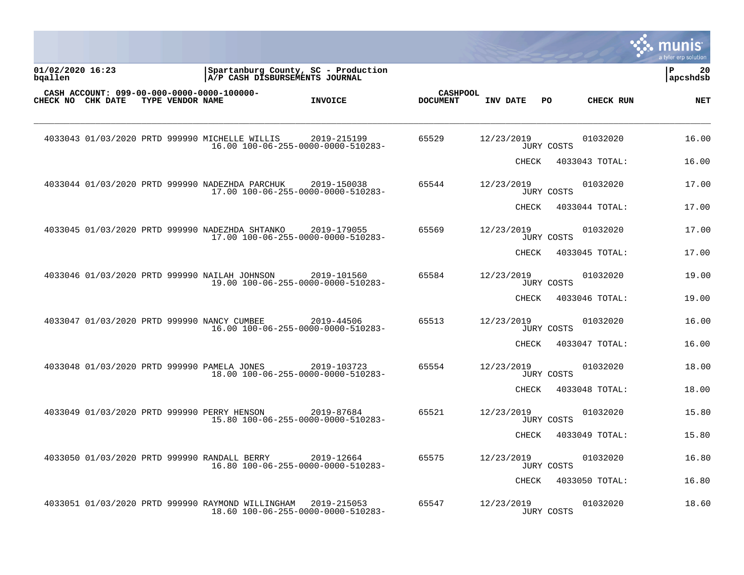01/02/2020 16:23 | Spartanburg County, SC - Production | P 20
bqallen | A/P CASH DISBURSEMENTS JOURNAL | apcshdsb

CASH ACCOUNT: 099-00-000-0000-0000-100000-

| CHECK NO | CHK DATE | TYPE | VENDOR NAME | INVOICE | CASHPOOL DOCUMENT | INV DATE | PO | CHECK RUN | NET |
|---|---|---|---|---|---|---|---|---|---|
| 4033043 | 01/03/2020 | PRTD | 999990 MICHELLE WILLIS | 2019-215199 | 65529 | 12/23/2019 | | 01032020 | 16.00 |
| | | | 16.00 100-06-255-0000-0000-510283- | | | | JURY COSTS | | |
| | | | | | | CHECK | 4033043 TOTAL: | | 16.00 |
| 4033044 | 01/03/2020 | PRTD | 999990 NADEZHDA PARCHUK | 2019-150038 | 65544 | 12/23/2019 | | 01032020 | 17.00 |
| | | | 17.00 100-06-255-0000-0000-510283- | | | | JURY COSTS | | |
| | | | | | | CHECK | 4033044 TOTAL: | | 17.00 |
| 4033045 | 01/03/2020 | PRTD | 999990 NADEZHDA SHTANKO | 2019-179055 | 65569 | 12/23/2019 | | 01032020 | 17.00 |
| | | | 17.00 100-06-255-0000-0000-510283- | | | | JURY COSTS | | |
| | | | | | | CHECK | 4033045 TOTAL: | | 17.00 |
| 4033046 | 01/03/2020 | PRTD | 999990 NAILAH JOHNSON | 2019-101560 | 65584 | 12/23/2019 | | 01032020 | 19.00 |
| | | | 19.00 100-06-255-0000-0000-510283- | | | | JURY COSTS | | |
| | | | | | | CHECK | 4033046 TOTAL: | | 19.00 |
| 4033047 | 01/03/2020 | PRTD | 999990 NANCY CUMBEE | 2019-44506 | 65513 | 12/23/2019 | | 01032020 | 16.00 |
| | | | 16.00 100-06-255-0000-0000-510283- | | | | JURY COSTS | | |
| | | | | | | CHECK | 4033047 TOTAL: | | 16.00 |
| 4033048 | 01/03/2020 | PRTD | 999990 PAMELA JONES | 2019-103723 | 65554 | 12/23/2019 | | 01032020 | 18.00 |
| | | | 18.00 100-06-255-0000-0000-510283- | | | | JURY COSTS | | |
| | | | | | | CHECK | 4033048 TOTAL: | | 18.00 |
| 4033049 | 01/03/2020 | PRTD | 999990 PERRY HENSON | 2019-87684 | 65521 | 12/23/2019 | | 01032020 | 15.80 |
| | | | 15.80 100-06-255-0000-0000-510283- | | | | JURY COSTS | | |
| | | | | | | CHECK | 4033049 TOTAL: | | 15.80 |
| 4033050 | 01/03/2020 | PRTD | 999990 RANDALL BERRY | 2019-12664 | 65575 | 12/23/2019 | | 01032020 | 16.80 |
| | | | 16.80 100-06-255-0000-0000-510283- | | | | JURY COSTS | | |
| | | | | | | CHECK | 4033050 TOTAL: | | 16.80 |
| 4033051 | 01/03/2020 | PRTD | 999990 RAYMOND WILLINGHAM | 2019-215053 | 65547 | 12/23/2019 | | 01032020 | 18.60 |
| | | | 18.60 100-06-255-0000-0000-510283- | | | | JURY COSTS | | |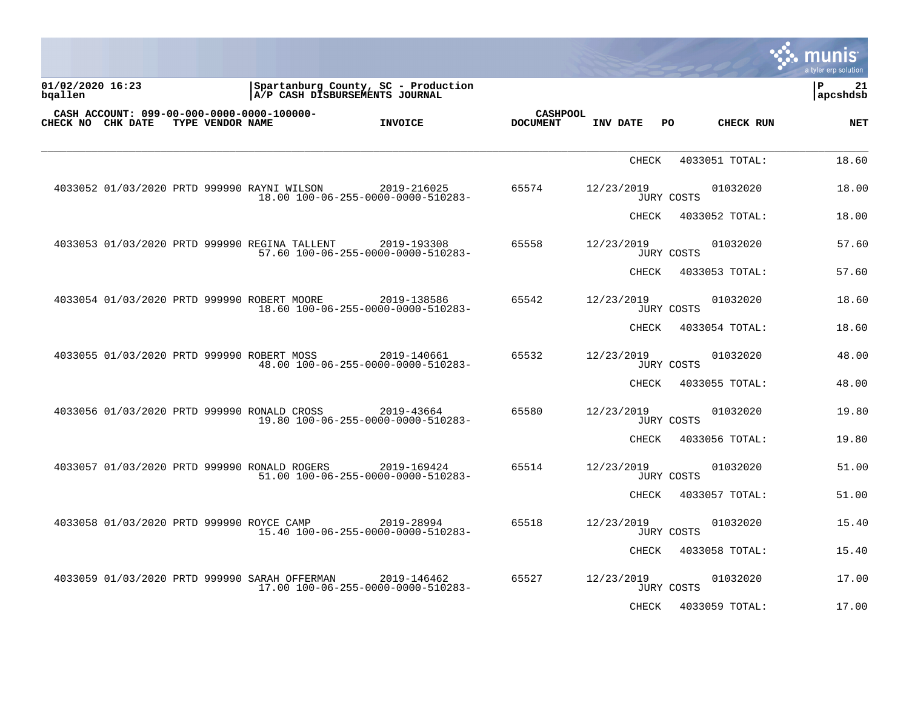01/02/2020 16:23 | Spartanburg County, SC - Production | P 21
bqallen | A/P CASH DISBURSEMENTS JOURNAL | apcshdsb

CASH ACCOUNT: 099-00-000-0000-0000-100000-

| CHECK NO | CHK DATE | TYPE | VENDOR | NAME | INVOICE | CASHPOOL DOCUMENT | INV DATE | PO | CHECK RUN | NET |
|---|---|---|---|---|---|---|---|---|---|---|
| | | | | | | | CHECK | 4033051 TOTAL: | | 18.60 |
| 4033052 | 01/03/2020 | PRTD | 999990 | RAYNI WILSON | 2019-216025 | 65574 | 12/23/2019 | | 01032020 | 18.00 |
| | | | | 18.00 100-06-255-0000-0000-510283- | | | JURY COSTS | | | |
| | | | | | | | CHECK | 4033052 TOTAL: | | 18.00 |
| 4033053 | 01/03/2020 | PRTD | 999990 | REGINA TALLENT | 2019-193308 | 65558 | 12/23/2019 | | 01032020 | 57.60 |
| | | | | 57.60 100-06-255-0000-0000-510283- | | | JURY COSTS | | | |
| | | | | | | | CHECK | 4033053 TOTAL: | | 57.60 |
| 4033054 | 01/03/2020 | PRTD | 999990 | ROBERT MOORE | 2019-138586 | 65542 | 12/23/2019 | | 01032020 | 18.60 |
| | | | | 18.60 100-06-255-0000-0000-510283- | | | JURY COSTS | | | |
| | | | | | | | CHECK | 4033054 TOTAL: | | 18.60 |
| 4033055 | 01/03/2020 | PRTD | 999990 | ROBERT MOSS | 2019-140661 | 65532 | 12/23/2019 | | 01032020 | 48.00 |
| | | | | 48.00 100-06-255-0000-0000-510283- | | | JURY COSTS | | | |
| | | | | | | | CHECK | 4033055 TOTAL: | | 48.00 |
| 4033056 | 01/03/2020 | PRTD | 999990 | RONALD CROSS | 2019-43664 | 65580 | 12/23/2019 | | 01032020 | 19.80 |
| | | | | 19.80 100-06-255-0000-0000-510283- | | | JURY COSTS | | | |
| | | | | | | | CHECK | 4033056 TOTAL: | | 19.80 |
| 4033057 | 01/03/2020 | PRTD | 999990 | RONALD ROGERS | 2019-169424 | 65514 | 12/23/2019 | | 01032020 | 51.00 |
| | | | | 51.00 100-06-255-0000-0000-510283- | | | JURY COSTS | | | |
| | | | | | | | CHECK | 4033057 TOTAL: | | 51.00 |
| 4033058 | 01/03/2020 | PRTD | 999990 | ROYCE CAMP | 2019-28994 | 65518 | 12/23/2019 | | 01032020 | 15.40 |
| | | | | 15.40 100-06-255-0000-0000-510283- | | | JURY COSTS | | | |
| | | | | | | | CHECK | 4033058 TOTAL: | | 15.40 |
| 4033059 | 01/03/2020 | PRTD | 999990 | SARAH OFFERMAN | 2019-146462 | 65527 | 12/23/2019 | | 01032020 | 17.00 |
| | | | | 17.00 100-06-255-0000-0000-510283- | | | JURY COSTS | | | |
| | | | | | | | CHECK | 4033059 TOTAL: | | 17.00 |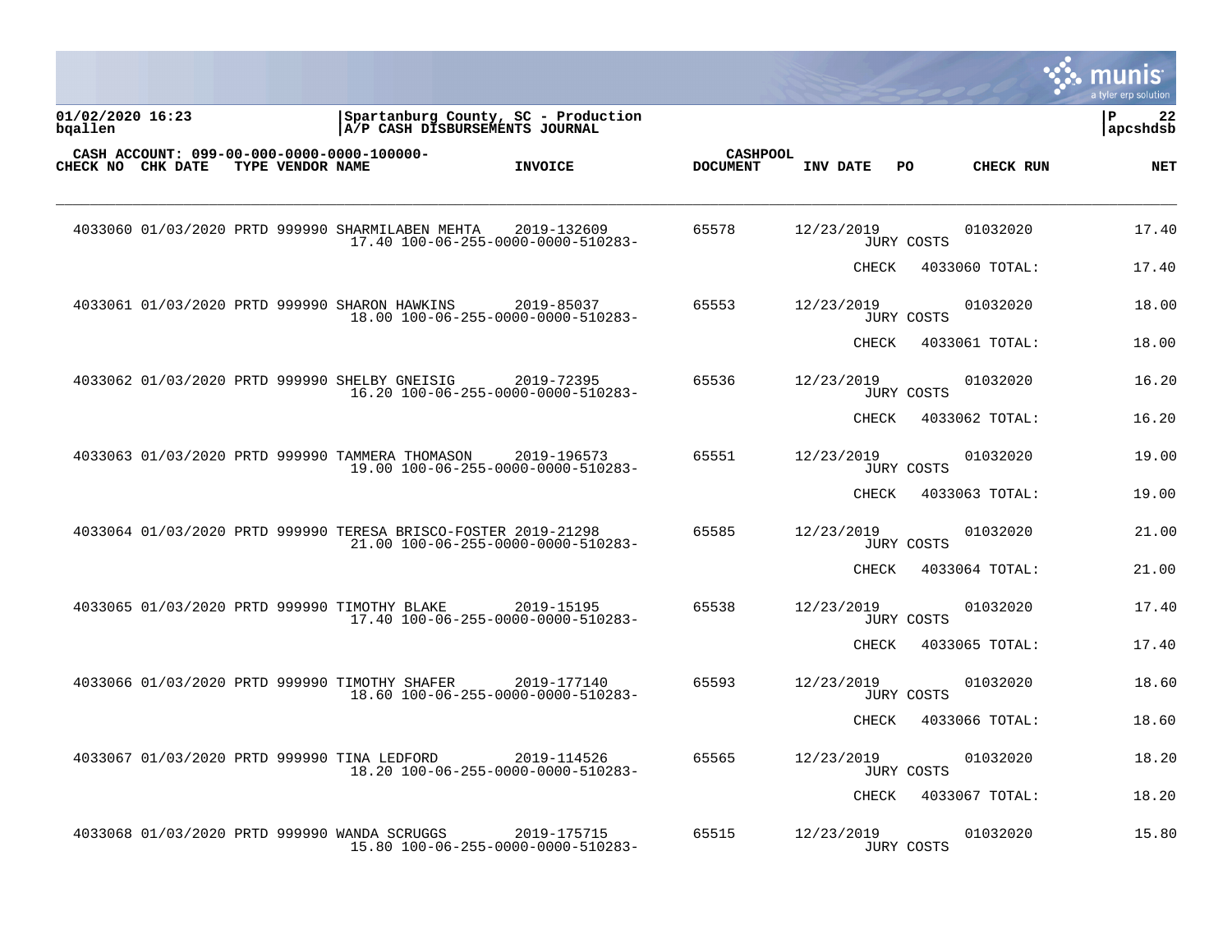Spartanburg County, SC - Production
A/P CASH DISBURSEMENTS JOURNAL

01/02/2020 16:23
bqallen

CASH ACCOUNT: 099-00-000-0000-0000-100000-

| CHECK NO | CHK DATE | TYPE | VENDOR NAME | INVOICE | CASHPOOL DOCUMENT | INV DATE | PO | CHECK RUN | NET |
|---|---|---|---|---|---|---|---|---|---|
| 4033060 | 01/03/2020 | PRTD | 999990 SHARMILABEN MEHTA | 2019-132609 | 65578 | 12/23/2019 | | 01032020 | 17.40 |
| | | | | 17.40 100-06-255-0000-0000-510283- | | | JURY COSTS | | |
| | | | | | | | CHECK | 4033060 TOTAL: | 17.40 |
| 4033061 | 01/03/2020 | PRTD | 999990 SHARON HAWKINS | 2019-85037 | 65553 | 12/23/2019 | | 01032020 | 18.00 |
| | | | | 18.00 100-06-255-0000-0000-510283- | | | JURY COSTS | | |
| | | | | | | | CHECK | 4033061 TOTAL: | 18.00 |
| 4033062 | 01/03/2020 | PRTD | 999990 SHELBY GNEISIG | 2019-72395 | 65536 | 12/23/2019 | | 01032020 | 16.20 |
| | | | | 16.20 100-06-255-0000-0000-510283- | | | JURY COSTS | | |
| | | | | | | | CHECK | 4033062 TOTAL: | 16.20 |
| 4033063 | 01/03/2020 | PRTD | 999990 TAMMERA THOMASON | 2019-196573 | 65551 | 12/23/2019 | | 01032020 | 19.00 |
| | | | | 19.00 100-06-255-0000-0000-510283- | | | JURY COSTS | | |
| | | | | | | | CHECK | 4033063 TOTAL: | 19.00 |
| 4033064 | 01/03/2020 | PRTD | 999990 TERESA BRISCO-FOSTER | 2019-21298 | 65585 | 12/23/2019 | | 01032020 | 21.00 |
| | | | | 21.00 100-06-255-0000-0000-510283- | | | JURY COSTS | | |
| | | | | | | | CHECK | 4033064 TOTAL: | 21.00 |
| 4033065 | 01/03/2020 | PRTD | 999990 TIMOTHY BLAKE | 2019-15195 | 65538 | 12/23/2019 | | 01032020 | 17.40 |
| | | | | 17.40 100-06-255-0000-0000-510283- | | | JURY COSTS | | |
| | | | | | | | CHECK | 4033065 TOTAL: | 17.40 |
| 4033066 | 01/03/2020 | PRTD | 999990 TIMOTHY SHAFER | 2019-177140 | 65593 | 12/23/2019 | | 01032020 | 18.60 |
| | | | | 18.60 100-06-255-0000-0000-510283- | | | JURY COSTS | | |
| | | | | | | | CHECK | 4033066 TOTAL: | 18.60 |
| 4033067 | 01/03/2020 | PRTD | 999990 TINA LEDFORD | 2019-114526 | 65565 | 12/23/2019 | | 01032020 | 18.20 |
| | | | | 18.20 100-06-255-0000-0000-510283- | | | JURY COSTS | | |
| | | | | | | | CHECK | 4033067 TOTAL: | 18.20 |
| 4033068 | 01/03/2020 | PRTD | 999990 WANDA SCRUGGS | 2019-175715 | 65515 | 12/23/2019 | | 01032020 | 15.80 |
| | | | | 15.80 100-06-255-0000-0000-510283- | | | JURY COSTS | | |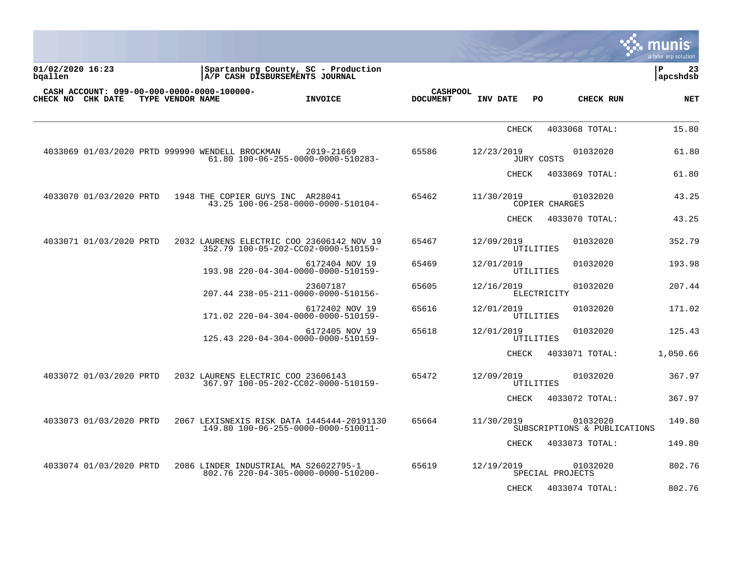01/02/2020 16:23
bqallen

Spartanburg County, SC - Production
A/P CASH DISBURSEMENTS JOURNAL

P 23
apcshdsb

CASH ACCOUNT: 099-00-000-0000-0000-100000-

| CHECK NO | CHK DATE | TYPE | VENDOR NAME | INVOICE | CASHPOOL DOCUMENT | INV DATE | PO | CHECK RUN | NET |
|---|---|---|---|---|---|---|---|---|---|
| | | | | | | CHECK | | 4033068 TOTAL: | 15.80 |
| 4033069 | 01/03/2020 | PRTD | 999990 WENDELL BROCKMAN | 2019-21669 | 65586 | 12/23/2019 | | 01032020 | 61.80 |
| | | | 61.80 100-06-255-0000-0000-510283- | | | JURY COSTS | | | |
| | | | | | | CHECK | | 4033069 TOTAL: | 61.80 |
| 4033070 | 01/03/2020 | PRTD | 1948 THE COPIER GUYS INC | AR28041 | 65462 | 11/30/2019 | | 01032020 | 43.25 |
| | | | 43.25 100-06-258-0000-0000-510104- | | | COPIER CHARGES | | | |
| | | | | | | CHECK | | 4033070 TOTAL: | 43.25 |
| 4033071 | 01/03/2020 | PRTD | 2032 LAURENS ELECTRIC COO | 23606142 NOV 19 | 65467 | 12/09/2019 | | 01032020 | 352.79 |
| | | | 352.79 100-05-202-CC02-0000-510159- | | | UTILITIES | | | |
| | | | | 6172404 NOV 19 | 65469 | 12/01/2019 | | 01032020 | 193.98 |
| | | | 193.98 220-04-304-0000-0000-510159- | | | UTILITIES | | | |
| | | | | 23607187 | 65605 | 12/16/2019 | | 01032020 | 207.44 |
| | | | 207.44 238-05-211-0000-0000-510156- | | | ELECTRICITY | | | |
| | | | | 6172402 NOV 19 | 65616 | 12/01/2019 | | 01032020 | 171.02 |
| | | | 171.02 220-04-304-0000-0000-510159- | | | UTILITIES | | | |
| | | | | 6172405 NOV 19 | 65618 | 12/01/2019 | | 01032020 | 125.43 |
| | | | 125.43 220-04-304-0000-0000-510159- | | | UTILITIES | | | |
| | | | | | | CHECK | | 4033071 TOTAL: | 1,050.66 |
| 4033072 | 01/03/2020 | PRTD | 2032 LAURENS ELECTRIC COO | 23606143 | 65472 | 12/09/2019 | | 01032020 | 367.97 |
| | | | 367.97 100-05-202-CC02-0000-510159- | | | UTILITIES | | | |
| | | | | | | CHECK | | 4033072 TOTAL: | 367.97 |
| 4033073 | 01/03/2020 | PRTD | 2067 LEXISNEXIS RISK DATA | 1445444-20191130 | 65664 | 11/30/2019 | | 01032020 | 149.80 |
| | | | 149.80 100-06-255-0000-0000-510011- | | | SUBSCRIPTIONS & PUBLICATIONS | | | |
| | | | | | | CHECK | | 4033073 TOTAL: | 149.80 |
| 4033074 | 01/03/2020 | PRTD | 2086 LINDER INDUSTRIAL MA | S26022795-1 | 65619 | 12/19/2019 | | 01032020 | 802.76 |
| | | | 802.76 220-04-305-0000-0000-510200- | | | SPECIAL PROJECTS | | | |
| | | | | | | CHECK | | 4033074 TOTAL: | 802.76 |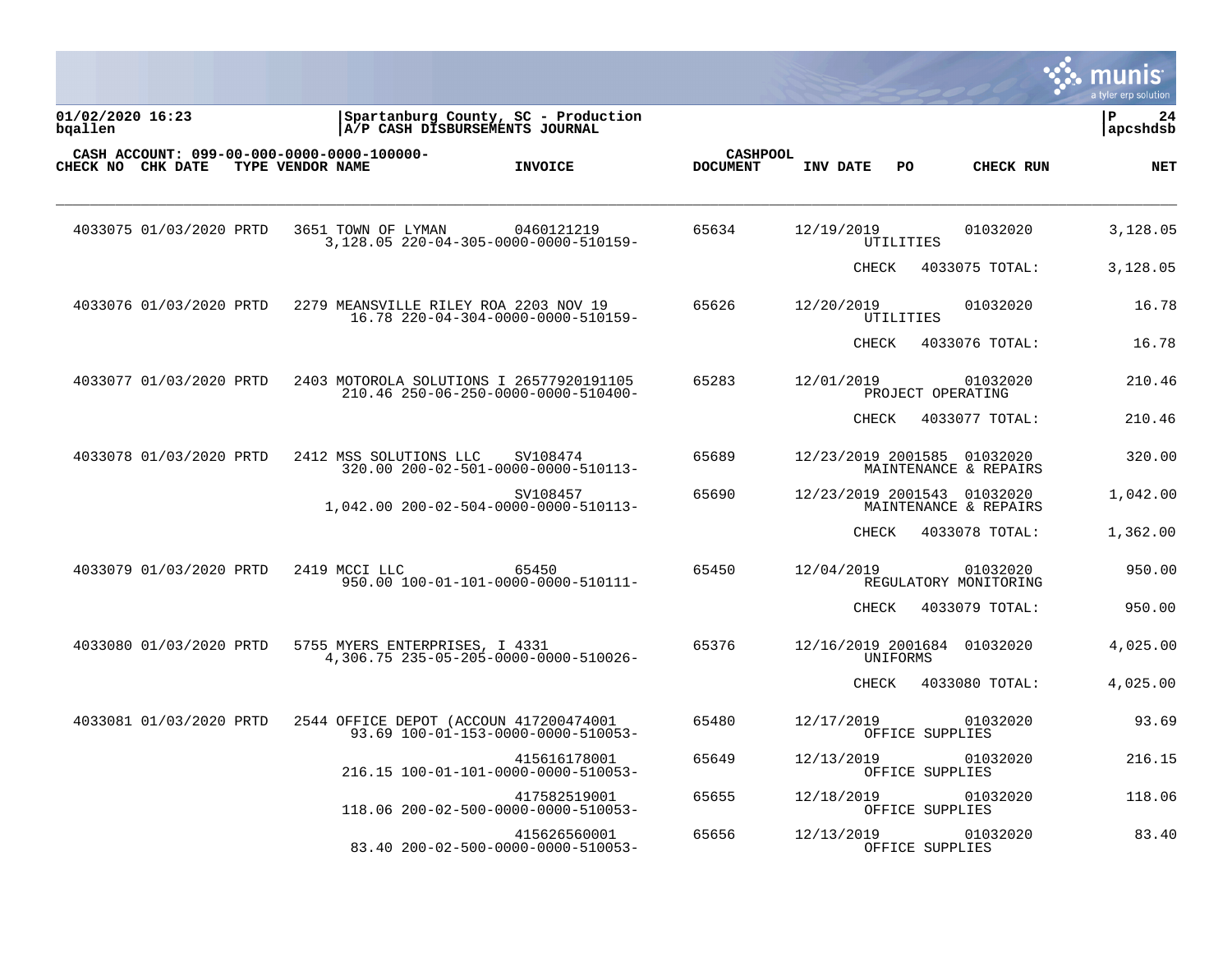01/02/2020 16:23
bqallen

Spartanburg County, SC - Production
A/P CASH DISBURSEMENTS JOURNAL

apcshdsb

CASH ACCOUNT: 099-00-000-0000-0000-100000-

| CHECK NO | CHK DATE | TYPE | VENDOR NAME | INVOICE | CASHPOOL DOCUMENT | INV DATE | PO | CHECK RUN | NET |
|---|---|---|---|---|---|---|---|---|---|
| 4033075 | 01/03/2020 | PRTD | 3651 TOWN OF LYMAN | 0460121219 | 65634 | 12/19/2019 | | 01032020 | 3,128.05 |
| | | | 3,128.05 220-04-305-0000-0000-510159- | | | UTILITIES | | | |
| | | | | | | | | CHECK 4033075 TOTAL: | 3,128.05 |
| 4033076 | 01/03/2020 | PRTD | 2279 MEANSVILLE RILEY ROA | 2203 NOV 19 | 65626 | 12/20/2019 | | 01032020 | 16.78 |
| | | | 16.78 220-04-304-0000-0000-510159- | | | UTILITIES | | | |
| | | | | | | | | CHECK 4033076 TOTAL: | 16.78 |
| 4033077 | 01/03/2020 | PRTD | 2403 MOTOROLA SOLUTIONS I | 26577920191105 | 65283 | 12/01/2019 | | 01032020 | 210.46 |
| | | | 210.46 250-06-250-0000-0000-510400- | | | PROJECT OPERATING | | | |
| | | | | | | | | CHECK 4033077 TOTAL: | 210.46 |
| 4033078 | 01/03/2020 | PRTD | 2412 MSS SOLUTIONS LLC | SV108474 | 65689 | 12/23/2019 | 2001585 | 01032020 | 320.00 |
| | | | 320.00 200-02-501-0000-0000-510113- | | | MAINTENANCE & REPAIRS | | | |
| | | | | SV108457 | 65690 | 12/23/2019 | 2001543 | 01032020 | 1,042.00 |
| | | | 1,042.00 200-02-504-0000-0000-510113- | | | MAINTENANCE & REPAIRS | | | |
| | | | | | | | | CHECK 4033078 TOTAL: | 1,362.00 |
| 4033079 | 01/03/2020 | PRTD | 2419 MCCI LLC | 65450 | 65450 | 12/04/2019 | | 01032020 | 950.00 |
| | | | 950.00 100-01-101-0000-0000-510111- | | | REGULATORY MONITORING | | | |
| | | | | | | | | CHECK 4033079 TOTAL: | 950.00 |
| 4033080 | 01/03/2020 | PRTD | 5755 MYERS ENTERPRISES, I | 4331 | 65376 | 12/16/2019 | 2001684 | 01032020 | 4,025.00 |
| | | | 4,306.75 235-05-205-0000-0000-510026- | | | UNIFORMS | | | |
| | | | | | | | | CHECK 4033080 TOTAL: | 4,025.00 |
| 4033081 | 01/03/2020 | PRTD | 2544 OFFICE DEPOT (ACCOUN | 417200474001 | 65480 | 12/17/2019 | | 01032020 | 93.69 |
| | | | 93.69 100-01-153-0000-0000-510053- | | | OFFICE SUPPLIES | | | |
| | | | | 415616178001 | 65649 | 12/13/2019 | | 01032020 | 216.15 |
| | | | 216.15 100-01-101-0000-0000-510053- | | | OFFICE SUPPLIES | | | |
| | | | | 417582519001 | 65655 | 12/18/2019 | | 01032020 | 118.06 |
| | | | 118.06 200-02-500-0000-0000-510053- | | | OFFICE SUPPLIES | | | |
| | | | | 415626560001 | 65656 | 12/13/2019 | | 01032020 | 83.40 |
| | | | 83.40 200-02-500-0000-0000-510053- | | | OFFICE SUPPLIES | | | |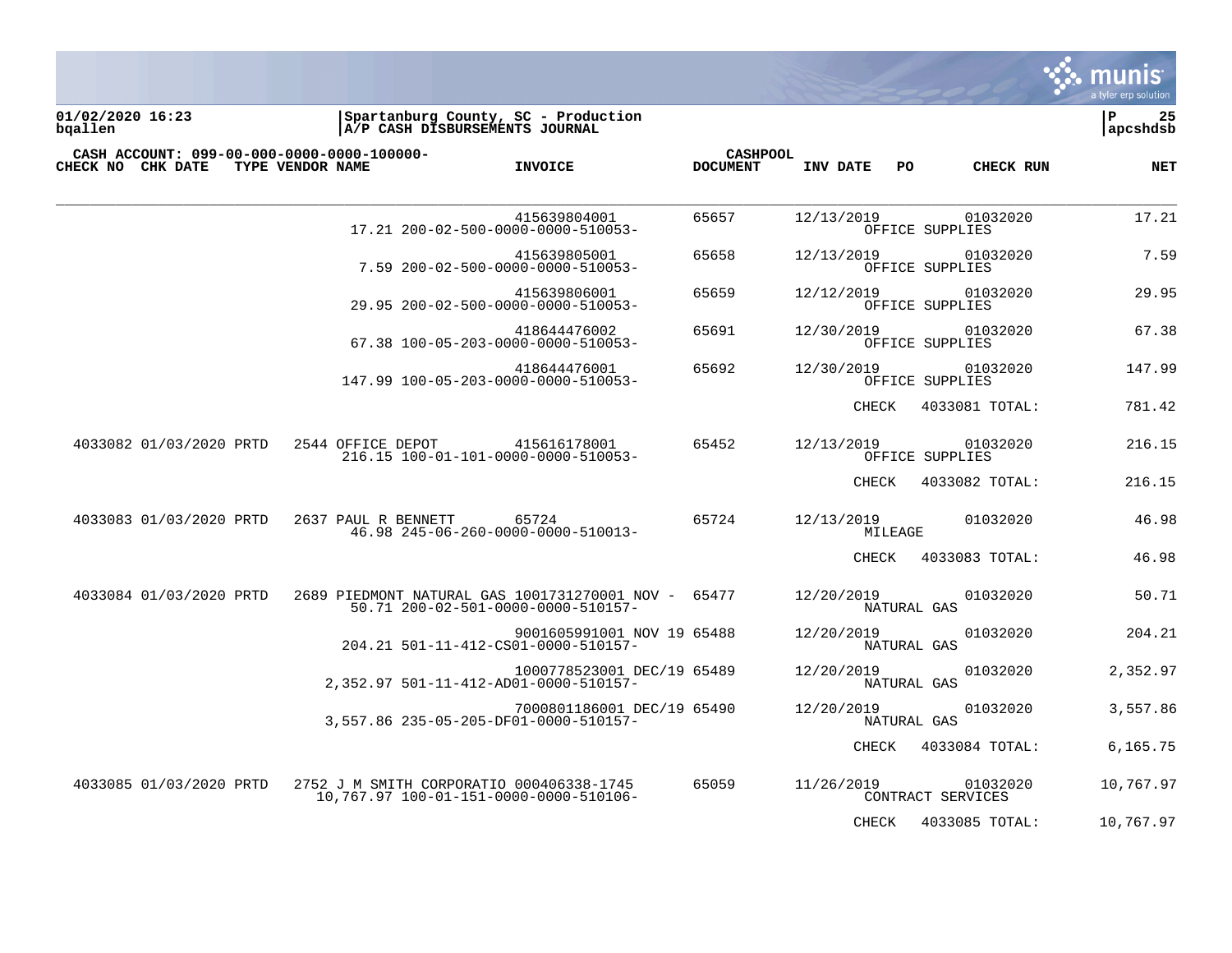Spartanburg County, SC - Production
A/P CASH DISBURSEMENTS JOURNAL

01/02/2020 16:23
bqallen

P 25
apcshdsb

CASH ACCOUNT: 099-00-000-0000-0000-100000-

| CHECK NO | CHK DATE | TYPE | VENDOR NAME | INVOICE | CASHPOOL DOCUMENT | INV DATE | PO | CHECK RUN | NET |
|---|---|---|---|---|---|---|---|---|---|
| | | | | 415639804001 | 65657 | 12/13/2019 | | 01032020 | 17.21 |
| | | | 17.21 200-02-500-0000-0000-510053- | | | OFFICE SUPPLIES | | | |
| | | | | 415639805001 | 65658 | 12/13/2019 | | 01032020 | 7.59 |
| | | | 7.59 200-02-500-0000-0000-510053- | | | OFFICE SUPPLIES | | | |
| | | | | 415639806001 | 65659 | 12/12/2019 | | 01032020 | 29.95 |
| | | | 29.95 200-02-500-0000-0000-510053- | | | OFFICE SUPPLIES | | | |
| | | | | 418644476002 | 65691 | 12/30/2019 | | 01032020 | 67.38 |
| | | | 67.38 100-05-203-0000-0000-510053- | | | OFFICE SUPPLIES | | | |
| | | | | 418644476001 | 65692 | 12/30/2019 | | 01032020 | 147.99 |
| | | | 147.99 100-05-203-0000-0000-510053- | | | OFFICE SUPPLIES | | | |
| | | | | | | CHECK | | 4033081 TOTAL: | 781.42 |
| 4033082 | 01/03/2020 | PRTD | 2544 OFFICE DEPOT | 415616178001 | 65452 | 12/13/2019 | | 01032020 | 216.15 |
| | | | 216.15 100-01-101-0000-0000-510053- | | | OFFICE SUPPLIES | | | |
| | | | | | | CHECK | | 4033082 TOTAL: | 216.15 |
| 4033083 | 01/03/2020 | PRTD | 2637 PAUL R BENNETT | 65724 | 65724 | 12/13/2019 | | 01032020 | 46.98 |
| | | | 46.98 245-06-260-0000-0000-510013- | | | MILEAGE | | | |
| | | | | | | CHECK | | 4033083 TOTAL: | 46.98 |
| 4033084 | 01/03/2020 | PRTD | 2689 PIEDMONT NATURAL GAS | 1001731270001 NOV - | 65477 | 12/20/2019 | | 01032020 | 50.71 |
| | | | 50.71 200-02-501-0000-0000-510157- | | | NATURAL GAS | | | |
| | | | | 9001605991001 NOV 19 | 65488 | 12/20/2019 | | 01032020 | 204.21 |
| | | | 204.21 501-11-412-CS01-0000-510157- | | | NATURAL GAS | | | |
| | | | | 1000778523001 DEC/19 | 65489 | 12/20/2019 | | 01032020 | 2,352.97 |
| | | | 2,352.97 501-11-412-AD01-0000-510157- | | | NATURAL GAS | | | |
| | | | | 7000801186001 DEC/19 | 65490 | 12/20/2019 | | 01032020 | 3,557.86 |
| | | | 3,557.86 235-05-205-DF01-0000-510157- | | | NATURAL GAS | | | |
| | | | | | | CHECK | | 4033084 TOTAL: | 6,165.75 |
| 4033085 | 01/03/2020 | PRTD | 2752 J M SMITH CORPORATIO | 000406338-1745 | 65059 | 11/26/2019 | | 01032020 | 10,767.97 |
| | | | 10,767.97 100-01-151-0000-0000-510106- | | | CONTRACT SERVICES | | | |
| | | | | | | CHECK | | 4033085 TOTAL: | 10,767.97 |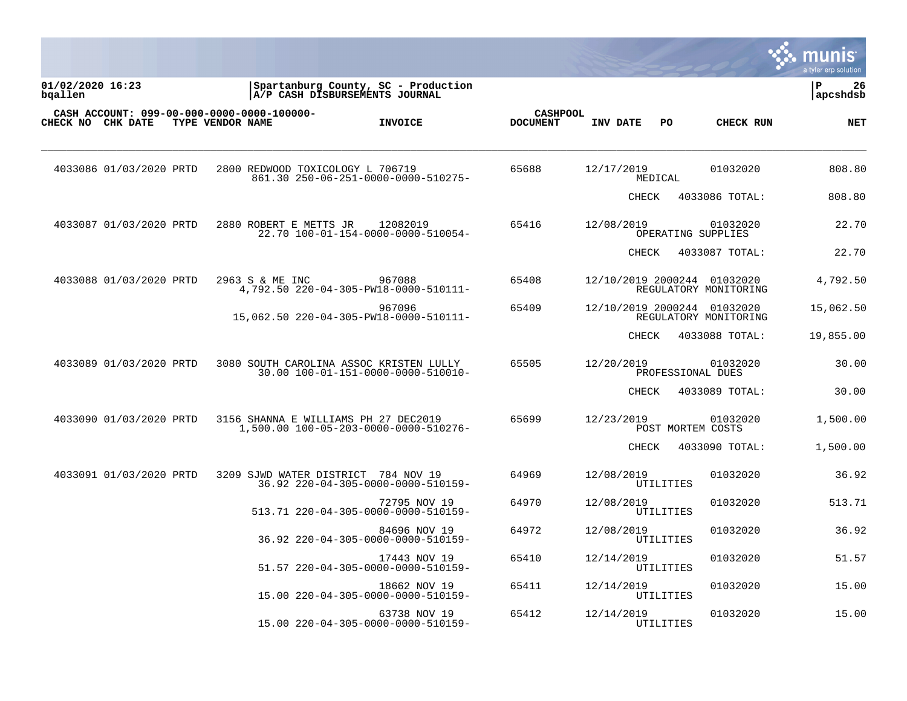**01/02/2020 16:23**
**bqallen**

**Spartanburg County, SC - Production**
**A/P CASH DISBURSEMENTS JOURNAL**

**apcshdsb**

**CASH ACCOUNT: 099-00-000-0000-0000-100000-**

| CHECK NO | CHK DATE | TYPE | VENDOR NAME | INVOICE | CASHPOOL DOCUMENT | INV DATE | PO | CHECK RUN | NET |
|---|---|---|---|---|---|---|---|---|---|
| 4033086 | 01/03/2020 | PRTD | 2800 REDWOOD TOXICOLOGY L | 706719 | 65688 | 12/17/2019 | | 01032020 | 808.80 |
| | | | 861.30 250-06-251-0000-0000-510275- | | | MEDICAL | | | |
| | | | | | | CHECK | | 4033086 TOTAL: | 808.80 |
| 4033087 | 01/03/2020 | PRTD | 2880 ROBERT E METTS JR | 12082019 | 65416 | 12/08/2019 | | 01032020 | 22.70 |
| | | | 22.70 100-01-154-0000-0000-510054- | | | OPERATING SUPPLIES | | | |
| | | | | | | CHECK | | 4033087 TOTAL: | 22.70 |
| 4033088 | 01/03/2020 | PRTD | 2963 S & ME INC | 967088 | 65408 | 12/10/2019 | 2000244 | 01032020 | 4,792.50 |
| | | | 4,792.50 220-04-305-PW18-0000-510111- | | | REGULATORY MONITORING | | | |
| | | | | 967096 | 65409 | 12/10/2019 | 2000244 | 01032020 | 15,062.50 |
| | | | 15,062.50 220-04-305-PW18-0000-510111- | | | REGULATORY MONITORING | | | |
| | | | | | | CHECK | | 4033088 TOTAL: | 19,855.00 |
| 4033089 | 01/03/2020 | PRTD | 3080 SOUTH CAROLINA ASSOC | KRISTEN LULLY | 65505 | 12/20/2019 | | 01032020 | 30.00 |
| | | | 30.00 100-01-151-0000-0000-510010- | | | PROFESSIONAL DUES | | | |
| | | | | | | CHECK | | 4033089 TOTAL: | 30.00 |
| 4033090 | 01/03/2020 | PRTD | 3156 SHANNA E WILLIAMS PH | 27 DEC2019 | 65699 | 12/23/2019 | | 01032020 | 1,500.00 |
| | | | 1,500.00 100-05-203-0000-0000-510276- | | | POST MORTEM COSTS | | | |
| | | | | | | CHECK | | 4033090 TOTAL: | 1,500.00 |
| 4033091 | 01/03/2020 | PRTD | 3209 SJWD WATER DISTRICT | 784 NOV 19 | 64969 | 12/08/2019 | | 01032020 | 36.92 |
| | | | 36.92 220-04-305-0000-0000-510159- | | | UTILITIES | | | |
| | | | | 72795 NOV 19 | 64970 | 12/08/2019 | | 01032020 | 513.71 |
| | | | 513.71 220-04-305-0000-0000-510159- | | | UTILITIES | | | |
| | | | | 84696 NOV 19 | 64972 | 12/08/2019 | | 01032020 | 36.92 |
| | | | 36.92 220-04-305-0000-0000-510159- | | | UTILITIES | | | |
| | | | | 17443 NOV 19 | 65410 | 12/14/2019 | | 01032020 | 51.57 |
| | | | 51.57 220-04-305-0000-0000-510159- | | | UTILITIES | | | |
| | | | | 18662 NOV 19 | 65411 | 12/14/2019 | | 01032020 | 15.00 |
| | | | 15.00 220-04-305-0000-0000-510159- | | | UTILITIES | | | |
| | | | | 63738 NOV 19 | 65412 | 12/14/2019 | | 01032020 | 15.00 |
| | | | 15.00 220-04-305-0000-0000-510159- | | | UTILITIES | | | |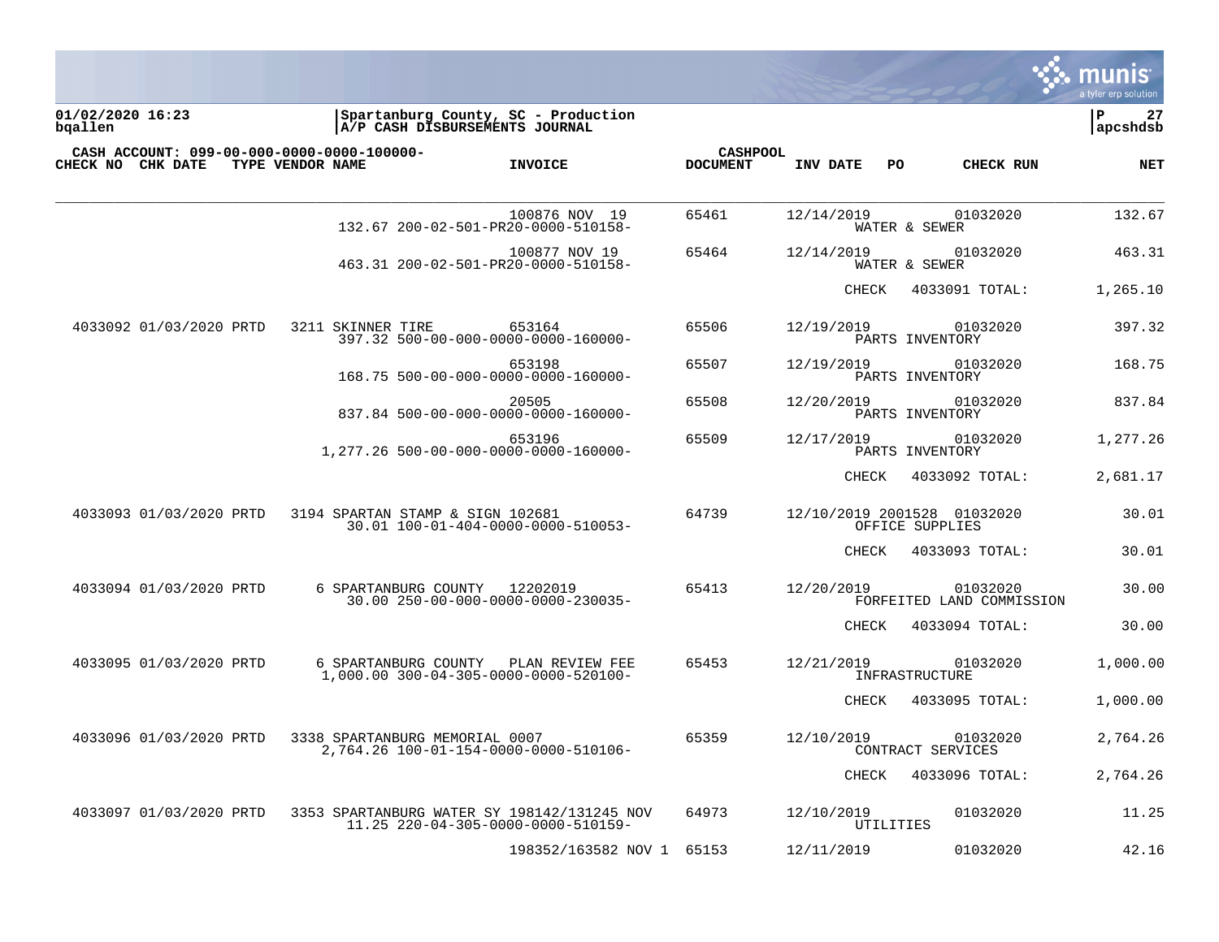**01/02/2020 16:23** | **Spartanburg County, SC - Production** | **P 27**
**bqallen** | **A/P CASH DISBURSEMENTS JOURNAL** | **apcshdsb**

**CASH ACCOUNT: 099-00-000-0000-0000-100000-**

| CHECK NO | CHK DATE | TYPE | VENDOR NAME | INVOICE | CASHPOOL DOCUMENT | INV DATE | PO | CHECK RUN | NET |
|---|---|---|---|---|---|---|---|---|---|
| | | | | 100876 NOV 19 | 65461 | 12/14/2019 | | 01032020 | 132.67 |
| | | | 132.67 200-02-501-PR20-0000-510158- | | | WATER & SEWER | | | |
| | | | | 100877 NOV 19 | 65464 | 12/14/2019 | | 01032020 | 463.31 |
| | | | 463.31 200-02-501-PR20-0000-510158- | | | WATER & SEWER | | | |
| | | | | | | CHECK | | 4033091 TOTAL: | 1,265.10 |
| 4033092 | 01/03/2020 | PRTD | 3211 SKINNER TIRE | 653164 | 65506 | 12/19/2019 | | 01032020 | 397.32 |
| | | | 397.32 500-00-000-0000-0000-160000- | | | PARTS INVENTORY | | | |
| | | | | 653198 | 65507 | 12/19/2019 | | 01032020 | 168.75 |
| | | | 168.75 500-00-000-0000-0000-160000- | | | PARTS INVENTORY | | | |
| | | | | 20505 | 65508 | 12/20/2019 | | 01032020 | 837.84 |
| | | | 837.84 500-00-000-0000-0000-160000- | | | PARTS INVENTORY | | | |
| | | | | 653196 | 65509 | 12/17/2019 | | 01032020 | 1,277.26 |
| | | | 1,277.26 500-00-000-0000-0000-160000- | | | PARTS INVENTORY | | | |
| | | | | | | CHECK | | 4033092 TOTAL: | 2,681.17 |
| 4033093 | 01/03/2020 | PRTD | 3194 SPARTAN STAMP & SIGN | 102681 | 64739 | 12/10/2019 | 2001528 | 01032020 | 30.01 |
| | | | 30.01 100-01-404-0000-0000-510053- | | | OFFICE SUPPLIES | | | |
| | | | | | | CHECK | | 4033093 TOTAL: | 30.01 |
| 4033094 | 01/03/2020 | PRTD | 6 SPARTANBURG COUNTY | 12202019 | 65413 | 12/20/2019 | | 01032020 | 30.00 |
| | | | 30.00 250-00-000-0000-0000-230035- | | | FORFEITED LAND COMMISSION | | | |
| | | | | | | CHECK | | 4033094 TOTAL: | 30.00 |
| 4033095 | 01/03/2020 | PRTD | 6 SPARTANBURG COUNTY | PLAN REVIEW FEE | 65453 | 12/21/2019 | | 01032020 | 1,000.00 |
| | | | 1,000.00 300-04-305-0000-0000-520100- | | | INFRASTRUCTURE | | | |
| | | | | | | CHECK | | 4033095 TOTAL: | 1,000.00 |
| 4033096 | 01/03/2020 | PRTD | 3338 SPARTANBURG MEMORIAL | 0007 | 65359 | 12/10/2019 | | 01032020 | 2,764.26 |
| | | | 2,764.26 100-01-154-0000-0000-510106- | | | CONTRACT SERVICES | | | |
| | | | | | | CHECK | | 4033096 TOTAL: | 2,764.26 |
| 4033097 | 01/03/2020 | PRTD | 3353 SPARTANBURG WATER SY | 198142/131245 NOV | 64973 | 12/10/2019 | | 01032020 | 11.25 |
| | | | 11.25 220-04-305-0000-0000-510159- | | | UTILITIES | | | |
| | | | | 198352/163582 NOV 1 | 65153 | 12/11/2019 | | 01032020 | 42.16 |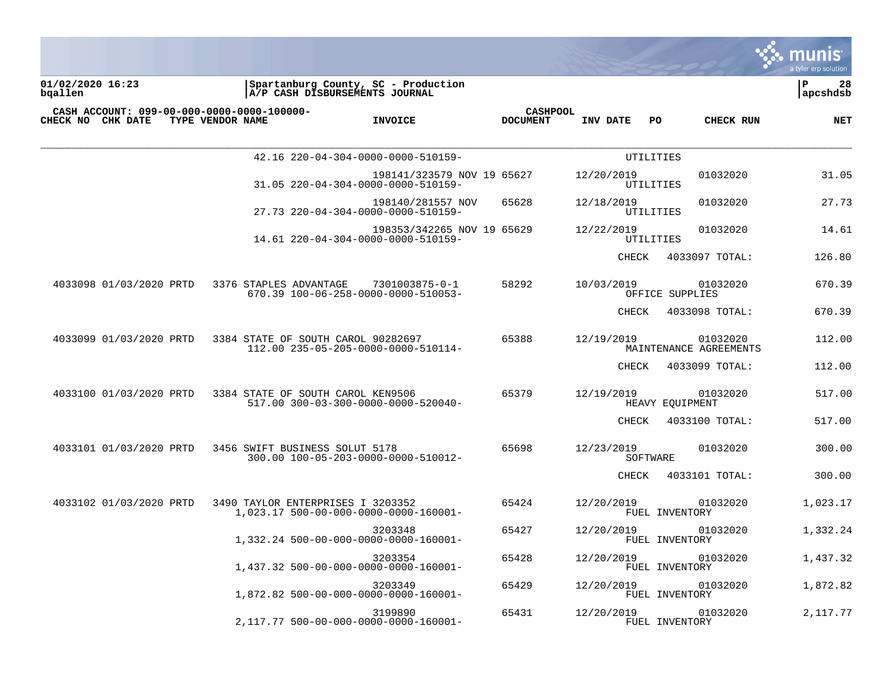**01/02/2020 16:23** | **Spartanburg County, SC - Production**
**bqallen** | **A/P CASH DISBURSEMENTS JOURNAL**

**CASH ACCOUNT: 099-00-000-0000-0000-100000-**

| CHECK NO | CHK DATE | TYPE | VENDOR NAME | INVOICE | CASHPOOL DOCUMENT | INV DATE | PO | CHECK RUN | NET |
|---|---|---|---|---|---|---|---|---|---|
| | | | 42.16 220-04-304-0000-0000-510159- | | | | UTILITIES | | |
| | | | 31.05 220-04-304-0000-0000-510159- | 198141/323579 NOV 19 | 65627 | 12/20/2019 | UTILITIES | 01032020 | 31.05 |
| | | | 27.73 220-04-304-0000-0000-510159- | 198140/281557 NOV | 65628 | 12/18/2019 | UTILITIES | 01032020 | 27.73 |
| | | | 14.61 220-04-304-0000-0000-510159- | 198353/342265 NOV 19 | 65629 | 12/22/2019 | UTILITIES | 01032020 | 14.61 |
| | | | | | | CHECK | 4033097 TOTAL: | | 126.80 |
| 4033098 | 01/03/2020 | PRTD | 3376 STAPLES ADVANTAGE<br>670.39 100-06-258-0000-0000-510053- | 7301003875-0-1 | 58292 | 10/03/2019 | OFFICE SUPPLIES | 01032020 | 670.39 |
| | | | | | | CHECK | 4033098 TOTAL: | | 670.39 |
| 4033099 | 01/03/2020 | PRTD | 3384 STATE OF SOUTH CAROL<br>112.00 235-05-205-0000-0000-510114- | 90282697 | 65388 | 12/19/2019 | MAINTENANCE AGREEMENTS | 01032020 | 112.00 |
| | | | | | | CHECK | 4033099 TOTAL: | | 112.00 |
| 4033100 | 01/03/2020 | PRTD | 3384 STATE OF SOUTH CAROL<br>517.00 300-03-300-0000-0000-520040- | KEN9506 | 65379 | 12/19/2019 | HEAVY EQUIPMENT | 01032020 | 517.00 |
| | | | | | | CHECK | 4033100 TOTAL: | | 517.00 |
| 4033101 | 01/03/2020 | PRTD | 3456 SWIFT BUSINESS SOLUT<br>300.00 100-05-203-0000-0000-510012- | 5178 | 65698 | 12/23/2019 | SOFTWARE | 01032020 | 300.00 |
| | | | | | | CHECK | 4033101 TOTAL: | | 300.00 |
| 4033102 | 01/03/2020 | PRTD | 3490 TAYLOR ENTERPRISES I<br>1,023.17 500-00-000-0000-0000-160001- | 3203352 | 65424 | 12/20/2019 | FUEL INVENTORY | 01032020 | 1,023.17 |
| | | | 1,332.24 500-00-000-0000-0000-160001- | 3203348 | 65427 | 12/20/2019 | FUEL INVENTORY | 01032020 | 1,332.24 |
| | | | 1,437.32 500-00-000-0000-0000-160001- | 3203354 | 65428 | 12/20/2019 | FUEL INVENTORY | 01032020 | 1,437.32 |
| | | | 1,872.82 500-00-000-0000-0000-160001- | 3203349 | 65429 | 12/20/2019 | FUEL INVENTORY | 01032020 | 1,872.82 |
| | | | 2,117.77 500-00-000-0000-0000-160001- | 3199890 | 65431 | 12/20/2019 | FUEL INVENTORY | 01032020 | 2,117.77 |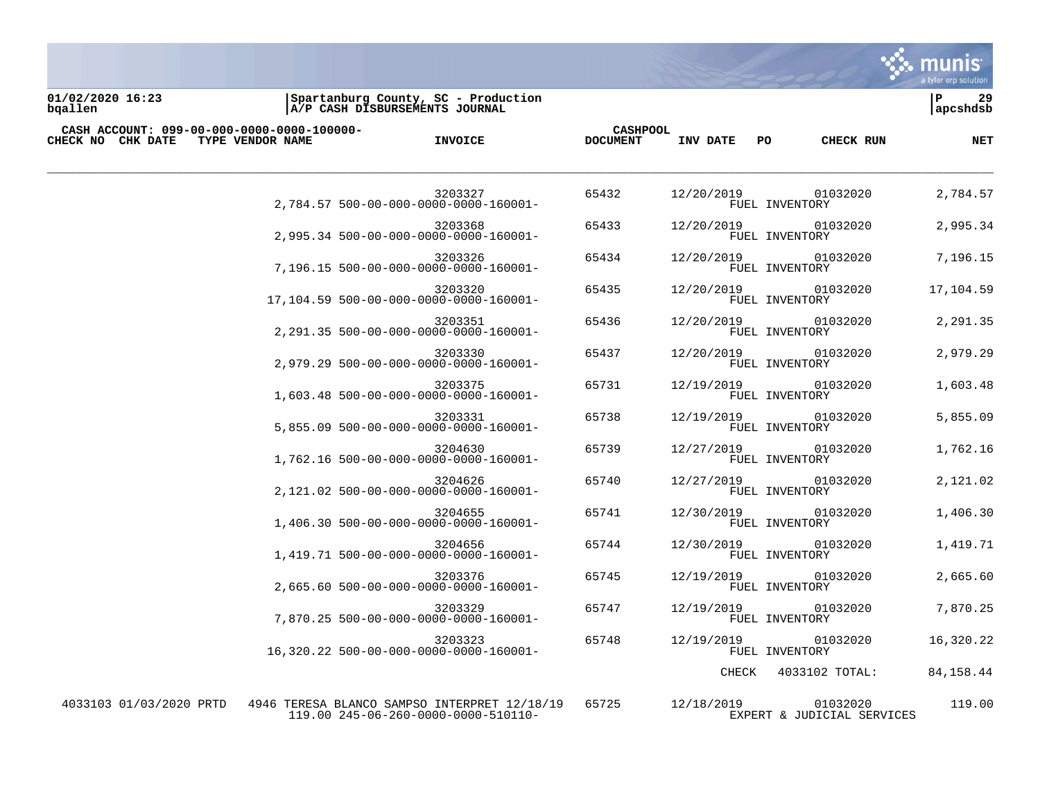**01/02/2020 16:23**
**bqallen**

**Spartanburg County, SC - Production**
**A/P CASH DISBURSEMENTS JOURNAL**

**apcshdsb**

**CASH ACCOUNT: 099-00-000-0000-0000-100000-**

| CHECK NO | CHK DATE | TYPE | VENDOR NAME | INVOICE | CASHPOOL DOCUMENT | INV DATE | PO | CHECK RUN | NET |
|---|---|---|---|---|---|---|---|---|---|
| | | | | 3203327<br>2,784.57 500-00-000-0000-0000-160001- | 65432 | 12/20/2019 | FUEL INVENTORY | 01032020 | 2,784.57 |
| | | | | 3203368<br>2,995.34 500-00-000-0000-0000-160001- | 65433 | 12/20/2019 | FUEL INVENTORY | 01032020 | 2,995.34 |
| | | | | 3203326<br>7,196.15 500-00-000-0000-0000-160001- | 65434 | 12/20/2019 | FUEL INVENTORY | 01032020 | 7,196.15 |
| | | | | 3203320<br>17,104.59 500-00-000-0000-0000-160001- | 65435 | 12/20/2019 | FUEL INVENTORY | 01032020 | 17,104.59 |
| | | | | 3203351<br>2,291.35 500-00-000-0000-0000-160001- | 65436 | 12/20/2019 | FUEL INVENTORY | 01032020 | 2,291.35 |
| | | | | 3203330<br>2,979.29 500-00-000-0000-0000-160001- | 65437 | 12/20/2019 | FUEL INVENTORY | 01032020 | 2,979.29 |
| | | | | 3203375<br>1,603.48 500-00-000-0000-0000-160001- | 65731 | 12/19/2019 | FUEL INVENTORY | 01032020 | 1,603.48 |
| | | | | 3203331<br>5,855.09 500-00-000-0000-0000-160001- | 65738 | 12/19/2019 | FUEL INVENTORY | 01032020 | 5,855.09 |
| | | | | 3204630<br>1,762.16 500-00-000-0000-0000-160001- | 65739 | 12/27/2019 | FUEL INVENTORY | 01032020 | 1,762.16 |
| | | | | 3204626<br>2,121.02 500-00-000-0000-0000-160001- | 65740 | 12/27/2019 | FUEL INVENTORY | 01032020 | 2,121.02 |
| | | | | 3204655<br>1,406.30 500-00-000-0000-0000-160001- | 65741 | 12/30/2019 | FUEL INVENTORY | 01032020 | 1,406.30 |
| | | | | 3204656<br>1,419.71 500-00-000-0000-0000-160001- | 65744 | 12/30/2019 | FUEL INVENTORY | 01032020 | 1,419.71 |
| | | | | 3203376<br>2,665.60 500-00-000-0000-0000-160001- | 65745 | 12/19/2019 | FUEL INVENTORY | 01032020 | 2,665.60 |
| | | | | 3203329<br>7,870.25 500-00-000-0000-0000-160001- | 65747 | 12/19/2019 | FUEL INVENTORY | 01032020 | 7,870.25 |
| | | | | 3203323<br>16,320.22 500-00-000-0000-0000-160001- | 65748 | 12/19/2019 | FUEL INVENTORY | 01032020 | 16,320.22 |
| | | | | | | | CHECK | 4033102 TOTAL: | 84,158.44 |
| 4033103 | 01/03/2020 | PRTD | 4946 TERESA BLANCO SAMPSO | INTERPRET 12/18/19<br>119.00 245-06-260-0000-0000-510110- | 65725 | 12/18/2019 | EXPERT & JUDICIAL SERVICES | 01032020 | 119.00 |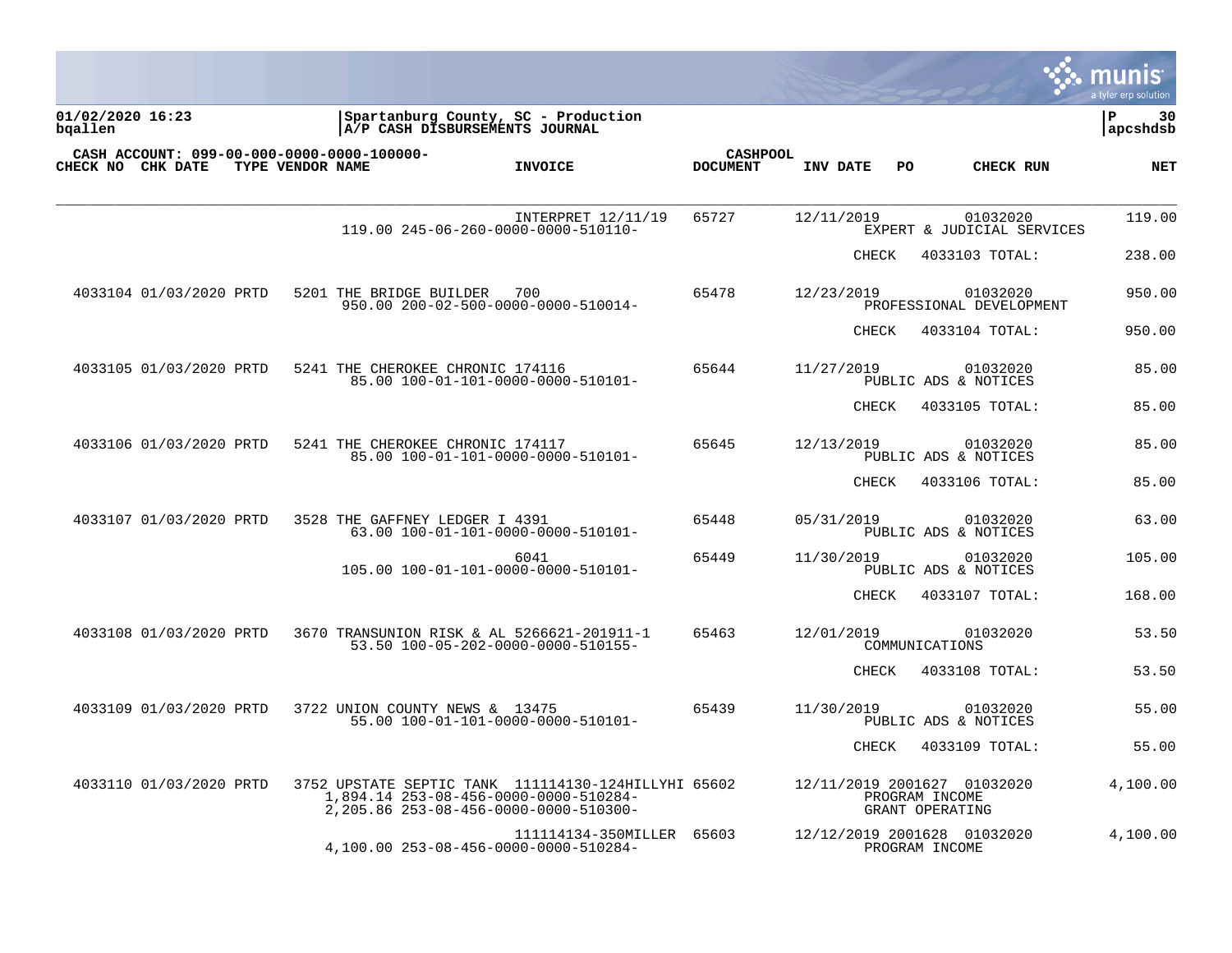01/02/2020 16:23 | Spartanburg County, SC - Production | P 30
bqallen | A/P CASH DISBURSEMENTS JOURNAL | apcshdsb

CASH ACCOUNT: 099-00-000-0000-0000-100000-

| CHECK NO | CHK DATE | TYPE | VENDOR NAME | INVOICE | CASHPOOL DOCUMENT | INV DATE | PO | CHECK RUN | NET |
|---|---|---|---|---|---|---|---|---|---|
| | | | | INTERPRET 12/11/19 | 65727 | 12/11/2019 | | 01032020 | 119.00 |
| | | | 119.00 245-06-260-0000-0000-510110- | | | | | EXPERT & JUDICIAL SERVICES | |
| | | | | | | | CHECK | 4033103 TOTAL: | 238.00 |
| 4033104 | 01/03/2020 | PRTD | 5201 THE BRIDGE BUILDER | 700 | 65478 | 12/23/2019 | | 01032020 | 950.00 |
| | | | 950.00 200-02-500-0000-0000-510014- | | | | | PROFESSIONAL DEVELOPMENT | |
| | | | | | | | CHECK | 4033104 TOTAL: | 950.00 |
| 4033105 | 01/03/2020 | PRTD | 5241 THE CHEROKEE CHRONIC | 174116 | 65644 | 11/27/2019 | | 01032020 | 85.00 |
| | | | 85.00 100-01-101-0000-0000-510101- | | | | | PUBLIC ADS & NOTICES | |
| | | | | | | | CHECK | 4033105 TOTAL: | 85.00 |
| 4033106 | 01/03/2020 | PRTD | 5241 THE CHEROKEE CHRONIC | 174117 | 65645 | 12/13/2019 | | 01032020 | 85.00 |
| | | | 85.00 100-01-101-0000-0000-510101- | | | | | PUBLIC ADS & NOTICES | |
| | | | | | | | CHECK | 4033106 TOTAL: | 85.00 |
| 4033107 | 01/03/2020 | PRTD | 3528 THE GAFFNEY LEDGER I | 4391 | 65448 | 05/31/2019 | | 01032020 | 63.00 |
| | | | 63.00 100-01-101-0000-0000-510101- | | | | | PUBLIC ADS & NOTICES | |
| | | | | 6041 | 65449 | 11/30/2019 | | 01032020 | 105.00 |
| | | | 105.00 100-01-101-0000-0000-510101- | | | | | PUBLIC ADS & NOTICES | |
| | | | | | | | CHECK | 4033107 TOTAL: | 168.00 |
| 4033108 | 01/03/2020 | PRTD | 3670 TRANSUNION RISK & AL | 5266621-201911-1 | 65463 | 12/01/2019 | | 01032020 | 53.50 |
| | | | 53.50 100-05-202-0000-0000-510155- | | | | | COMMUNICATIONS | |
| | | | | | | | CHECK | 4033108 TOTAL: | 53.50 |
| 4033109 | 01/03/2020 | PRTD | 3722 UNION COUNTY NEWS & | 13475 | 65439 | 11/30/2019 | | 01032020 | 55.00 |
| | | | 55.00 100-01-101-0000-0000-510101- | | | | | PUBLIC ADS & NOTICES | |
| | | | | | | | CHECK | 4033109 TOTAL: | 55.00 |
| 4033110 | 01/03/2020 | PRTD | 3752 UPSTATE SEPTIC TANK | 111114130-124HILLYHI | 65602 | 12/11/2019 | 2001627 | 01032020 | 4,100.00 |
| | | | 1,894.14 253-08-456-0000-0000-510284- | | | | | PROGRAM INCOME | |
| | | | 2,205.86 253-08-456-0000-0000-510300- | | | | | GRANT OPERATING | |
| | | | | 111114134-350MILLER | 65603 | 12/12/2019 | 2001628 | 01032020 | 4,100.00 |
| | | | 4,100.00 253-08-456-0000-0000-510284- | | | | | PROGRAM INCOME | |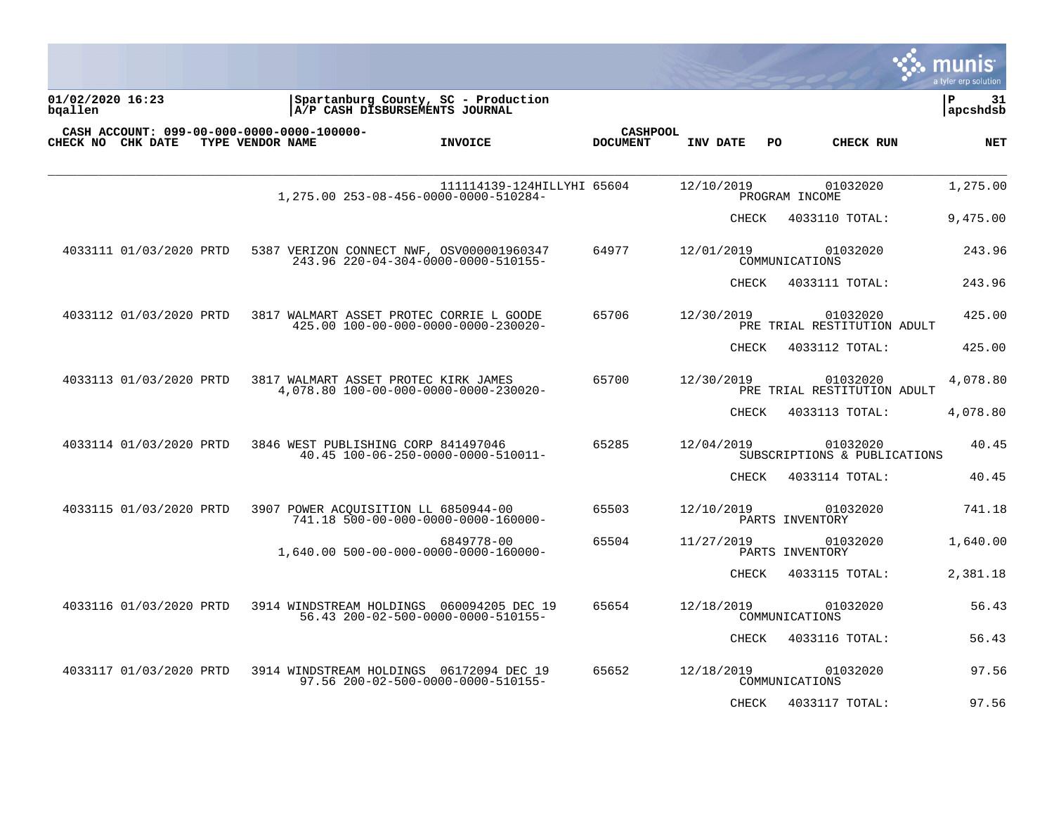**01/02/2020 16:23**
**bqallen**

**Spartanburg County, SC - Production**
**A/P CASH DISBURSEMENTS JOURNAL**

**P 31**
**apcshdsb**

**CASH ACCOUNT: 099-00-000-0000-0000-100000-**

| CHECK NO | CHK DATE | TYPE | VENDOR NAME | INVOICE | CASHPOOL DOCUMENT | INV DATE | PO | CHECK RUN | NET |
|---|---|---|---|---|---|---|---|---|---|
| | | | | 111114139-124HILLYHI | 65604 | 12/10/2019 | | 01032020 | 1,275.00 |
| | | | 1,275.00 253-08-456-0000-0000-510284- | | | | PROGRAM INCOME | | |
| | | | | | | CHECK | 4033110 TOTAL: | | 9,475.00 |
| 4033111 | 01/03/2020 | PRTD | 5387 VERIZON CONNECT NWF, | OSV000001960347 | 64977 | 12/01/2019 | | 01032020 | 243.96 |
| | | | 243.96 220-04-304-0000-0000-510155- | | | | COMMUNICATIONS | | |
| | | | | | | CHECK | 4033111 TOTAL: | | 243.96 |
| 4033112 | 01/03/2020 | PRTD | 3817 WALMART ASSET PROTEC | CORRIE L GOODE | 65706 | 12/30/2019 | | 01032020 | 425.00 |
| | | | 425.00 100-00-000-0000-0000-230020- | | | | PRE TRIAL RESTITUTION ADULT | | |
| | | | | | | CHECK | 4033112 TOTAL: | | 425.00 |
| 4033113 | 01/03/2020 | PRTD | 3817 WALMART ASSET PROTEC | KIRK JAMES | 65700 | 12/30/2019 | | 01032020 | 4,078.80 |
| | | | 4,078.80 100-00-000-0000-0000-230020- | | | | PRE TRIAL RESTITUTION ADULT | | |
| | | | | | | CHECK | 4033113 TOTAL: | | 4,078.80 |
| 4033114 | 01/03/2020 | PRTD | 3846 WEST PUBLISHING CORP | 841497046 | 65285 | 12/04/2019 | | 01032020 | 40.45 |
| | | | 40.45 100-06-250-0000-0000-510011- | | | | SUBSCRIPTIONS & PUBLICATIONS | | |
| | | | | | | CHECK | 4033114 TOTAL: | | 40.45 |
| 4033115 | 01/03/2020 | PRTD | 3907 POWER ACQUISITION LL | 6850944-00 | 65503 | 12/10/2019 | | 01032020 | 741.18 |
| | | | 741.18 500-00-000-0000-0000-160000- | | | | PARTS INVENTORY | | |
| | | | | 6849778-00 | 65504 | 11/27/2019 | | 01032020 | 1,640.00 |
| | | | 1,640.00 500-00-000-0000-0000-160000- | | | | PARTS INVENTORY | | |
| | | | | | | CHECK | 4033115 TOTAL: | | 2,381.18 |
| 4033116 | 01/03/2020 | PRTD | 3914 WINDSTREAM HOLDINGS | 060094205 DEC 19 | 65654 | 12/18/2019 | | 01032020 | 56.43 |
| | | | 56.43 200-02-500-0000-0000-510155- | | | | COMMUNICATIONS | | |
| | | | | | | CHECK | 4033116 TOTAL: | | 56.43 |
| 4033117 | 01/03/2020 | PRTD | 3914 WINDSTREAM HOLDINGS | 06172094 DEC 19 | 65652 | 12/18/2019 | | 01032020 | 97.56 |
| | | | 97.56 200-02-500-0000-0000-510155- | | | | COMMUNICATIONS | | |
| | | | | | | CHECK | 4033117 TOTAL: | | 97.56 |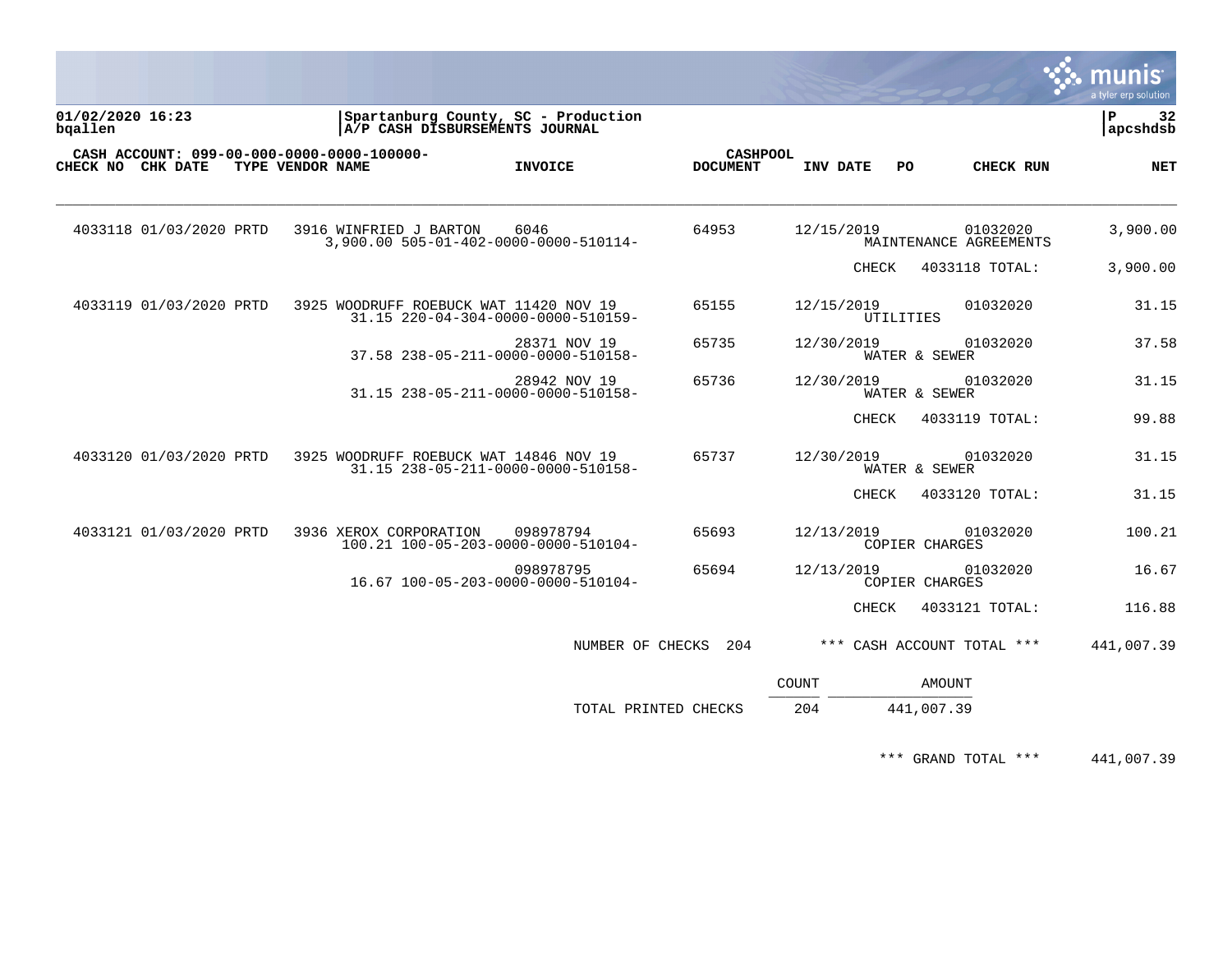**Spartanburg County, SC - Production**
**A/P CASH DISBURSEMENTS JOURNAL**

01/02/2020 16:23
bqallen

P 32
apcshdsb

CASH ACCOUNT: 099-00-000-0000-0000-100000-

| CHECK NO | CHK DATE | TYPE | VENDOR NAME | INVOICE | CASHPOOL DOCUMENT | INV DATE | PO | CHECK RUN | NET |
|---|---|---|---|---|---|---|---|---|---|
| 4033118 | 01/03/2020 | PRTD | 3916 WINFRIED J BARTON | 6046 | 64953 | 12/15/2019 | | 01032020 | 3,900.00 |
| | | | 3,900.00 505-01-402-0000-0000-510114- | | | MAINTENANCE AGREEMENTS | | | |
| | | | | | | CHECK | | 4033118 TOTAL: | 3,900.00 |
| 4033119 | 01/03/2020 | PRTD | 3925 WOODRUFF ROEBUCK WAT | 11420 NOV 19 | 65155 | 12/15/2019 | | 01032020 | 31.15 |
| | | | 31.15 220-04-304-0000-0000-510159- | | | UTILITIES | | | |
| | | | | 28371 NOV 19 | 65735 | 12/30/2019 | | 01032020 | 37.58 |
| | | | 37.58 238-05-211-0000-0000-510158- | | | WATER & SEWER | | | |
| | | | | 28942 NOV 19 | 65736 | 12/30/2019 | | 01032020 | 31.15 |
| | | | 31.15 238-05-211-0000-0000-510158- | | | WATER & SEWER | | | |
| | | | | | | CHECK | | 4033119 TOTAL: | 99.88 |
| 4033120 | 01/03/2020 | PRTD | 3925 WOODRUFF ROEBUCK WAT | 14846 NOV 19 | 65737 | 12/30/2019 | | 01032020 | 31.15 |
| | | | 31.15 238-05-211-0000-0000-510158- | | | WATER & SEWER | | | |
| | | | | | | CHECK | | 4033120 TOTAL: | 31.15 |
| 4033121 | 01/03/2020 | PRTD | 3936 XEROX CORPORATION | 098978794 | 65693 | 12/13/2019 | | 01032020 | 100.21 |
| | | | 100.21 100-05-203-0000-0000-510104- | | | COPIER CHARGES | | | |
| | | | | 098978795 | 65694 | 12/13/2019 | | 01032020 | 16.67 |
| | | | 16.67 100-05-203-0000-0000-510104- | | | COPIER CHARGES | | | |
| | | | | | | CHECK | | 4033121 TOTAL: | 116.88 |

NUMBER OF CHECKS 204 *** CASH ACCOUNT TOTAL *** 441,007.39

| | COUNT | AMOUNT |
|---|---|---|
| TOTAL PRINTED CHECKS | 204 | 441,007.39 |

*** GRAND TOTAL *** 441,007.39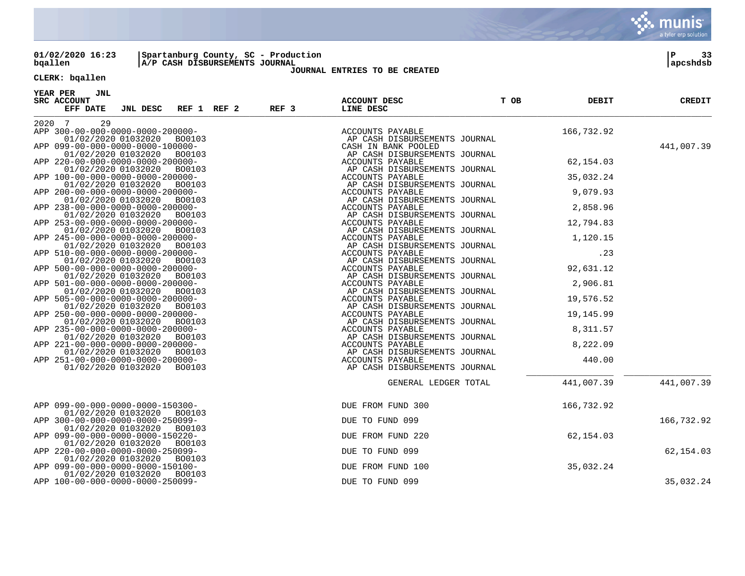01/02/2020 16:23 | Spartanburg County, SC - Production | P 33
bqallen | A/P CASH DISBURSEMENTS JOURNAL | apcshdsb

JOURNAL ENTRIES TO BE CREATED

CLERK: bqallen

| YEAR PER JNL / SRC ACCOUNT / EFF DATE | JNL DESC | REF 1 | REF 2 | REF 3 | ACCOUNT DESC / LINE DESC | T OB | DEBIT | CREDIT |
|---|---|---|---|---|---|---|---|---|
| 2020 7 29 | | | | | | | | |
| APP 300-00-000-0000-0000-200000- 01/02/2020 | 01032020 | BO0103 | | | ACCOUNTS PAYABLE AP CASH DISBURSEMENTS JOURNAL | | 166,732.92 | |
| APP 099-00-000-0000-0000-100000- 01/02/2020 | 01032020 | BO0103 | | | CASH IN BANK POOLED AP CASH DISBURSEMENTS JOURNAL | | | 441,007.39 |
| APP 220-00-000-0000-0000-200000- 01/02/2020 | 01032020 | BO0103 | | | ACCOUNTS PAYABLE AP CASH DISBURSEMENTS JOURNAL | | 62,154.03 | |
| APP 100-00-000-0000-0000-200000- 01/02/2020 | 01032020 | BO0103 | | | ACCOUNTS PAYABLE AP CASH DISBURSEMENTS JOURNAL | | 35,032.24 | |
| APP 200-00-000-0000-0000-200000- 01/02/2020 | 01032020 | BO0103 | | | ACCOUNTS PAYABLE AP CASH DISBURSEMENTS JOURNAL | | 9,079.93 | |
| APP 238-00-000-0000-0000-200000- 01/02/2020 | 01032020 | BO0103 | | | ACCOUNTS PAYABLE AP CASH DISBURSEMENTS JOURNAL | | 2,858.96 | |
| APP 253-00-000-0000-0000-200000- 01/02/2020 | 01032020 | BO0103 | | | ACCOUNTS PAYABLE AP CASH DISBURSEMENTS JOURNAL | | 12,794.83 | |
| APP 245-00-000-0000-0000-200000- 01/02/2020 | 01032020 | BO0103 | | | ACCOUNTS PAYABLE AP CASH DISBURSEMENTS JOURNAL | | 1,120.15 | |
| APP 510-00-000-0000-0000-200000- 01/02/2020 | 01032020 | BO0103 | | | ACCOUNTS PAYABLE AP CASH DISBURSEMENTS JOURNAL | | .23 | |
| APP 500-00-000-0000-0000-200000- 01/02/2020 | 01032020 | BO0103 | | | ACCOUNTS PAYABLE AP CASH DISBURSEMENTS JOURNAL | | 92,631.12 | |
| APP 501-00-000-0000-0000-200000- 01/02/2020 | 01032020 | BO0103 | | | ACCOUNTS PAYABLE AP CASH DISBURSEMENTS JOURNAL | | 2,906.81 | |
| APP 505-00-000-0000-0000-200000- 01/02/2020 | 01032020 | BO0103 | | | ACCOUNTS PAYABLE AP CASH DISBURSEMENTS JOURNAL | | 19,576.52 | |
| APP 250-00-000-0000-0000-200000- 01/02/2020 | 01032020 | BO0103 | | | ACCOUNTS PAYABLE AP CASH DISBURSEMENTS JOURNAL | | 19,145.99 | |
| APP 235-00-000-0000-0000-200000- 01/02/2020 | 01032020 | BO0103 | | | ACCOUNTS PAYABLE AP CASH DISBURSEMENTS JOURNAL | | 8,311.57 | |
| APP 221-00-000-0000-0000-200000- 01/02/2020 | 01032020 | BO0103 | | | ACCOUNTS PAYABLE AP CASH DISBURSEMENTS JOURNAL | | 8,222.09 | |
| APP 251-00-000-0000-0000-200000- 01/02/2020 | 01032020 | BO0103 | | | ACCOUNTS PAYABLE AP CASH DISBURSEMENTS JOURNAL | | 440.00 | |
| | | | | | GENERAL LEDGER TOTAL | | 441,007.39 | 441,007.39 |
| APP 099-00-000-0000-0000-150300- 01/02/2020 | 01032020 | BO0103 | | | DUE FROM FUND 300 | | 166,732.92 | |
| APP 300-00-000-0000-0000-250099- 01/02/2020 | 01032020 | BO0103 | | | DUE TO FUND 099 | | | 166,732.92 |
| APP 099-00-000-0000-0000-150220- 01/02/2020 | 01032020 | BO0103 | | | DUE FROM FUND 220 | | 62,154.03 | |
| APP 220-00-000-0000-0000-250099- 01/02/2020 | 01032020 | BO0103 | | | DUE TO FUND 099 | | | 62,154.03 |
| APP 099-00-000-0000-0000-150100- 01/02/2020 | 01032020 | BO0103 | | | DUE FROM FUND 100 | | 35,032.24 | |
| APP 100-00-000-0000-0000-250099- | | | | | DUE TO FUND 099 | | | 35,032.24 |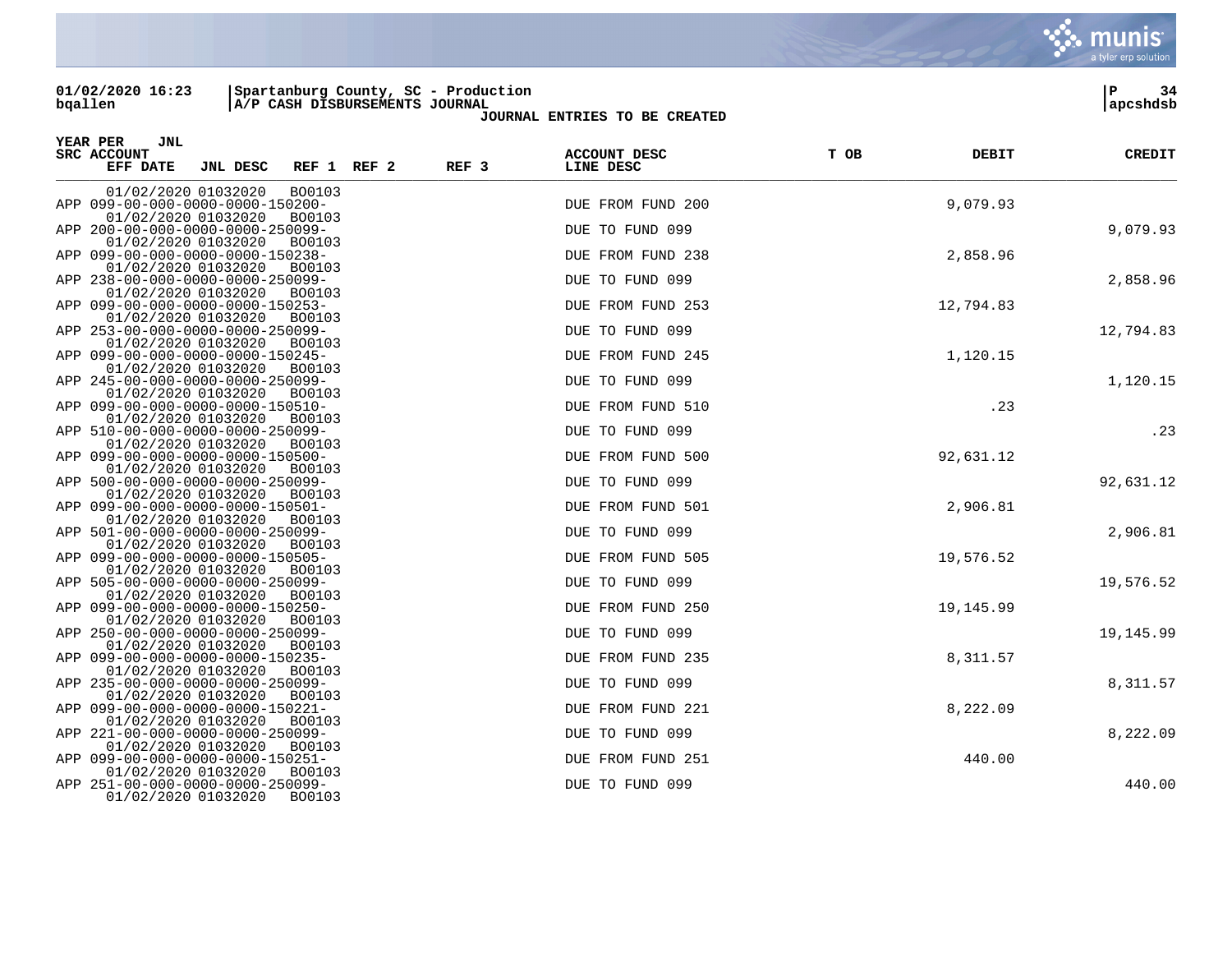**Spartanburg County, SC - Production**
**A/P CASH DISBURSEMENTS JOURNAL**
**JOURNAL ENTRIES TO BE CREATED**

01/02/2020 16:23
bqallen

apcshdsb

| YEAR PER SRC | JNL ACCOUNT | EFF DATE | JNL DESC | REF 1 | REF 2 | REF 3 | ACCOUNT DESC / LINE DESC | T OB | DEBIT | CREDIT |
|---|---|---|---|---|---|---|---|---|---|---|
| | | 01/02/2020 | 01032020 | BO0103 | | | | | | |
| APP | 099-00-000-0000-0000-150200- | 01/02/2020 | 01032020 | BO0103 | | | DUE FROM FUND 200 | | 9,079.93 | |
| APP | 200-00-000-0000-0000-250099- | 01/02/2020 | 01032020 | BO0103 | | | DUE TO FUND 099 | | | 9,079.93 |
| APP | 099-00-000-0000-0000-150238- | 01/02/2020 | 01032020 | BO0103 | | | DUE FROM FUND 238 | | 2,858.96 | |
| APP | 238-00-000-0000-0000-250099- | 01/02/2020 | 01032020 | BO0103 | | | DUE TO FUND 099 | | | 2,858.96 |
| APP | 099-00-000-0000-0000-150253- | 01/02/2020 | 01032020 | BO0103 | | | DUE FROM FUND 253 | | 12,794.83 | |
| APP | 253-00-000-0000-0000-250099- | 01/02/2020 | 01032020 | BO0103 | | | DUE TO FUND 099 | | | 12,794.83 |
| APP | 099-00-000-0000-0000-150245- | 01/02/2020 | 01032020 | BO0103 | | | DUE FROM FUND 245 | | 1,120.15 | |
| APP | 245-00-000-0000-0000-250099- | 01/02/2020 | 01032020 | BO0103 | | | DUE TO FUND 099 | | | 1,120.15 |
| APP | 099-00-000-0000-0000-150510- | 01/02/2020 | 01032020 | BO0103 | | | DUE FROM FUND 510 | | .23 | |
| APP | 510-00-000-0000-0000-250099- | 01/02/2020 | 01032020 | BO0103 | | | DUE TO FUND 099 | | | .23 |
| APP | 099-00-000-0000-0000-150500- | 01/02/2020 | 01032020 | BO0103 | | | DUE FROM FUND 500 | | 92,631.12 | |
| APP | 500-00-000-0000-0000-250099- | 01/02/2020 | 01032020 | BO0103 | | | DUE TO FUND 099 | | | 92,631.12 |
| APP | 099-00-000-0000-0000-150501- | 01/02/2020 | 01032020 | BO0103 | | | DUE FROM FUND 501 | | 2,906.81 | |
| APP | 501-00-000-0000-0000-250099- | 01/02/2020 | 01032020 | BO0103 | | | DUE TO FUND 099 | | | 2,906.81 |
| APP | 099-00-000-0000-0000-150505- | 01/02/2020 | 01032020 | BO0103 | | | DUE FROM FUND 505 | | 19,576.52 | |
| APP | 505-00-000-0000-0000-250099- | 01/02/2020 | 01032020 | BO0103 | | | DUE TO FUND 099 | | | 19,576.52 |
| APP | 099-00-000-0000-0000-150250- | 01/02/2020 | 01032020 | BO0103 | | | DUE FROM FUND 250 | | 19,145.99 | |
| APP | 250-00-000-0000-0000-250099- | 01/02/2020 | 01032020 | BO0103 | | | DUE TO FUND 099 | | | 19,145.99 |
| APP | 099-00-000-0000-0000-150235- | 01/02/2020 | 01032020 | BO0103 | | | DUE FROM FUND 235 | | 8,311.57 | |
| APP | 235-00-000-0000-0000-250099- | 01/02/2020 | 01032020 | BO0103 | | | DUE TO FUND 099 | | | 8,311.57 |
| APP | 099-00-000-0000-0000-150221- | 01/02/2020 | 01032020 | BO0103 | | | DUE FROM FUND 221 | | 8,222.09 | |
| APP | 221-00-000-0000-0000-250099- | 01/02/2020 | 01032020 | BO0103 | | | DUE TO FUND 099 | | | 8,222.09 |
| APP | 099-00-000-0000-0000-150251- | 01/02/2020 | 01032020 | BO0103 | | | DUE FROM FUND 251 | | 440.00 | |
| APP | 251-00-000-0000-0000-250099- | 01/02/2020 | 01032020 | BO0103 | | | DUE TO FUND 099 | | | 440.00 |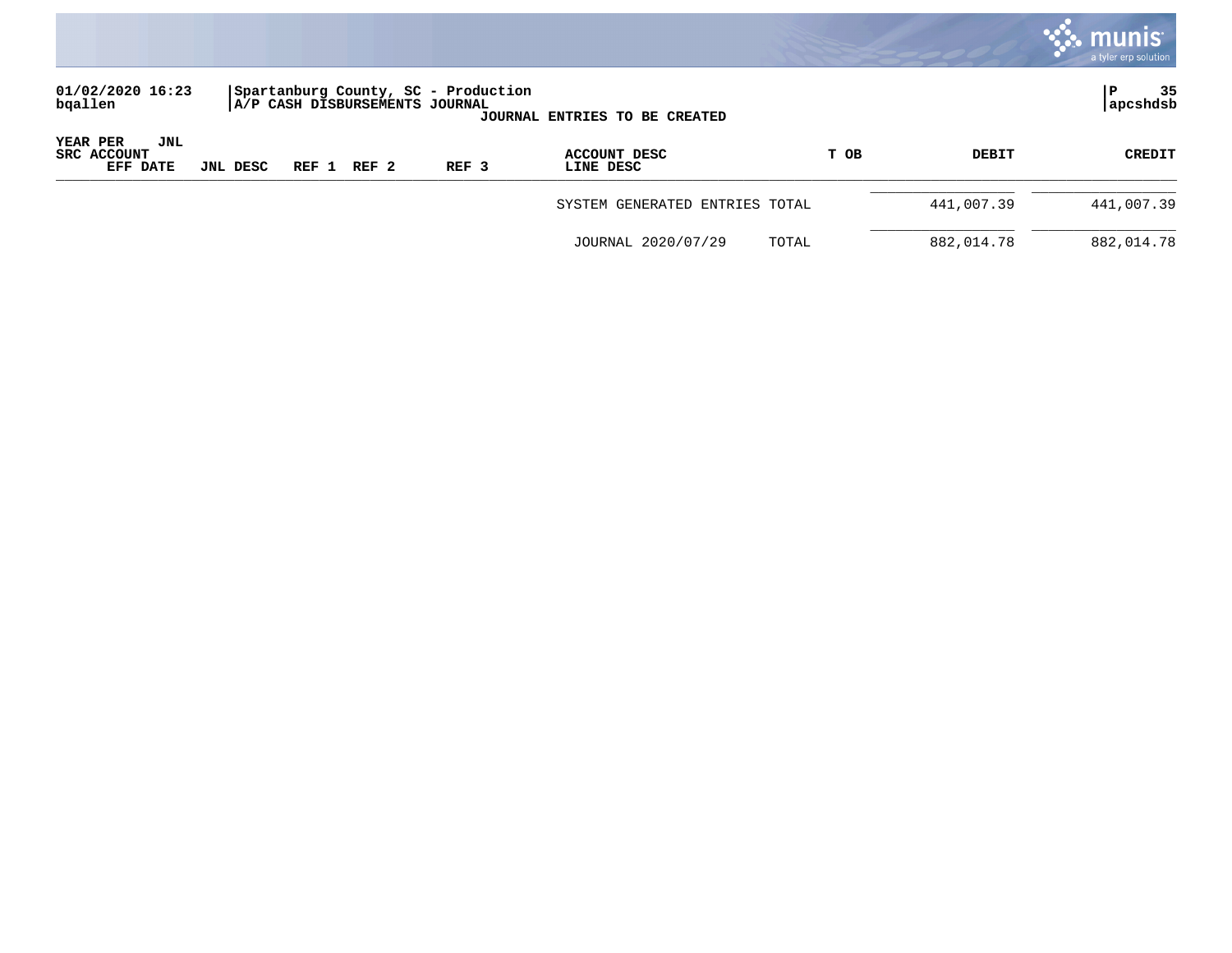01/02/2020 16:23 | Spartanburg County, SC - Production
bqallen | A/P CASH DISBURSEMENTS JOURNAL
apcshdsb

**JOURNAL ENTRIES TO BE CREATED**

| YEAR PER JNL<br>SRC ACCOUNT<br>EFF DATE | JNL DESC | REF 1 | REF 2 | REF 3 | ACCOUNT DESC<br>LINE DESC | T OB | DEBIT | CREDIT |
|---|---|---|---|---|---|---|---|---|
| | | | | | SYSTEM GENERATED ENTRIES TOTAL | | 441,007.39 | 441,007.39 |
| | | | | | JOURNAL 2020/07/29 | TOTAL | 882,014.78 | 882,014.78 |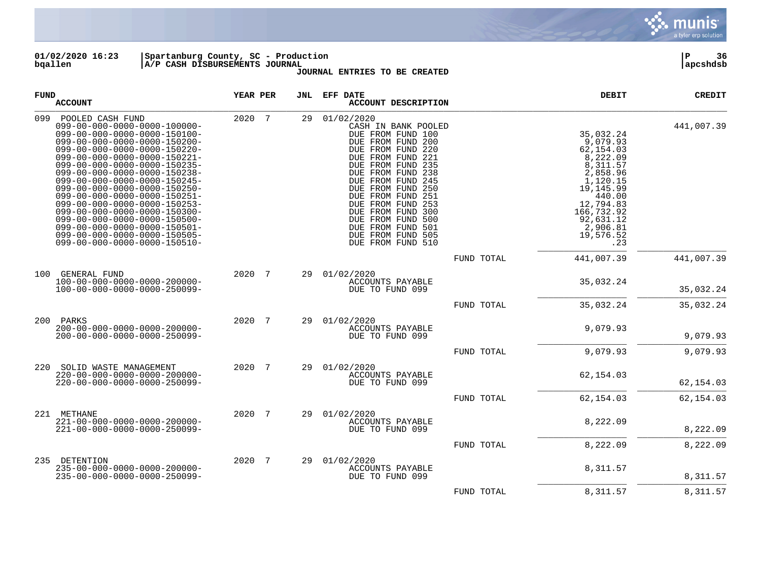**01/02/2020 16:23** | **Spartanburg County, SC - Production**
**bqallen** | **A/P CASH DISBURSEMENTS JOURNAL**

**JOURNAL ENTRIES TO BE CREATED**

| FUND / ACCOUNT | YEAR | PER | JNL | EFF DATE / ACCOUNT DESCRIPTION | | DEBIT | CREDIT |
|---|---|---|---|---|---|---|---|
| 099 POOLED CASH FUND | 2020 | 7 | 29 | 01/02/2020 | | | |
| 099-00-000-0000-0000-100000- | | | | CASH IN BANK POOLED | | | 441,007.39 |
| 099-00-000-0000-0000-150100- | | | | DUE FROM FUND 100 | | 35,032.24 | |
| 099-00-000-0000-0000-150200- | | | | DUE FROM FUND 200 | | 9,079.93 | |
| 099-00-000-0000-0000-150220- | | | | DUE FROM FUND 220 | | 62,154.03 | |
| 099-00-000-0000-0000-150221- | | | | DUE FROM FUND 221 | | 8,222.09 | |
| 099-00-000-0000-0000-150235- | | | | DUE FROM FUND 235 | | 8,311.57 | |
| 099-00-000-0000-0000-150238- | | | | DUE FROM FUND 238 | | 2,858.96 | |
| 099-00-000-0000-0000-150245- | | | | DUE FROM FUND 245 | | 1,120.15 | |
| 099-00-000-0000-0000-150250- | | | | DUE FROM FUND 250 | | 19,145.99 | |
| 099-00-000-0000-0000-150251- | | | | DUE FROM FUND 251 | | 440.00 | |
| 099-00-000-0000-0000-150253- | | | | DUE FROM FUND 253 | | 12,794.83 | |
| 099-00-000-0000-0000-150300- | | | | DUE FROM FUND 300 | | 166,732.92 | |
| 099-00-000-0000-0000-150500- | | | | DUE FROM FUND 500 | | 92,631.12 | |
| 099-00-000-0000-0000-150501- | | | | DUE FROM FUND 501 | | 2,906.81 | |
| 099-00-000-0000-0000-150505- | | | | DUE FROM FUND 505 | | 19,576.52 | |
| 099-00-000-0000-0000-150510- | | | | DUE FROM FUND 510 | | .23 | |
| | | | | | FUND TOTAL | 441,007.39 | 441,007.39 |
| 100 GENERAL FUND | 2020 | 7 | 29 | 01/02/2020 | | | |
| 100-00-000-0000-0000-200000- | | | | ACCOUNTS PAYABLE | | 35,032.24 | |
| 100-00-000-0000-0000-250099- | | | | DUE TO FUND 099 | | | 35,032.24 |
| | | | | | FUND TOTAL | 35,032.24 | 35,032.24 |
| 200 PARKS | 2020 | 7 | 29 | 01/02/2020 | | | |
| 200-00-000-0000-0000-200000- | | | | ACCOUNTS PAYABLE | | 9,079.93 | |
| 200-00-000-0000-0000-250099- | | | | DUE TO FUND 099 | | | 9,079.93 |
| | | | | | FUND TOTAL | 9,079.93 | 9,079.93 |
| 220 SOLID WASTE MANAGEMENT | 2020 | 7 | 29 | 01/02/2020 | | | |
| 220-00-000-0000-0000-200000- | | | | ACCOUNTS PAYABLE | | 62,154.03 | |
| 220-00-000-0000-0000-250099- | | | | DUE TO FUND 099 | | | 62,154.03 |
| | | | | | FUND TOTAL | 62,154.03 | 62,154.03 |
| 221 METHANE | 2020 | 7 | 29 | 01/02/2020 | | | |
| 221-00-000-0000-0000-200000- | | | | ACCOUNTS PAYABLE | | 8,222.09 | |
| 221-00-000-0000-0000-250099- | | | | DUE TO FUND 099 | | | 8,222.09 |
| | | | | | FUND TOTAL | 8,222.09 | 8,222.09 |
| 235 DETENTION | 2020 | 7 | 29 | 01/02/2020 | | | |
| 235-00-000-0000-0000-200000- | | | | ACCOUNTS PAYABLE | | 8,311.57 | |
| 235-00-000-0000-0000-250099- | | | | DUE TO FUND 099 | | | 8,311.57 |
| | | | | | FUND TOTAL | 8,311.57 | 8,311.57 |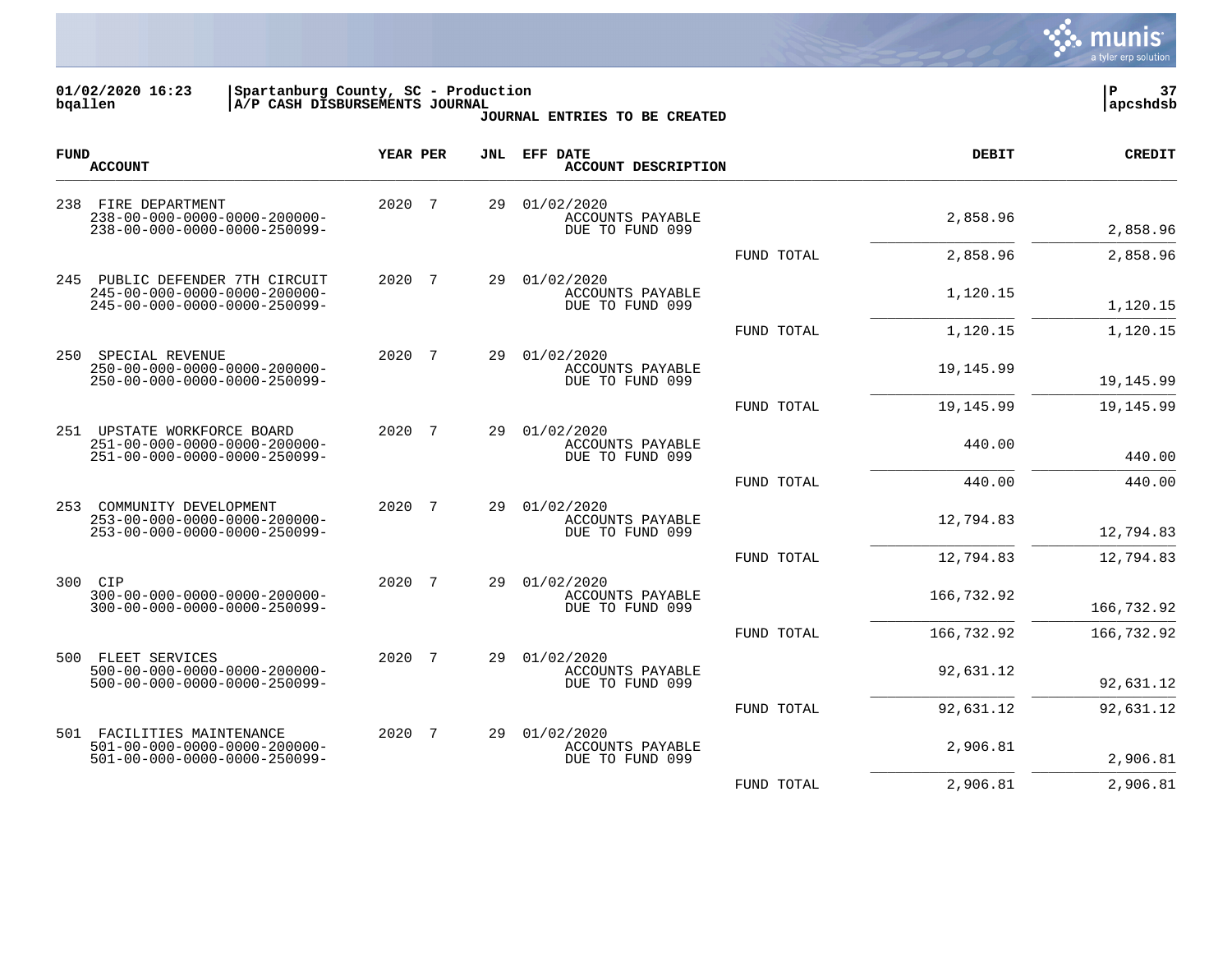Spartanburg County, SC - Production
A/P CASH DISBURSEMENTS JOURNAL
**JOURNAL ENTRIES TO BE CREATED**

| FUND / ACCOUNT | YEAR | PER | JNL | EFF DATE / ACCOUNT DESCRIPTION | | DEBIT | CREDIT |
|---|---|---|---|---|---|---|---|
| 238 FIRE DEPARTMENT | 2020 | 7 | 29 | 01/02/2020 | | | |
| 238-00-000-0000-0000-200000- | | | | ACCOUNTS PAYABLE | | 2,858.96 | |
| 238-00-000-0000-0000-250099- | | | | DUE TO FUND 099 | | | 2,858.96 |
| | | | | | FUND TOTAL | 2,858.96 | 2,858.96 |
| 245 PUBLIC DEFENDER 7TH CIRCUIT | 2020 | 7 | 29 | 01/02/2020 | | | |
| 245-00-000-0000-0000-200000- | | | | ACCOUNTS PAYABLE | | 1,120.15 | |
| 245-00-000-0000-0000-250099- | | | | DUE TO FUND 099 | | | 1,120.15 |
| | | | | | FUND TOTAL | 1,120.15 | 1,120.15 |
| 250 SPECIAL REVENUE | 2020 | 7 | 29 | 01/02/2020 | | | |
| 250-00-000-0000-0000-200000- | | | | ACCOUNTS PAYABLE | | 19,145.99 | |
| 250-00-000-0000-0000-250099- | | | | DUE TO FUND 099 | | | 19,145.99 |
| | | | | | FUND TOTAL | 19,145.99 | 19,145.99 |
| 251 UPSTATE WORKFORCE BOARD | 2020 | 7 | 29 | 01/02/2020 | | | |
| 251-00-000-0000-0000-200000- | | | | ACCOUNTS PAYABLE | | 440.00 | |
| 251-00-000-0000-0000-250099- | | | | DUE TO FUND 099 | | | 440.00 |
| | | | | | FUND TOTAL | 440.00 | 440.00 |
| 253 COMMUNITY DEVELOPMENT | 2020 | 7 | 29 | 01/02/2020 | | | |
| 253-00-000-0000-0000-200000- | | | | ACCOUNTS PAYABLE | | 12,794.83 | |
| 253-00-000-0000-0000-250099- | | | | DUE TO FUND 099 | | | 12,794.83 |
| | | | | | FUND TOTAL | 12,794.83 | 12,794.83 |
| 300 CIP | 2020 | 7 | 29 | 01/02/2020 | | | |
| 300-00-000-0000-0000-200000- | | | | ACCOUNTS PAYABLE | | 166,732.92 | |
| 300-00-000-0000-0000-250099- | | | | DUE TO FUND 099 | | | 166,732.92 |
| | | | | | FUND TOTAL | 166,732.92 | 166,732.92 |
| 500 FLEET SERVICES | 2020 | 7 | 29 | 01/02/2020 | | | |
| 500-00-000-0000-0000-200000- | | | | ACCOUNTS PAYABLE | | 92,631.12 | |
| 500-00-000-0000-0000-250099- | | | | DUE TO FUND 099 | | | 92,631.12 |
| | | | | | FUND TOTAL | 92,631.12 | 92,631.12 |
| 501 FACILITIES MAINTENANCE | 2020 | 7 | 29 | 01/02/2020 | | | |
| 501-00-000-0000-0000-200000- | | | | ACCOUNTS PAYABLE | | 2,906.81 | |
| 501-00-000-0000-0000-250099- | | | | DUE TO FUND 099 | | | 2,906.81 |
| | | | | | FUND TOTAL | 2,906.81 | 2,906.81 |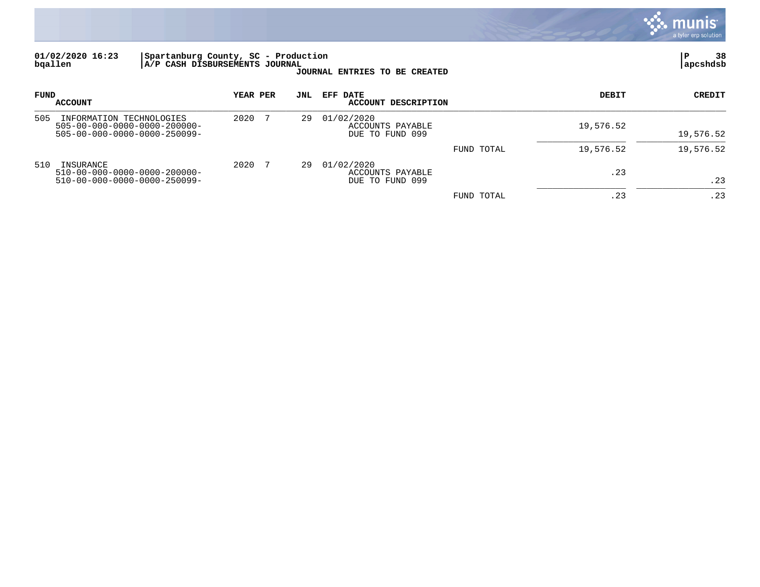01/02/2020 16:23 | Spartanburg County, SC - Production | P 38
bqallen | A/P CASH DISBURSEMENTS JOURNAL | apcshdsb

**JOURNAL ENTRIES TO BE CREATED**

| FUND ACCOUNT | YEAR PER | JNL | EFF DATE ACCOUNT DESCRIPTION | | DEBIT | CREDIT |
|---|---|---|---|---|---|---|
| 505 INFORMATION TECHNOLOGIES | 2020 7 | 29 | 01/02/2020 | | | |
| 505-00-000-0000-0000-200000- | | | ACCOUNTS PAYABLE | | 19,576.52 | |
| 505-00-000-0000-0000-250099- | | | DUE TO FUND 099 | | | 19,576.52 |
| | | | | FUND TOTAL | 19,576.52 | 19,576.52 |
| 510 INSURANCE | 2020 7 | 29 | 01/02/2020 | | | |
| 510-00-000-0000-0000-200000- | | | ACCOUNTS PAYABLE | | .23 | |
| 510-00-000-0000-0000-250099- | | | DUE TO FUND 099 | | | .23 |
| | | | | FUND TOTAL | .23 | .23 |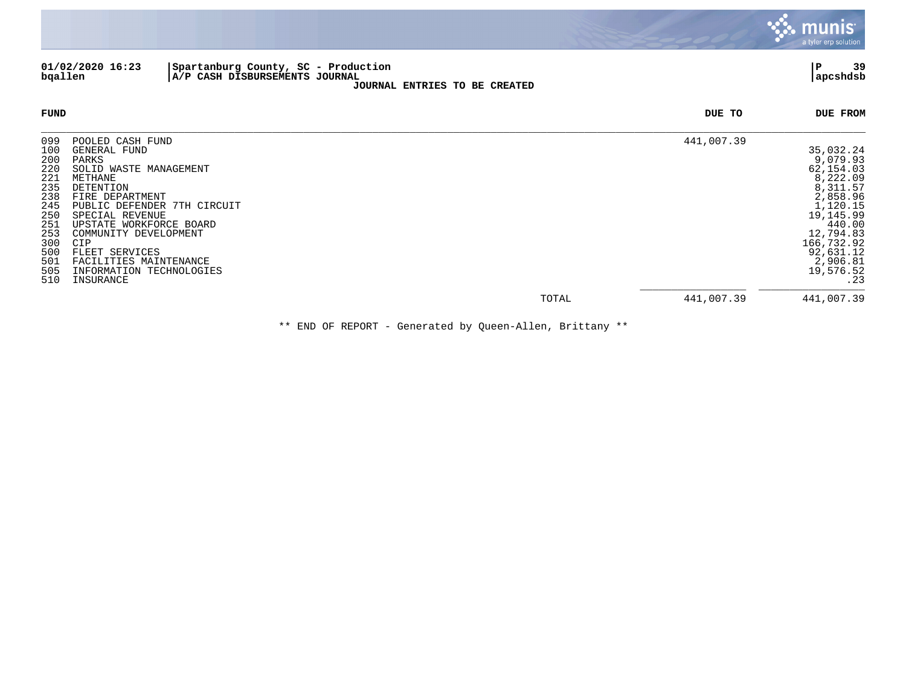01/02/2020 16:23 | Spartanburg County, SC - Production | P 39
bqallen | A/P CASH DISBURSEMENTS JOURNAL | apcshdsb

**JOURNAL ENTRIES TO BE CREATED**

| FUND | | DUE TO | DUE FROM |
|---|---|---|---|
| 099 | POOLED CASH FUND | 441,007.39 | |
| 100 | GENERAL FUND | | 35,032.24 |
| 200 | PARKS | | 9,079.93 |
| 220 | SOLID WASTE MANAGEMENT | | 62,154.03 |
| 221 | METHANE | | 8,222.09 |
| 235 | DETENTION | | 8,311.57 |
| 238 | FIRE DEPARTMENT | | 2,858.96 |
| 245 | PUBLIC DEFENDER 7TH CIRCUIT | | 1,120.15 |
| 250 | SPECIAL REVENUE | | 19,145.99 |
| 251 | UPSTATE WORKFORCE BOARD | | 440.00 |
| 253 | COMMUNITY DEVELOPMENT | | 12,794.83 |
| 300 | CIP | | 166,732.92 |
| 500 | FLEET SERVICES | | 92,631.12 |
| 501 | FACILITIES MAINTENANCE | | 2,906.81 |
| 505 | INFORMATION TECHNOLOGIES | | 19,576.52 |
| 510 | INSURANCE | | .23 |
| | TOTAL | 441,007.39 | 441,007.39 |

** END OF REPORT - Generated by Queen-Allen, Brittany **